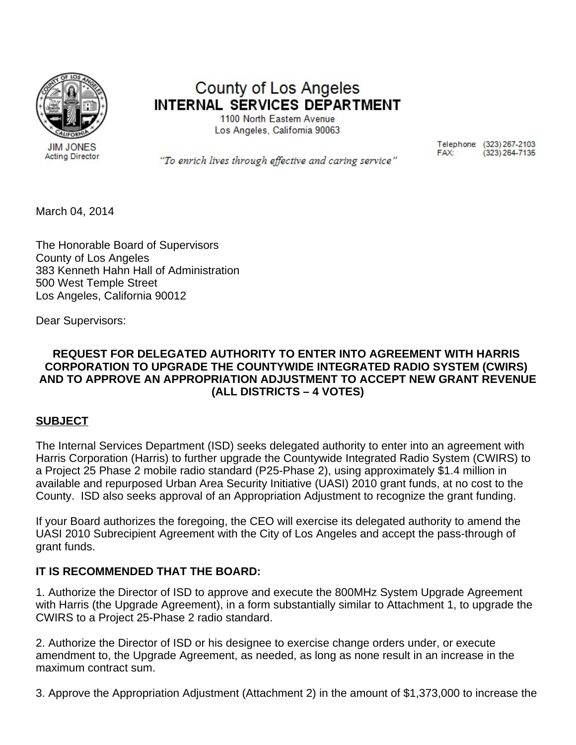County of Los Angeles
**INTERNAL SERVICES DEPARTMENT**
1100 North Eastern Avenue
Los Angeles, California 90063

JIM JONES
Acting Director

*"To enrich lives through effective and caring service"*

Telephone: (323) 267-2103
FAX: (323) 264-7135

March 04, 2014

The Honorable Board of Supervisors
County of Los Angeles
383 Kenneth Hahn Hall of Administration
500 West Temple Street
Los Angeles, California 90012

Dear Supervisors:

**REQUEST FOR DELEGATED AUTHORITY TO ENTER INTO AGREEMENT WITH HARRIS CORPORATION TO UPGRADE THE COUNTYWIDE INTEGRATED RADIO SYSTEM (CWIRS) AND TO APPROVE AN APPROPRIATION ADJUSTMENT TO ACCEPT NEW GRANT REVENUE (ALL DISTRICTS – 4 VOTES)**

**SUBJECT**

The Internal Services Department (ISD) seeks delegated authority to enter into an agreement with Harris Corporation (Harris) to further upgrade the Countywide Integrated Radio System (CWIRS) to a Project 25 Phase 2 mobile radio standard (P25-Phase 2), using approximately $1.4 million in available and repurposed Urban Area Security Initiative (UASI) 2010 grant funds, at no cost to the County. ISD also seeks approval of an Appropriation Adjustment to recognize the grant funding.

If your Board authorizes the foregoing, the CEO will exercise its delegated authority to amend the UASI 2010 Subrecipient Agreement with the City of Los Angeles and accept the pass-through of grant funds.

**IT IS RECOMMENDED THAT THE BOARD:**

1. Authorize the Director of ISD to approve and execute the 800MHz System Upgrade Agreement with Harris (the Upgrade Agreement), in a form substantially similar to Attachment 1, to upgrade the CWIRS to a Project 25-Phase 2 radio standard.

2. Authorize the Director of ISD or his designee to exercise change orders under, or execute amendment to, the Upgrade Agreement, as needed, as long as none result in an increase in the maximum contract sum.

3. Approve the Appropriation Adjustment (Attachment 2) in the amount of $1,373,000 to increase the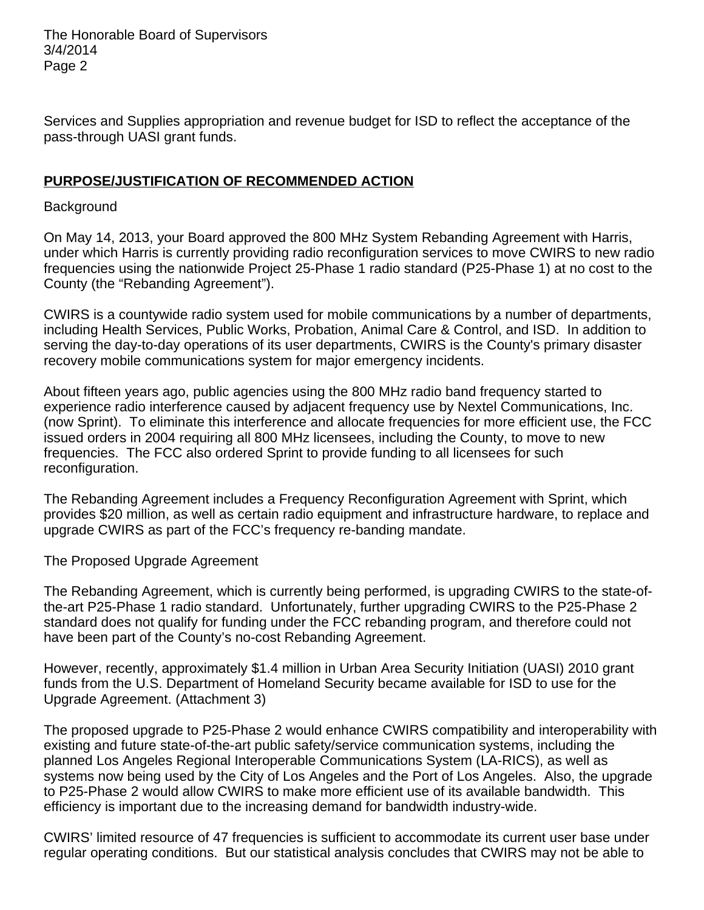Services and Supplies appropriation and revenue budget for ISD to reflect the acceptance of the pass-through UASI grant funds.

## PURPOSE/JUSTIFICATION OF RECOMMENDED ACTION

Background

On May 14, 2013, your Board approved the 800 MHz System Rebanding Agreement with Harris, under which Harris is currently providing radio reconfiguration services to move CWIRS to new radio frequencies using the nationwide Project 25-Phase 1 radio standard (P25-Phase 1) at no cost to the County (the "Rebanding Agreement").

CWIRS is a countywide radio system used for mobile communications by a number of departments, including Health Services, Public Works, Probation, Animal Care & Control, and ISD. In addition to serving the day-to-day operations of its user departments, CWIRS is the County's primary disaster recovery mobile communications system for major emergency incidents.

About fifteen years ago, public agencies using the 800 MHz radio band frequency started to experience radio interference caused by adjacent frequency use by Nextel Communications, Inc. (now Sprint). To eliminate this interference and allocate frequencies for more efficient use, the FCC issued orders in 2004 requiring all 800 MHz licensees, including the County, to move to new frequencies. The FCC also ordered Sprint to provide funding to all licensees for such reconfiguration.

The Rebanding Agreement includes a Frequency Reconfiguration Agreement with Sprint, which provides $20 million, as well as certain radio equipment and infrastructure hardware, to replace and upgrade CWIRS as part of the FCC's frequency re-banding mandate.

The Proposed Upgrade Agreement

The Rebanding Agreement, which is currently being performed, is upgrading CWIRS to the state-of-the-art P25-Phase 1 radio standard. Unfortunately, further upgrading CWIRS to the P25-Phase 2 standard does not qualify for funding under the FCC rebanding program, and therefore could not have been part of the County's no-cost Rebanding Agreement.

However, recently, approximately $1.4 million in Urban Area Security Initiation (UASI) 2010 grant funds from the U.S. Department of Homeland Security became available for ISD to use for the Upgrade Agreement. (Attachment 3)

The proposed upgrade to P25-Phase 2 would enhance CWIRS compatibility and interoperability with existing and future state-of-the-art public safety/service communication systems, including the planned Los Angeles Regional Interoperable Communications System (LA-RICS), as well as systems now being used by the City of Los Angeles and the Port of Los Angeles. Also, the upgrade to P25-Phase 2 would allow CWIRS to make more efficient use of its available bandwidth. This efficiency is important due to the increasing demand for bandwidth industry-wide.

CWIRS' limited resource of 47 frequencies is sufficient to accommodate its current user base under regular operating conditions. But our statistical analysis concludes that CWIRS may not be able to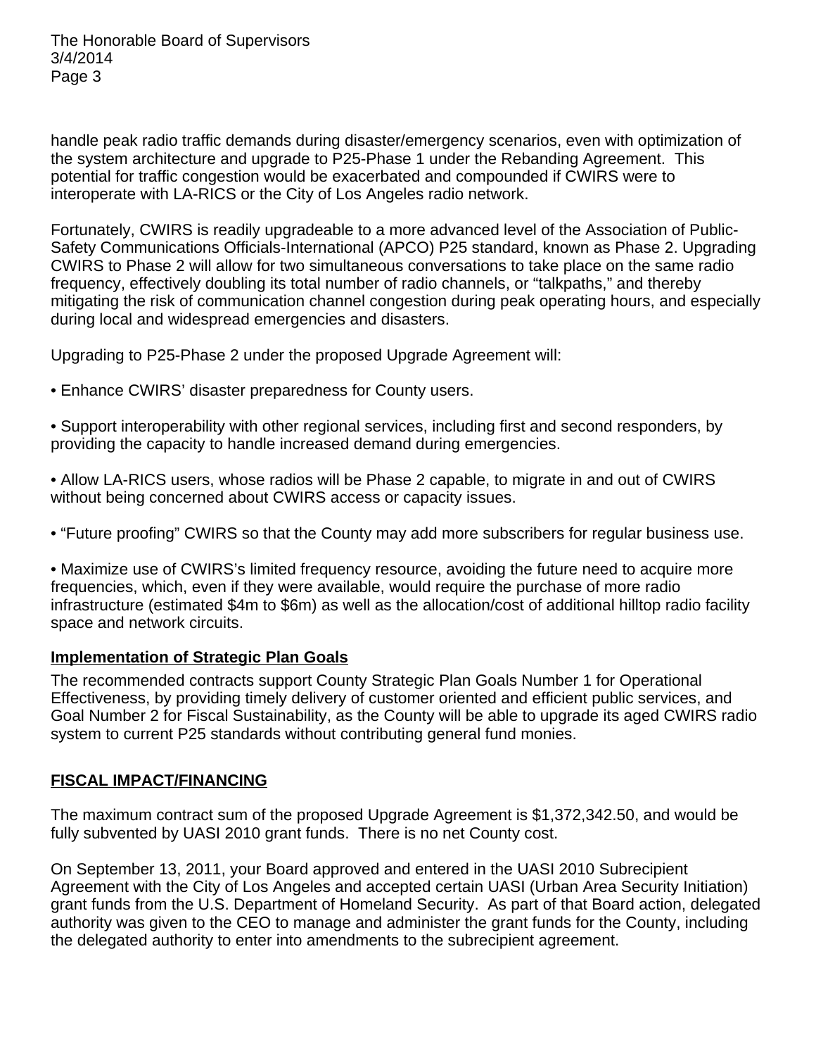handle peak radio traffic demands during disaster/emergency scenarios, even with optimization of the system architecture and upgrade to P25-Phase 1 under the Rebanding Agreement. This potential for traffic congestion would be exacerbated and compounded if CWIRS were to interoperate with LA-RICS or the City of Los Angeles radio network.

Fortunately, CWIRS is readily upgradeable to a more advanced level of the Association of Public-Safety Communications Officials-International (APCO) P25 standard, known as Phase 2. Upgrading CWIRS to Phase 2 will allow for two simultaneous conversations to take place on the same radio frequency, effectively doubling its total number of radio channels, or "talkpaths," and thereby mitigating the risk of communication channel congestion during peak operating hours, and especially during local and widespread emergencies and disasters.

Upgrading to P25-Phase 2 under the proposed Upgrade Agreement will:

- Enhance CWIRS' disaster preparedness for County users.

- Support interoperability with other regional services, including first and second responders, by providing the capacity to handle increased demand during emergencies.

- Allow LA-RICS users, whose radios will be Phase 2 capable, to migrate in and out of CWIRS without being concerned about CWIRS access or capacity issues.

- "Future proofing" CWIRS so that the County may add more subscribers for regular business use.

- Maximize use of CWIRS's limited frequency resource, avoiding the future need to acquire more frequencies, which, even if they were available, would require the purchase of more radio infrastructure (estimated $4m to $6m) as well as the allocation/cost of additional hilltop radio facility space and network circuits.

**Implementation of Strategic Plan Goals**

The recommended contracts support County Strategic Plan Goals Number 1 for Operational Effectiveness, by providing timely delivery of customer oriented and efficient public services, and Goal Number 2 for Fiscal Sustainability, as the County will be able to upgrade its aged CWIRS radio system to current P25 standards without contributing general fund monies.

## FISCAL IMPACT/FINANCING

The maximum contract sum of the proposed Upgrade Agreement is $1,372,342.50, and would be fully subvented by UASI 2010 grant funds. There is no net County cost.

On September 13, 2011, your Board approved and entered in the UASI 2010 Subrecipient Agreement with the City of Los Angeles and accepted certain UASI (Urban Area Security Initiation) grant funds from the U.S. Department of Homeland Security. As part of that Board action, delegated authority was given to the CEO to manage and administer the grant funds for the County, including the delegated authority to enter into amendments to the subrecipient agreement.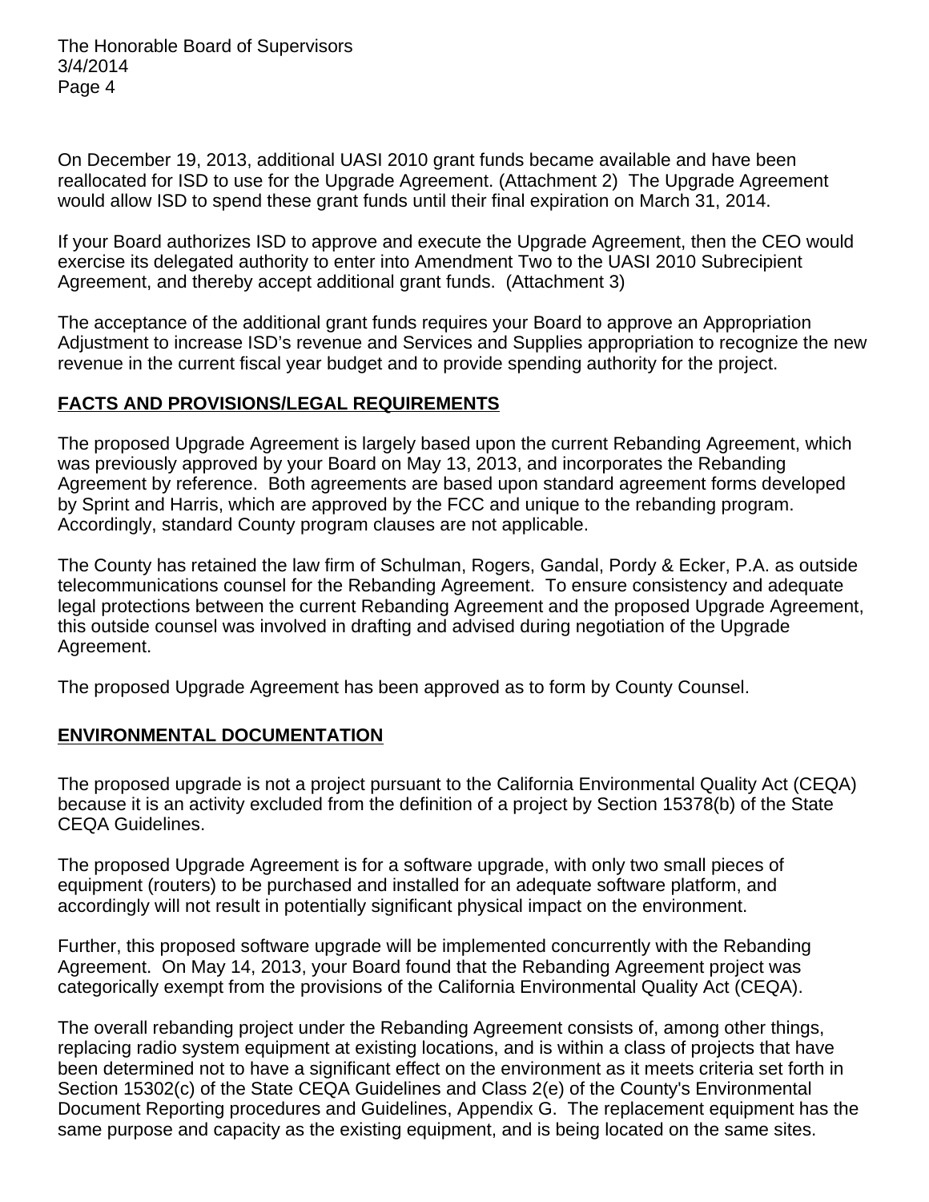On December 19, 2013, additional UASI 2010 grant funds became available and have been reallocated for ISD to use for the Upgrade Agreement. (Attachment 2) The Upgrade Agreement would allow ISD to spend these grant funds until their final expiration on March 31, 2014.

If your Board authorizes ISD to approve and execute the Upgrade Agreement, then the CEO would exercise its delegated authority to enter into Amendment Two to the UASI 2010 Subrecipient Agreement, and thereby accept additional grant funds. (Attachment 3)

The acceptance of the additional grant funds requires your Board to approve an Appropriation Adjustment to increase ISD's revenue and Services and Supplies appropriation to recognize the new revenue in the current fiscal year budget and to provide spending authority for the project.

## FACTS AND PROVISIONS/LEGAL REQUIREMENTS

The proposed Upgrade Agreement is largely based upon the current Rebanding Agreement, which was previously approved by your Board on May 13, 2013, and incorporates the Rebanding Agreement by reference. Both agreements are based upon standard agreement forms developed by Sprint and Harris, which are approved by the FCC and unique to the rebanding program. Accordingly, standard County program clauses are not applicable.

The County has retained the law firm of Schulman, Rogers, Gandal, Pordy & Ecker, P.A. as outside telecommunications counsel for the Rebanding Agreement. To ensure consistency and adequate legal protections between the current Rebanding Agreement and the proposed Upgrade Agreement, this outside counsel was involved in drafting and advised during negotiation of the Upgrade Agreement.

The proposed Upgrade Agreement has been approved as to form by County Counsel.

## ENVIRONMENTAL DOCUMENTATION

The proposed upgrade is not a project pursuant to the California Environmental Quality Act (CEQA) because it is an activity excluded from the definition of a project by Section 15378(b) of the State CEQA Guidelines.

The proposed Upgrade Agreement is for a software upgrade, with only two small pieces of equipment (routers) to be purchased and installed for an adequate software platform, and accordingly will not result in potentially significant physical impact on the environment.

Further, this proposed software upgrade will be implemented concurrently with the Rebanding Agreement. On May 14, 2013, your Board found that the Rebanding Agreement project was categorically exempt from the provisions of the California Environmental Quality Act (CEQA).

The overall rebanding project under the Rebanding Agreement consists of, among other things, replacing radio system equipment at existing locations, and is within a class of projects that have been determined not to have a significant effect on the environment as it meets criteria set forth in Section 15302(c) of the State CEQA Guidelines and Class 2(e) of the County's Environmental Document Reporting procedures and Guidelines, Appendix G. The replacement equipment has the same purpose and capacity as the existing equipment, and is being located on the same sites.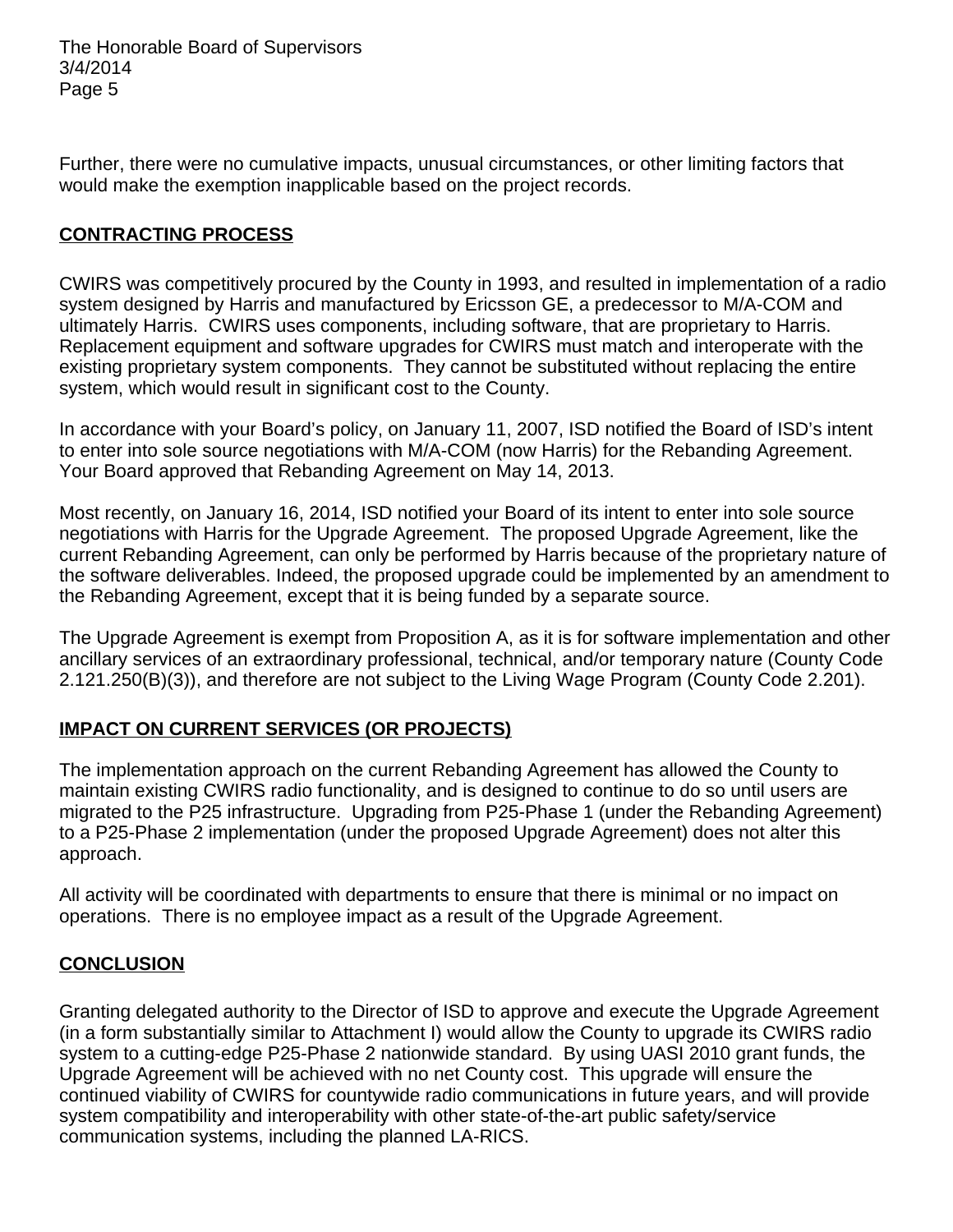Further, there were no cumulative impacts, unusual circumstances, or other limiting factors that would make the exemption inapplicable based on the project records.

## CONTRACTING PROCESS

CWIRS was competitively procured by the County in 1993, and resulted in implementation of a radio system designed by Harris and manufactured by Ericsson GE, a predecessor to M/A-COM and ultimately Harris. CWIRS uses components, including software, that are proprietary to Harris. Replacement equipment and software upgrades for CWIRS must match and interoperate with the existing proprietary system components. They cannot be substituted without replacing the entire system, which would result in significant cost to the County.

In accordance with your Board's policy, on January 11, 2007, ISD notified the Board of ISD's intent to enter into sole source negotiations with M/A-COM (now Harris) for the Rebanding Agreement. Your Board approved that Rebanding Agreement on May 14, 2013.

Most recently, on January 16, 2014, ISD notified your Board of its intent to enter into sole source negotiations with Harris for the Upgrade Agreement. The proposed Upgrade Agreement, like the current Rebanding Agreement, can only be performed by Harris because of the proprietary nature of the software deliverables. Indeed, the proposed upgrade could be implemented by an amendment to the Rebanding Agreement, except that it is being funded by a separate source.

The Upgrade Agreement is exempt from Proposition A, as it is for software implementation and other ancillary services of an extraordinary professional, technical, and/or temporary nature (County Code 2.121.250(B)(3)), and therefore are not subject to the Living Wage Program (County Code 2.201).

## IMPACT ON CURRENT SERVICES (OR PROJECTS)

The implementation approach on the current Rebanding Agreement has allowed the County to maintain existing CWIRS radio functionality, and is designed to continue to do so until users are migrated to the P25 infrastructure. Upgrading from P25-Phase 1 (under the Rebanding Agreement) to a P25-Phase 2 implementation (under the proposed Upgrade Agreement) does not alter this approach.

All activity will be coordinated with departments to ensure that there is minimal or no impact on operations. There is no employee impact as a result of the Upgrade Agreement.

## CONCLUSION

Granting delegated authority to the Director of ISD to approve and execute the Upgrade Agreement (in a form substantially similar to Attachment I) would allow the County to upgrade its CWIRS radio system to a cutting-edge P25-Phase 2 nationwide standard. By using UASI 2010 grant funds, the Upgrade Agreement will be achieved with no net County cost. This upgrade will ensure the continued viability of CWIRS for countywide radio communications in future years, and will provide system compatibility and interoperability with other state-of-the-art public safety/service communication systems, including the planned LA-RICS.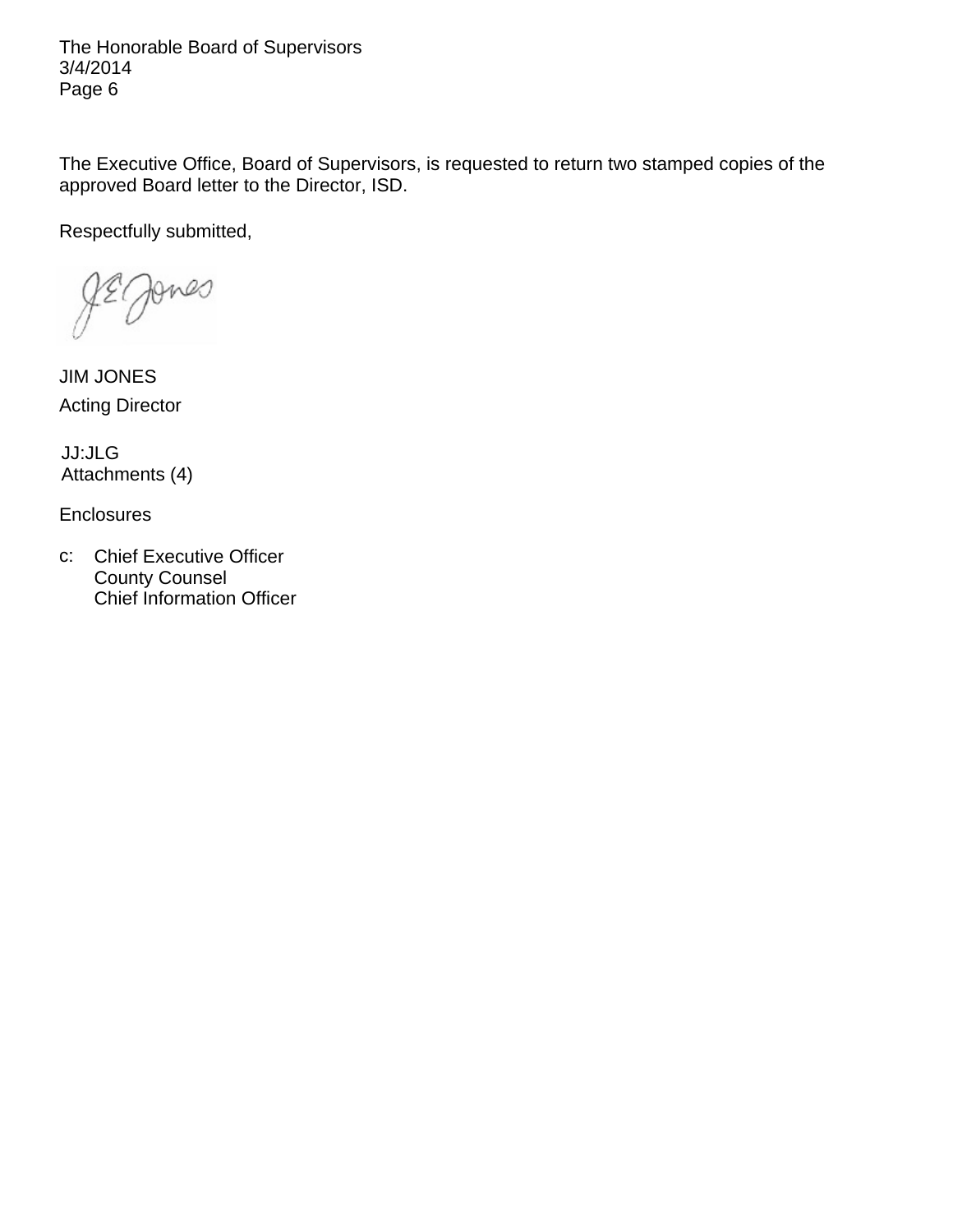The Executive Office, Board of Supervisors, is requested to return two stamped copies of the approved Board letter to the Director, ISD.

Respectfully submitted,

JIM JONES
Acting Director

JJ:JLG
Attachments (4)

Enclosures

c: Chief Executive Officer
County Counsel
Chief Information Officer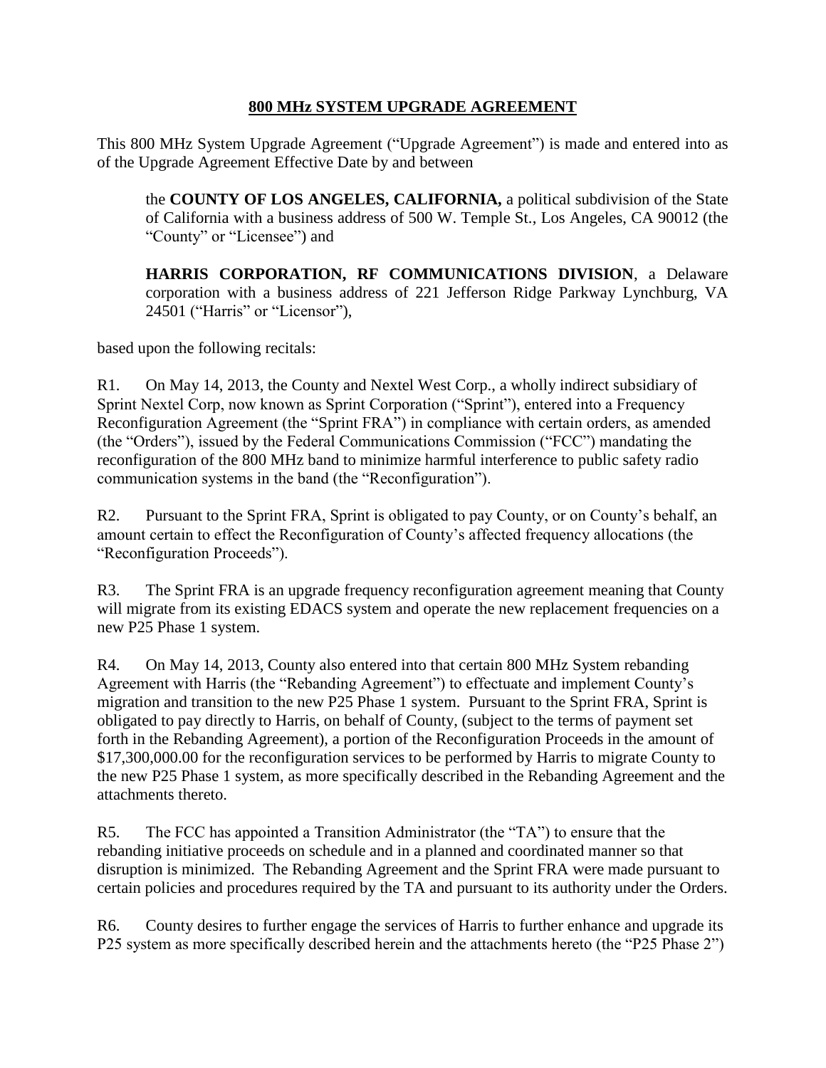# **800 MHz SYSTEM UPGRADE AGREEMENT**

This 800 MHz System Upgrade Agreement ("Upgrade Agreement") is made and entered into as of the Upgrade Agreement Effective Date by and between

> the **COUNTY OF LOS ANGELES, CALIFORNIA,** a political subdivision of the State of California with a business address of 500 W. Temple St., Los Angeles, CA 90012 (the "County" or "Licensee") and
>
> **HARRIS CORPORATION, RF COMMUNICATIONS DIVISION**, a Delaware corporation with a business address of 221 Jefferson Ridge Parkway Lynchburg, VA 24501 ("Harris" or "Licensor"),

based upon the following recitals:

R1. On May 14, 2013, the County and Nextel West Corp., a wholly indirect subsidiary of Sprint Nextel Corp, now known as Sprint Corporation ("Sprint"), entered into a Frequency Reconfiguration Agreement (the "Sprint FRA") in compliance with certain orders, as amended (the "Orders"), issued by the Federal Communications Commission ("FCC") mandating the reconfiguration of the 800 MHz band to minimize harmful interference to public safety radio communication systems in the band (the "Reconfiguration").

R2. Pursuant to the Sprint FRA, Sprint is obligated to pay County, or on County's behalf, an amount certain to effect the Reconfiguration of County's affected frequency allocations (the "Reconfiguration Proceeds").

R3. The Sprint FRA is an upgrade frequency reconfiguration agreement meaning that County will migrate from its existing EDACS system and operate the new replacement frequencies on a new P25 Phase 1 system.

R4. On May 14, 2013, County also entered into that certain 800 MHz System rebanding Agreement with Harris (the "Rebanding Agreement") to effectuate and implement County's migration and transition to the new P25 Phase 1 system. Pursuant to the Sprint FRA, Sprint is obligated to pay directly to Harris, on behalf of County, (subject to the terms of payment set forth in the Rebanding Agreement), a portion of the Reconfiguration Proceeds in the amount of $17,300,000.00 for the reconfiguration services to be performed by Harris to migrate County to the new P25 Phase 1 system, as more specifically described in the Rebanding Agreement and the attachments thereto.

R5. The FCC has appointed a Transition Administrator (the "TA") to ensure that the rebanding initiative proceeds on schedule and in a planned and coordinated manner so that disruption is minimized. The Rebanding Agreement and the Sprint FRA were made pursuant to certain policies and procedures required by the TA and pursuant to its authority under the Orders.

R6. County desires to further engage the services of Harris to further enhance and upgrade its P25 system as more specifically described herein and the attachments hereto (the "P25 Phase 2")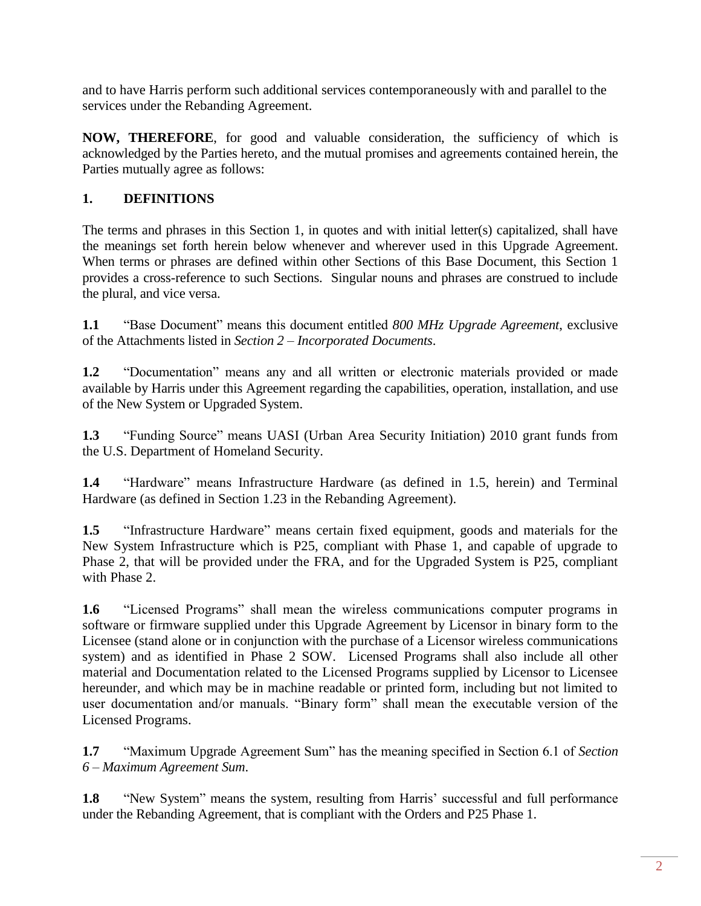and to have Harris perform such additional services contemporaneously with and parallel to the services under the Rebanding Agreement.

**NOW, THEREFORE**, for good and valuable consideration, the sufficiency of which is acknowledged by the Parties hereto, and the mutual promises and agreements contained herein, the Parties mutually agree as follows:

## 1. DEFINITIONS

The terms and phrases in this Section 1, in quotes and with initial letter(s) capitalized, shall have the meanings set forth herein below whenever and wherever used in this Upgrade Agreement. When terms or phrases are defined within other Sections of this Base Document, this Section 1 provides a cross-reference to such Sections. Singular nouns and phrases are construed to include the plural, and vice versa.

**1.1** "Base Document" means this document entitled *800 MHz Upgrade Agreement*, exclusive of the Attachments listed in *Section 2 – Incorporated Documents*.

**1.2** "Documentation" means any and all written or electronic materials provided or made available by Harris under this Agreement regarding the capabilities, operation, installation, and use of the New System or Upgraded System.

**1.3** "Funding Source" means UASI (Urban Area Security Initiation) 2010 grant funds from the U.S. Department of Homeland Security.

**1.4** "Hardware" means Infrastructure Hardware (as defined in 1.5, herein) and Terminal Hardware (as defined in Section 1.23 in the Rebanding Agreement).

**1.5** "Infrastructure Hardware" means certain fixed equipment, goods and materials for the New System Infrastructure which is P25, compliant with Phase 1, and capable of upgrade to Phase 2, that will be provided under the FRA, and for the Upgraded System is P25, compliant with Phase 2.

**1.6** "Licensed Programs" shall mean the wireless communications computer programs in software or firmware supplied under this Upgrade Agreement by Licensor in binary form to the Licensee (stand alone or in conjunction with the purchase of a Licensor wireless communications system) and as identified in Phase 2 SOW. Licensed Programs shall also include all other material and Documentation related to the Licensed Programs supplied by Licensor to Licensee hereunder, and which may be in machine readable or printed form, including but not limited to user documentation and/or manuals. "Binary form" shall mean the executable version of the Licensed Programs.

**1.7** "Maximum Upgrade Agreement Sum" has the meaning specified in Section 6.1 of *Section 6 – Maximum Agreement Sum*.

**1.8** "New System" means the system, resulting from Harris' successful and full performance under the Rebanding Agreement, that is compliant with the Orders and P25 Phase 1.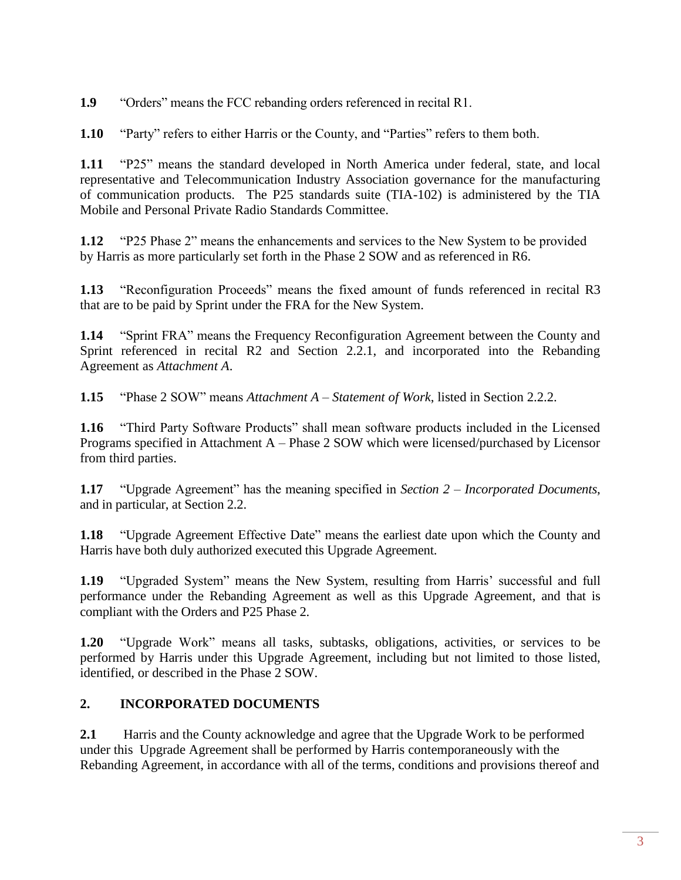**1.9** "Orders" means the FCC rebanding orders referenced in recital R1.

**1.10** "Party" refers to either Harris or the County, and "Parties" refers to them both.

**1.11** "P25" means the standard developed in North America under federal, state, and local representative and Telecommunication Industry Association governance for the manufacturing of communication products. The P25 standards suite (TIA-102) is administered by the TIA Mobile and Personal Private Radio Standards Committee.

**1.12** "P25 Phase 2" means the enhancements and services to the New System to be provided by Harris as more particularly set forth in the Phase 2 SOW and as referenced in R6.

**1.13** "Reconfiguration Proceeds" means the fixed amount of funds referenced in recital R3 that are to be paid by Sprint under the FRA for the New System.

**1.14** "Sprint FRA" means the Frequency Reconfiguration Agreement between the County and Sprint referenced in recital R2 and Section 2.2.1, and incorporated into the Rebanding Agreement as *Attachment A*.

**1.15** "Phase 2 SOW" means *Attachment A – Statement of Work*, listed in Section 2.2.2.

**1.16** "Third Party Software Products" shall mean software products included in the Licensed Programs specified in Attachment A – Phase 2 SOW which were licensed/purchased by Licensor from third parties.

**1.17** "Upgrade Agreement" has the meaning specified in *Section 2 – Incorporated Documents*, and in particular, at Section 2.2.

**1.18** "Upgrade Agreement Effective Date" means the earliest date upon which the County and Harris have both duly authorized executed this Upgrade Agreement.

**1.19** "Upgraded System" means the New System, resulting from Harris' successful and full performance under the Rebanding Agreement as well as this Upgrade Agreement, and that is compliant with the Orders and P25 Phase 2.

**1.20** "Upgrade Work" means all tasks, subtasks, obligations, activities, or services to be performed by Harris under this Upgrade Agreement, including but not limited to those listed, identified, or described in the Phase 2 SOW.

## 2. INCORPORATED DOCUMENTS

**2.1** Harris and the County acknowledge and agree that the Upgrade Work to be performed under this Upgrade Agreement shall be performed by Harris contemporaneously with the Rebanding Agreement, in accordance with all of the terms, conditions and provisions thereof and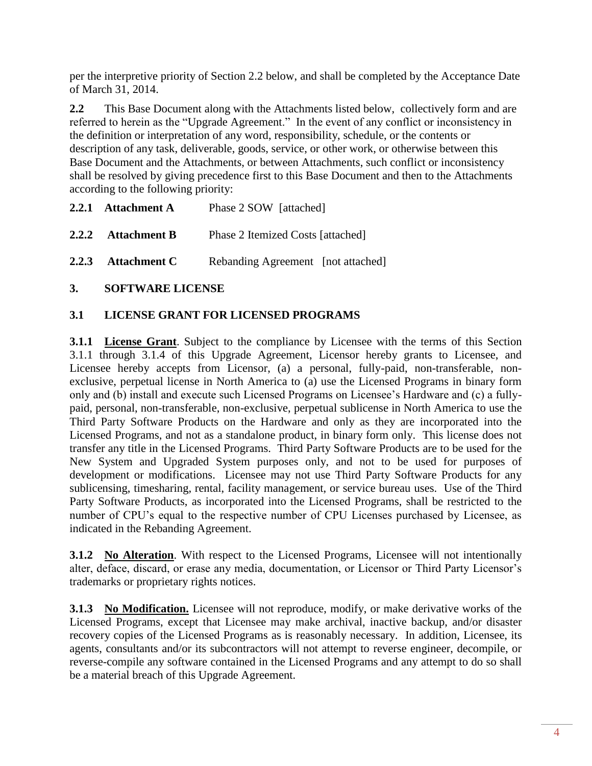per the interpretive priority of Section 2.2 below, and shall be completed by the Acceptance Date of March 31, 2014.

**2.2** This Base Document along with the Attachments listed below, collectively form and are referred to herein as the "Upgrade Agreement." In the event of any conflict or inconsistency in the definition or interpretation of any word, responsibility, schedule, or the contents or description of any task, deliverable, goods, service, or other work, or otherwise between this Base Document and the Attachments, or between Attachments, such conflict or inconsistency shall be resolved by giving precedence first to this Base Document and then to the Attachments according to the following priority:

**2.2.1 Attachment A** Phase 2 SOW [attached]

**2.2.2 Attachment B** Phase 2 Itemized Costs [attached]

**2.2.3 Attachment C** Rebanding Agreement [not attached]

## 3. SOFTWARE LICENSE

### 3.1 LICENSE GRANT FOR LICENSED PROGRAMS

**3.1.1 License Grant**. Subject to the compliance by Licensee with the terms of this Section 3.1.1 through 3.1.4 of this Upgrade Agreement, Licensor hereby grants to Licensee, and Licensee hereby accepts from Licensor, (a) a personal, fully-paid, non-transferable, non-exclusive, perpetual license in North America to (a) use the Licensed Programs in binary form only and (b) install and execute such Licensed Programs on Licensee's Hardware and (c) a fully-paid, personal, non-transferable, non-exclusive, perpetual sublicense in North America to use the Third Party Software Products on the Hardware and only as they are incorporated into the Licensed Programs, and not as a standalone product, in binary form only. This license does not transfer any title in the Licensed Programs. Third Party Software Products are to be used for the New System and Upgraded System purposes only, and not to be used for purposes of development or modifications. Licensee may not use Third Party Software Products for any sublicensing, timesharing, rental, facility management, or service bureau uses. Use of the Third Party Software Products, as incorporated into the Licensed Programs, shall be restricted to the number of CPU's equal to the respective number of CPU Licenses purchased by Licensee, as indicated in the Rebanding Agreement.

**3.1.2 No Alteration**. With respect to the Licensed Programs, Licensee will not intentionally alter, deface, discard, or erase any media, documentation, or Licensor or Third Party Licensor's trademarks or proprietary rights notices.

**3.1.3 No Modification.** Licensee will not reproduce, modify, or make derivative works of the Licensed Programs, except that Licensee may make archival, inactive backup, and/or disaster recovery copies of the Licensed Programs as is reasonably necessary. In addition, Licensee, its agents, consultants and/or its subcontractors will not attempt to reverse engineer, decompile, or reverse-compile any software contained in the Licensed Programs and any attempt to do so shall be a material breach of this Upgrade Agreement.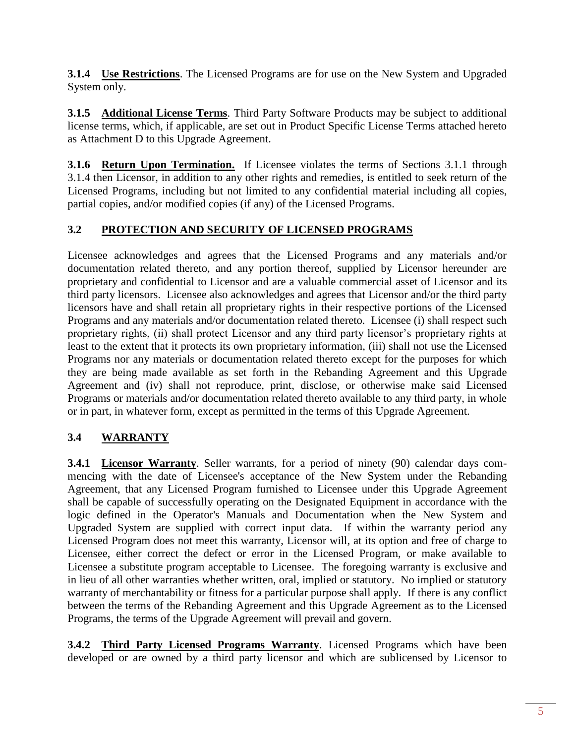**3.1.4 Use Restrictions**. The Licensed Programs are for use on the New System and Upgraded System only.

**3.1.5 Additional License Terms**. Third Party Software Products may be subject to additional license terms, which, if applicable, are set out in Product Specific License Terms attached hereto as Attachment D to this Upgrade Agreement.

**3.1.6 Return Upon Termination.** If Licensee violates the terms of Sections 3.1.1 through 3.1.4 then Licensor, in addition to any other rights and remedies, is entitled to seek return of the Licensed Programs, including but not limited to any confidential material including all copies, partial copies, and/or modified copies (if any) of the Licensed Programs.

## 3.2 PROTECTION AND SECURITY OF LICENSED PROGRAMS

Licensee acknowledges and agrees that the Licensed Programs and any materials and/or documentation related thereto, and any portion thereof, supplied by Licensor hereunder are proprietary and confidential to Licensor and are a valuable commercial asset of Licensor and its third party licensors. Licensee also acknowledges and agrees that Licensor and/or the third party licensors have and shall retain all proprietary rights in their respective portions of the Licensed Programs and any materials and/or documentation related thereto. Licensee (i) shall respect such proprietary rights, (ii) shall protect Licensor and any third party licensor's proprietary rights at least to the extent that it protects its own proprietary information, (iii) shall not use the Licensed Programs nor any materials or documentation related thereto except for the purposes for which they are being made available as set forth in the Rebanding Agreement and this Upgrade Agreement and (iv) shall not reproduce, print, disclose, or otherwise make said Licensed Programs or materials and/or documentation related thereto available to any third party, in whole or in part, in whatever form, except as permitted in the terms of this Upgrade Agreement.

## 3.4 WARRANTY

**3.4.1 Licensor Warranty**. Seller warrants, for a period of ninety (90) calendar days commencing with the date of Licensee's acceptance of the New System under the Rebanding Agreement, that any Licensed Program furnished to Licensee under this Upgrade Agreement shall be capable of successfully operating on the Designated Equipment in accordance with the logic defined in the Operator's Manuals and Documentation when the New System and Upgraded System are supplied with correct input data. If within the warranty period any Licensed Program does not meet this warranty, Licensor will, at its option and free of charge to Licensee, either correct the defect or error in the Licensed Program, or make available to Licensee a substitute program acceptable to Licensee. The foregoing warranty is exclusive and in lieu of all other warranties whether written, oral, implied or statutory. No implied or statutory warranty of merchantability or fitness for a particular purpose shall apply. If there is any conflict between the terms of the Rebanding Agreement and this Upgrade Agreement as to the Licensed Programs, the terms of the Upgrade Agreement will prevail and govern.

**3.4.2 Third Party Licensed Programs Warranty**. Licensed Programs which have been developed or are owned by a third party licensor and which are sublicensed by Licensor to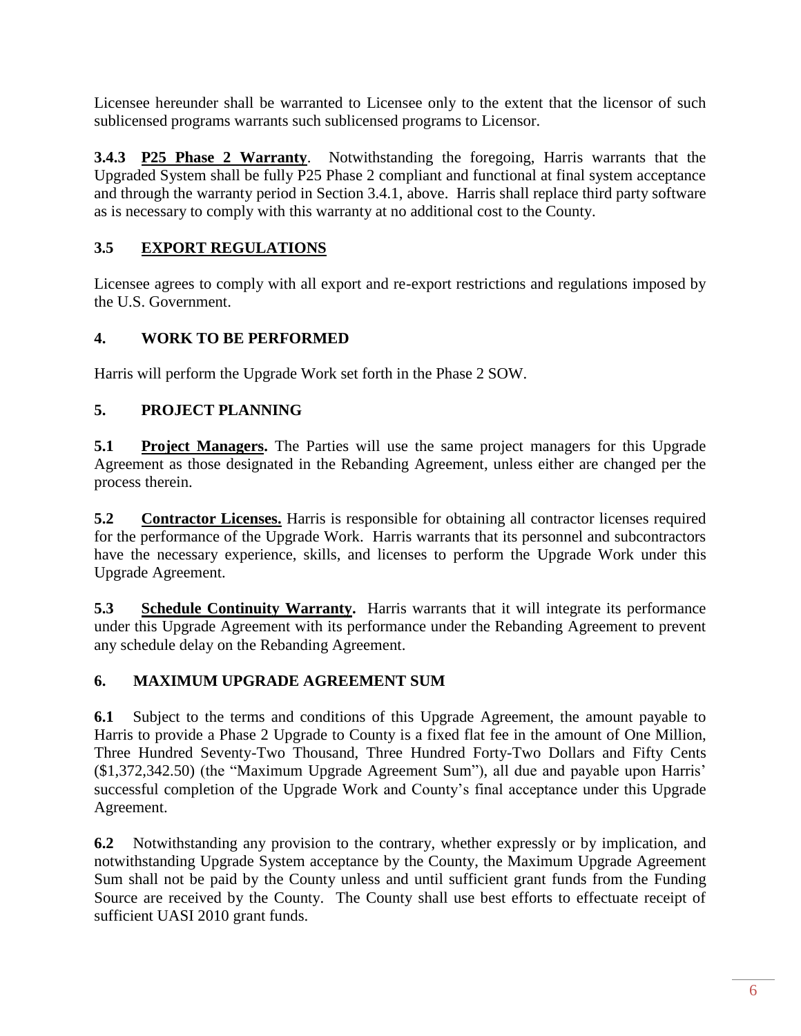Licensee hereunder shall be warranted to Licensee only to the extent that the licensor of such sublicensed programs warrants such sublicensed programs to Licensor.

**3.4.3 <u>P25 Phase 2 Warranty</u>**. Notwithstanding the foregoing, Harris warrants that the Upgraded System shall be fully P25 Phase 2 compliant and functional at final system acceptance and through the warranty period in Section 3.4.1, above. Harris shall replace third party software as is necessary to comply with this warranty at no additional cost to the County.

## 3.5 <u>EXPORT REGULATIONS</u>

Licensee agrees to comply with all export and re-export restrictions and regulations imposed by the U.S. Government.

## 4. WORK TO BE PERFORMED

Harris will perform the Upgrade Work set forth in the Phase 2 SOW.

## 5. PROJECT PLANNING

**5.1 <u>Project Managers</u>.** The Parties will use the same project managers for this Upgrade Agreement as those designated in the Rebanding Agreement, unless either are changed per the process therein.

**5.2 <u>Contractor Licenses.</u>** Harris is responsible for obtaining all contractor licenses required for the performance of the Upgrade Work. Harris warrants that its personnel and subcontractors have the necessary experience, skills, and licenses to perform the Upgrade Work under this Upgrade Agreement.

**5.3 <u>Schedule Continuity Warranty</u>.** Harris warrants that it will integrate its performance under this Upgrade Agreement with its performance under the Rebanding Agreement to prevent any schedule delay on the Rebanding Agreement.

## 6. MAXIMUM UPGRADE AGREEMENT SUM

**6.1** Subject to the terms and conditions of this Upgrade Agreement, the amount payable to Harris to provide a Phase 2 Upgrade to County is a fixed flat fee in the amount of One Million, Three Hundred Seventy-Two Thousand, Three Hundred Forty-Two Dollars and Fifty Cents ($1,372,342.50) (the "Maximum Upgrade Agreement Sum"), all due and payable upon Harris' successful completion of the Upgrade Work and County's final acceptance under this Upgrade Agreement.

**6.2** Notwithstanding any provision to the contrary, whether expressly or by implication, and notwithstanding Upgrade System acceptance by the County, the Maximum Upgrade Agreement Sum shall not be paid by the County unless and until sufficient grant funds from the Funding Source are received by the County. The County shall use best efforts to effectuate receipt of sufficient UASI 2010 grant funds.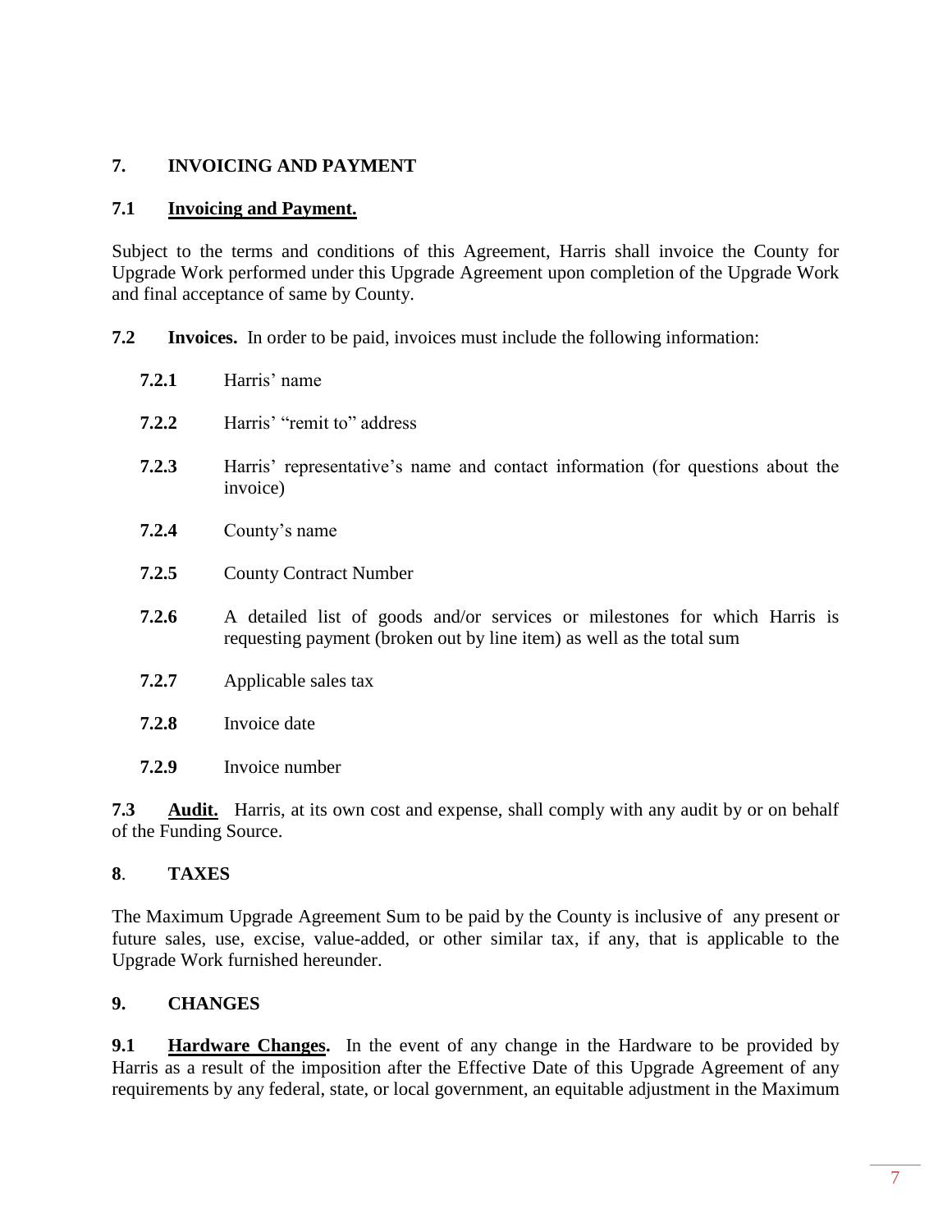## 7. INVOICING AND PAYMENT

### 7.1 Invoicing and Payment.

Subject to the terms and conditions of this Agreement, Harris shall invoice the County for Upgrade Work performed under this Upgrade Agreement upon completion of the Upgrade Work and final acceptance of same by County.

**7.2 Invoices.** In order to be paid, invoices must include the following information:

- **7.2.1** Harris' name
- **7.2.2** Harris' "remit to" address
- **7.2.3** Harris' representative's name and contact information (for questions about the invoice)
- **7.2.4** County's name
- **7.2.5** County Contract Number
- **7.2.6** A detailed list of goods and/or services or milestones for which Harris is requesting payment (broken out by line item) as well as the total sum
- **7.2.7** Applicable sales tax
- **7.2.8** Invoice date
- **7.2.9** Invoice number

**7.3 Audit.** Harris, at its own cost and expense, shall comply with any audit by or on behalf of the Funding Source.

## 8. TAXES

The Maximum Upgrade Agreement Sum to be paid by the County is inclusive of any present or future sales, use, excise, value-added, or other similar tax, if any, that is applicable to the Upgrade Work furnished hereunder.

## 9. CHANGES

**9.1 Hardware Changes.** In the event of any change in the Hardware to be provided by Harris as a result of the imposition after the Effective Date of this Upgrade Agreement of any requirements by any federal, state, or local government, an equitable adjustment in the Maximum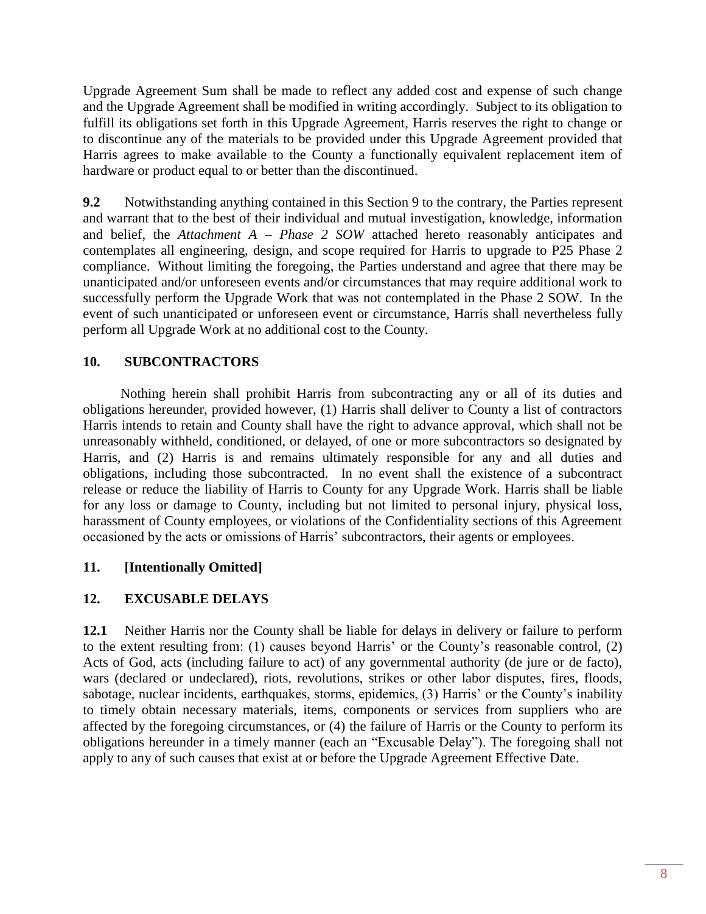Upgrade Agreement Sum shall be made to reflect any added cost and expense of such change and the Upgrade Agreement shall be modified in writing accordingly. Subject to its obligation to fulfill its obligations set forth in this Upgrade Agreement, Harris reserves the right to change or to discontinue any of the materials to be provided under this Upgrade Agreement provided that Harris agrees to make available to the County a functionally equivalent replacement item of hardware or product equal to or better than the discontinued.

**9.2** Notwithstanding anything contained in this Section 9 to the contrary, the Parties represent and warrant that to the best of their individual and mutual investigation, knowledge, information and belief, the *Attachment A – Phase 2 SOW* attached hereto reasonably anticipates and contemplates all engineering, design, and scope required for Harris to upgrade to P25 Phase 2 compliance. Without limiting the foregoing, the Parties understand and agree that there may be unanticipated and/or unforeseen events and/or circumstances that may require additional work to successfully perform the Upgrade Work that was not contemplated in the Phase 2 SOW. In the event of such unanticipated or unforeseen event or circumstance, Harris shall nevertheless fully perform all Upgrade Work at no additional cost to the County.

## 10. SUBCONTRACTORS

Nothing herein shall prohibit Harris from subcontracting any or all of its duties and obligations hereunder, provided however, (1) Harris shall deliver to County a list of contractors Harris intends to retain and County shall have the right to advance approval, which shall not be unreasonably withheld, conditioned, or delayed, of one or more subcontractors so designated by Harris, and (2) Harris is and remains ultimately responsible for any and all duties and obligations, including those subcontracted. In no event shall the existence of a subcontract release or reduce the liability of Harris to County for any Upgrade Work. Harris shall be liable for any loss or damage to County, including but not limited to personal injury, physical loss, harassment of County employees, or violations of the Confidentiality sections of this Agreement occasioned by the acts or omissions of Harris' subcontractors, their agents or employees.

## 11. [Intentionally Omitted]

## 12. EXCUSABLE DELAYS

**12.1** Neither Harris nor the County shall be liable for delays in delivery or failure to perform to the extent resulting from: (1) causes beyond Harris' or the County's reasonable control, (2) Acts of God, acts (including failure to act) of any governmental authority (de jure or de facto), wars (declared or undeclared), riots, revolutions, strikes or other labor disputes, fires, floods, sabotage, nuclear incidents, earthquakes, storms, epidemics, (3) Harris' or the County's inability to timely obtain necessary materials, items, components or services from suppliers who are affected by the foregoing circumstances, or (4) the failure of Harris or the County to perform its obligations hereunder in a timely manner (each an "Excusable Delay"). The foregoing shall not apply to any of such causes that exist at or before the Upgrade Agreement Effective Date.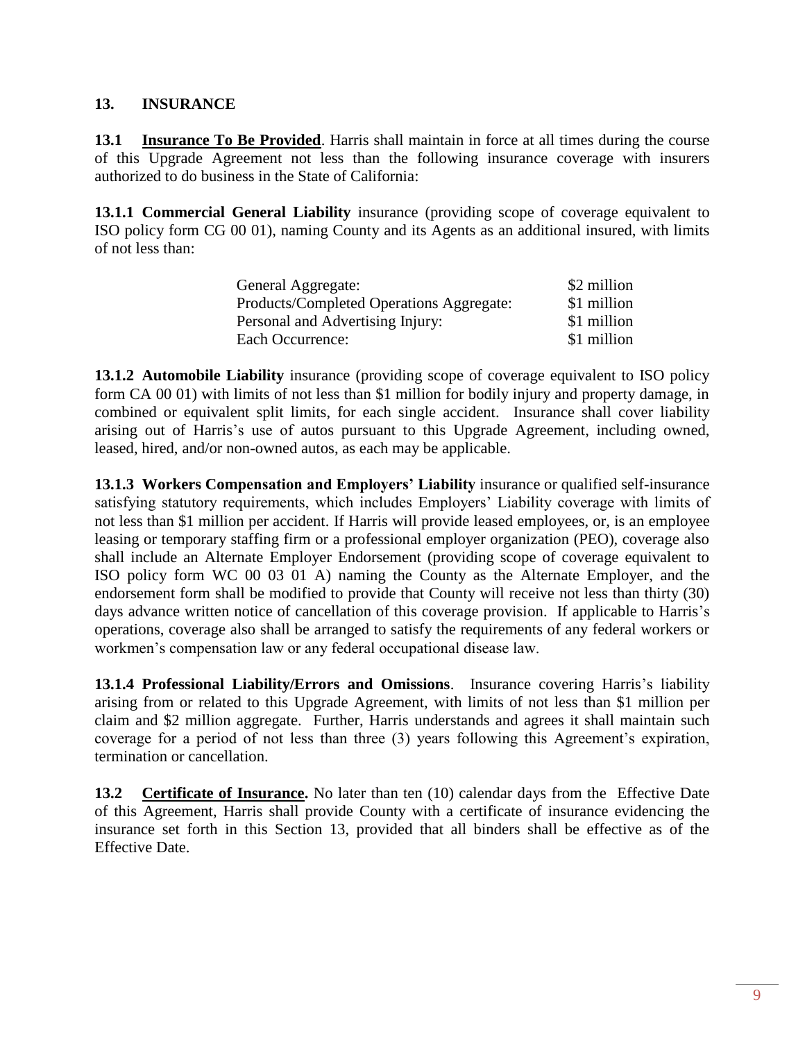## 13. INSURANCE

**13.1 <u>Insurance To Be Provided</u>**. Harris shall maintain in force at all times during the course of this Upgrade Agreement not less than the following insurance coverage with insurers authorized to do business in the State of California:

**13.1.1 Commercial General Liability** insurance (providing scope of coverage equivalent to ISO policy form CG 00 01), naming County and its Agents as an additional insured, with limits of not less than:

| | |
|---|---|
| General Aggregate: | \$2 million |
| Products/Completed Operations Aggregate: | \$1 million |
| Personal and Advertising Injury: | \$1 million |
| Each Occurrence: | \$1 million |

**13.1.2 Automobile Liability** insurance (providing scope of coverage equivalent to ISO policy form CA 00 01) with limits of not less than \$1 million for bodily injury and property damage, in combined or equivalent split limits, for each single accident. Insurance shall cover liability arising out of Harris's use of autos pursuant to this Upgrade Agreement, including owned, leased, hired, and/or non-owned autos, as each may be applicable.

**13.1.3 Workers Compensation and Employers' Liability** insurance or qualified self-insurance satisfying statutory requirements, which includes Employers' Liability coverage with limits of not less than \$1 million per accident. If Harris will provide leased employees, or, is an employee leasing or temporary staffing firm or a professional employer organization (PEO), coverage also shall include an Alternate Employer Endorsement (providing scope of coverage equivalent to ISO policy form WC 00 03 01 A) naming the County as the Alternate Employer, and the endorsement form shall be modified to provide that County will receive not less than thirty (30) days advance written notice of cancellation of this coverage provision. If applicable to Harris's operations, coverage also shall be arranged to satisfy the requirements of any federal workers or workmen's compensation law or any federal occupational disease law.

**13.1.4 Professional Liability/Errors and Omissions**. Insurance covering Harris's liability arising from or related to this Upgrade Agreement, with limits of not less than \$1 million per claim and \$2 million aggregate. Further, Harris understands and agrees it shall maintain such coverage for a period of not less than three (3) years following this Agreement's expiration, termination or cancellation.

**13.2 <u>Certificate of Insurance</u>.** No later than ten (10) calendar days from the Effective Date of this Agreement, Harris shall provide County with a certificate of insurance evidencing the insurance set forth in this Section 13, provided that all binders shall be effective as of the Effective Date.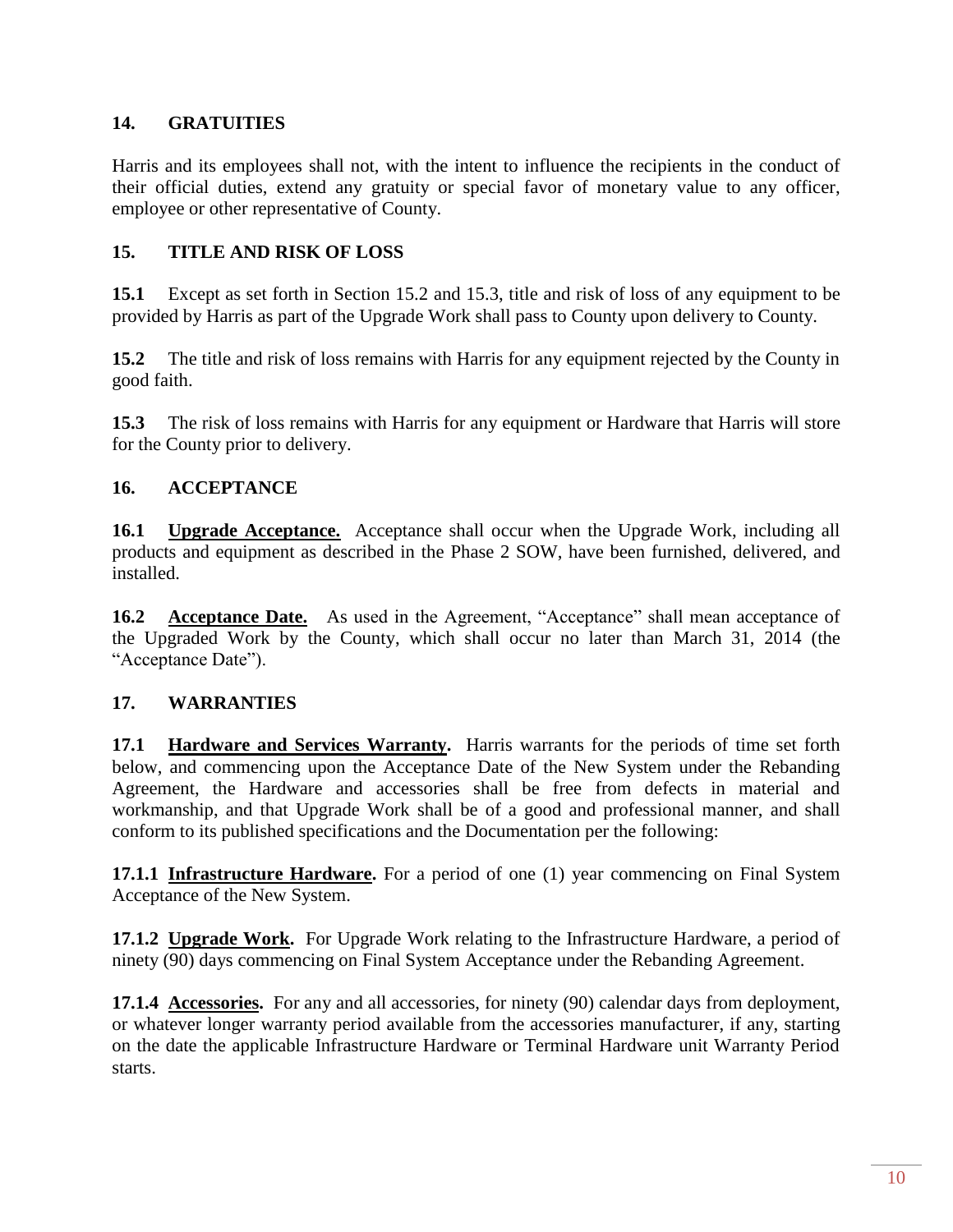## 14. GRATUITIES

Harris and its employees shall not, with the intent to influence the recipients in the conduct of their official duties, extend any gratuity or special favor of monetary value to any officer, employee or other representative of County.

## 15. TITLE AND RISK OF LOSS

**15.1** Except as set forth in Section 15.2 and 15.3, title and risk of loss of any equipment to be provided by Harris as part of the Upgrade Work shall pass to County upon delivery to County.

**15.2** The title and risk of loss remains with Harris for any equipment rejected by the County in good faith.

**15.3** The risk of loss remains with Harris for any equipment or Hardware that Harris will store for the County prior to delivery.

## 16. ACCEPTANCE

**16.1** **Upgrade Acceptance.** Acceptance shall occur when the Upgrade Work, including all products and equipment as described in the Phase 2 SOW, have been furnished, delivered, and installed.

**16.2** **Acceptance Date.** As used in the Agreement, "Acceptance" shall mean acceptance of the Upgraded Work by the County, which shall occur no later than March 31, 2014 (the "Acceptance Date").

## 17. WARRANTIES

**17.1** **Hardware and Services Warranty.** Harris warrants for the periods of time set forth below, and commencing upon the Acceptance Date of the New System under the Rebanding Agreement, the Hardware and accessories shall be free from defects in material and workmanship, and that Upgrade Work shall be of a good and professional manner, and shall conform to its published specifications and the Documentation per the following:

**17.1.1** **Infrastructure Hardware.** For a period of one (1) year commencing on Final System Acceptance of the New System.

**17.1.2** **Upgrade Work.** For Upgrade Work relating to the Infrastructure Hardware, a period of ninety (90) days commencing on Final System Acceptance under the Rebanding Agreement.

**17.1.4** **Accessories.** For any and all accessories, for ninety (90) calendar days from deployment, or whatever longer warranty period available from the accessories manufacturer, if any, starting on the date the applicable Infrastructure Hardware or Terminal Hardware unit Warranty Period starts.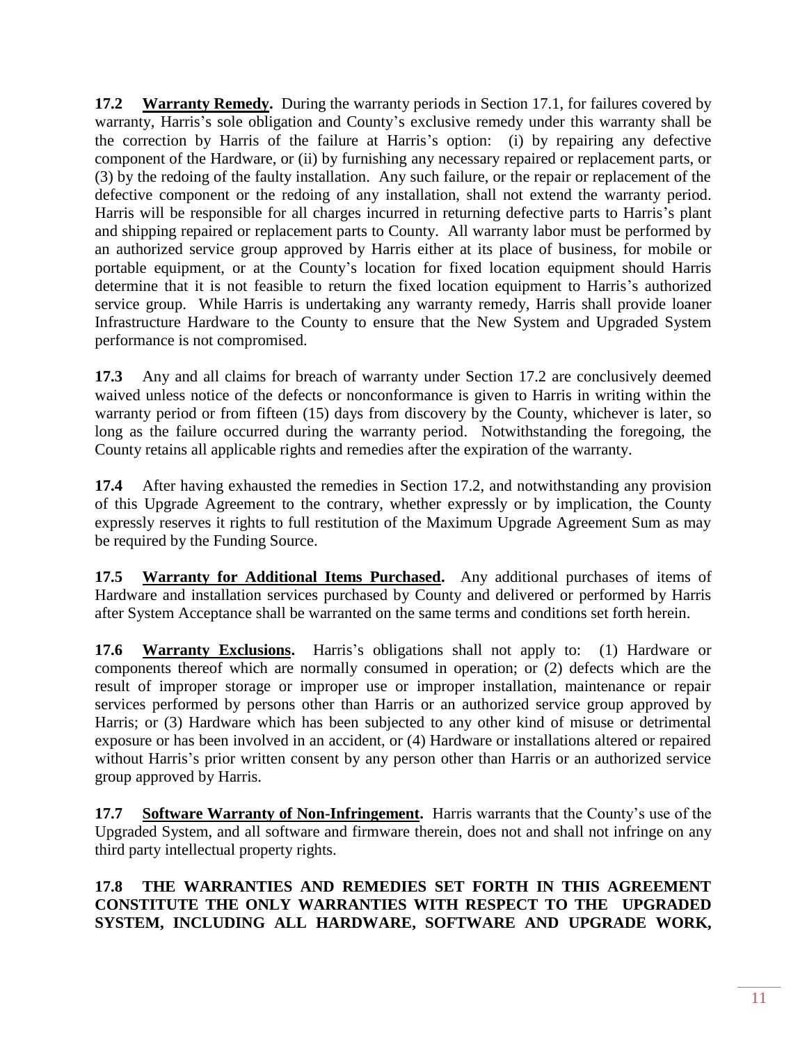**17.2 Warranty Remedy.** During the warranty periods in Section 17.1, for failures covered by warranty, Harris's sole obligation and County's exclusive remedy under this warranty shall be the correction by Harris of the failure at Harris's option: (i) by repairing any defective component of the Hardware, or (ii) by furnishing any necessary repaired or replacement parts, or (3) by the redoing of the faulty installation. Any such failure, or the repair or replacement of the defective component or the redoing of any installation, shall not extend the warranty period. Harris will be responsible for all charges incurred in returning defective parts to Harris's plant and shipping repaired or replacement parts to County. All warranty labor must be performed by an authorized service group approved by Harris either at its place of business, for mobile or portable equipment, or at the County's location for fixed location equipment should Harris determine that it is not feasible to return the fixed location equipment to Harris's authorized service group. While Harris is undertaking any warranty remedy, Harris shall provide loaner Infrastructure Hardware to the County to ensure that the New System and Upgraded System performance is not compromised.

**17.3** Any and all claims for breach of warranty under Section 17.2 are conclusively deemed waived unless notice of the defects or nonconformance is given to Harris in writing within the warranty period or from fifteen (15) days from discovery by the County, whichever is later, so long as the failure occurred during the warranty period. Notwithstanding the foregoing, the County retains all applicable rights and remedies after the expiration of the warranty.

**17.4** After having exhausted the remedies in Section 17.2, and notwithstanding any provision of this Upgrade Agreement to the contrary, whether expressly or by implication, the County expressly reserves it rights to full restitution of the Maximum Upgrade Agreement Sum as may be required by the Funding Source.

**17.5 Warranty for Additional Items Purchased.** Any additional purchases of items of Hardware and installation services purchased by County and delivered or performed by Harris after System Acceptance shall be warranted on the same terms and conditions set forth herein.

**17.6 Warranty Exclusions.** Harris's obligations shall not apply to: (1) Hardware or components thereof which are normally consumed in operation; or (2) defects which are the result of improper storage or improper use or improper installation, maintenance or repair services performed by persons other than Harris or an authorized service group approved by Harris; or (3) Hardware which has been subjected to any other kind of misuse or detrimental exposure or has been involved in an accident, or (4) Hardware or installations altered or repaired without Harris's prior written consent by any person other than Harris or an authorized service group approved by Harris.

**17.7 Software Warranty of Non-Infringement.** Harris warrants that the County's use of the Upgraded System, and all software and firmware therein, does not and shall not infringe on any third party intellectual property rights.

**17.8 THE WARRANTIES AND REMEDIES SET FORTH IN THIS AGREEMENT CONSTITUTE THE ONLY WARRANTIES WITH RESPECT TO THE UPGRADED SYSTEM, INCLUDING ALL HARDWARE, SOFTWARE AND UPGRADE WORK,**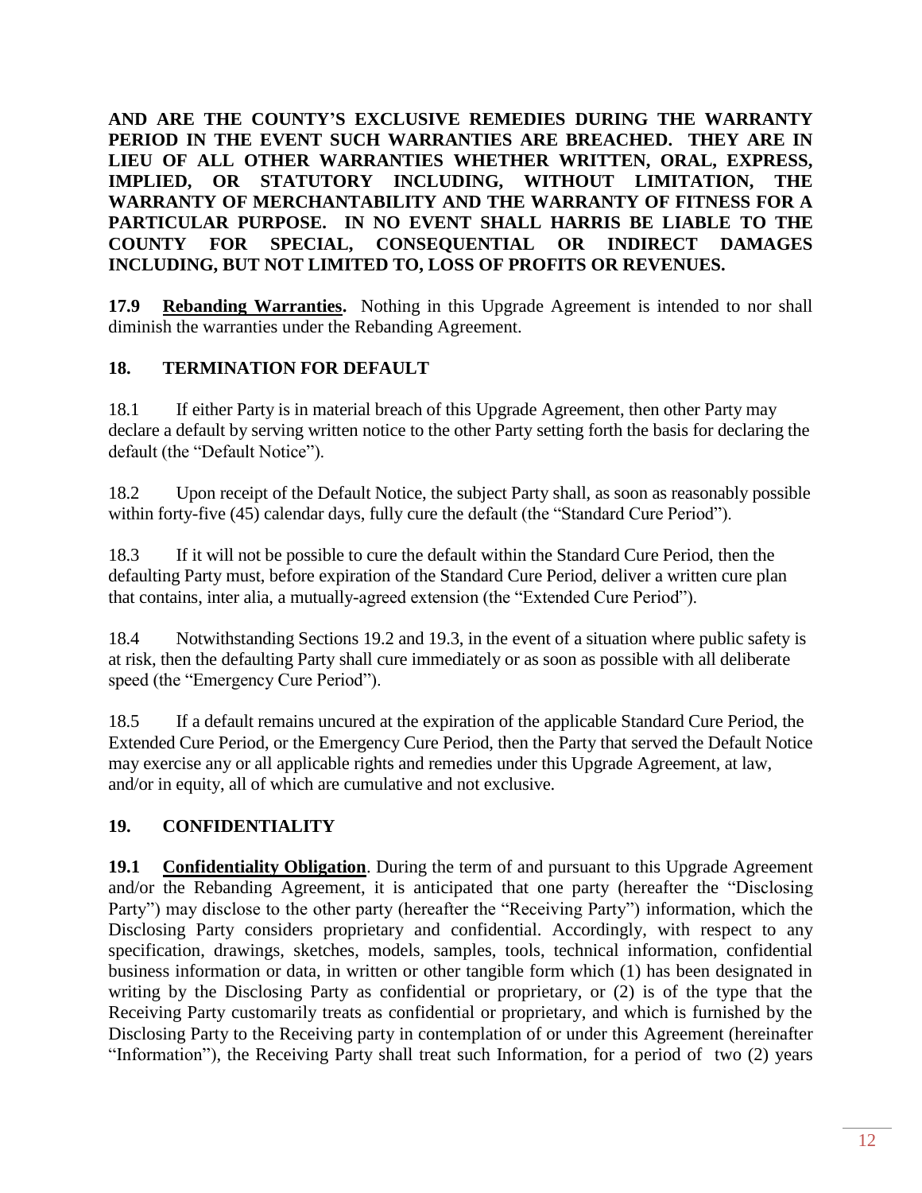**AND ARE THE COUNTY'S EXCLUSIVE REMEDIES DURING THE WARRANTY PERIOD IN THE EVENT SUCH WARRANTIES ARE BREACHED. THEY ARE IN LIEU OF ALL OTHER WARRANTIES WHETHER WRITTEN, ORAL, EXPRESS, IMPLIED, OR STATUTORY INCLUDING, WITHOUT LIMITATION, THE WARRANTY OF MERCHANTABILITY AND THE WARRANTY OF FITNESS FOR A PARTICULAR PURPOSE. IN NO EVENT SHALL HARRIS BE LIABLE TO THE COUNTY FOR SPECIAL, CONSEQUENTIAL OR INDIRECT DAMAGES INCLUDING, BUT NOT LIMITED TO, LOSS OF PROFITS OR REVENUES.**

**17.9 Rebanding Warranties.** Nothing in this Upgrade Agreement is intended to nor shall diminish the warranties under the Rebanding Agreement.

## 18. TERMINATION FOR DEFAULT

18.1 If either Party is in material breach of this Upgrade Agreement, then other Party may declare a default by serving written notice to the other Party setting forth the basis for declaring the default (the "Default Notice").

18.2 Upon receipt of the Default Notice, the subject Party shall, as soon as reasonably possible within forty-five (45) calendar days, fully cure the default (the "Standard Cure Period").

18.3 If it will not be possible to cure the default within the Standard Cure Period, then the defaulting Party must, before expiration of the Standard Cure Period, deliver a written cure plan that contains, inter alia, a mutually-agreed extension (the "Extended Cure Period").

18.4 Notwithstanding Sections 19.2 and 19.3, in the event of a situation where public safety is at risk, then the defaulting Party shall cure immediately or as soon as possible with all deliberate speed (the "Emergency Cure Period").

18.5 If a default remains uncured at the expiration of the applicable Standard Cure Period, the Extended Cure Period, or the Emergency Cure Period, then the Party that served the Default Notice may exercise any or all applicable rights and remedies under this Upgrade Agreement, at law, and/or in equity, all of which are cumulative and not exclusive.

## 19. CONFIDENTIALITY

**19.1 Confidentiality Obligation**. During the term of and pursuant to this Upgrade Agreement and/or the Rebanding Agreement, it is anticipated that one party (hereafter the "Disclosing Party") may disclose to the other party (hereafter the "Receiving Party") information, which the Disclosing Party considers proprietary and confidential. Accordingly, with respect to any specification, drawings, sketches, models, samples, tools, technical information, confidential business information or data, in written or other tangible form which (1) has been designated in writing by the Disclosing Party as confidential or proprietary, or (2) is of the type that the Receiving Party customarily treats as confidential or proprietary, and which is furnished by the Disclosing Party to the Receiving party in contemplation of or under this Agreement (hereinafter "Information"), the Receiving Party shall treat such Information, for a period of two (2) years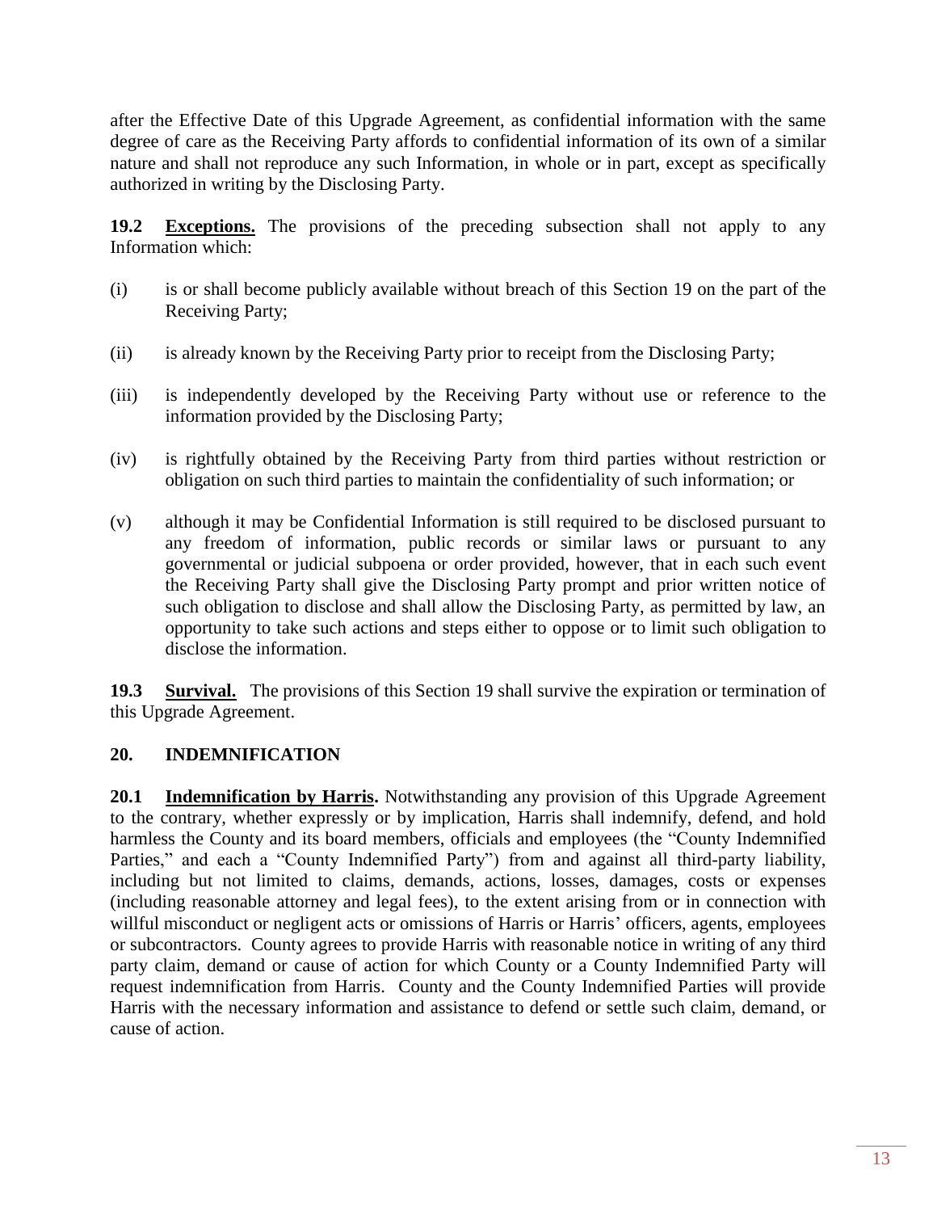after the Effective Date of this Upgrade Agreement, as confidential information with the same degree of care as the Receiving Party affords to confidential information of its own of a similar nature and shall not reproduce any such Information, in whole or in part, except as specifically authorized in writing by the Disclosing Party.

**19.2 <u>Exceptions.</u>** The provisions of the preceding subsection shall not apply to any Information which:

(i) is or shall become publicly available without breach of this Section 19 on the part of the Receiving Party;

(ii) is already known by the Receiving Party prior to receipt from the Disclosing Party;

(iii) is independently developed by the Receiving Party without use or reference to the information provided by the Disclosing Party;

(iv) is rightfully obtained by the Receiving Party from third parties without restriction or obligation on such third parties to maintain the confidentiality of such information; or

(v) although it may be Confidential Information is still required to be disclosed pursuant to any freedom of information, public records or similar laws or pursuant to any governmental or judicial subpoena or order provided, however, that in each such event the Receiving Party shall give the Disclosing Party prompt and prior written notice of such obligation to disclose and shall allow the Disclosing Party, as permitted by law, an opportunity to take such actions and steps either to oppose or to limit such obligation to disclose the information.

**19.3 <u>Survival.</u>** The provisions of this Section 19 shall survive the expiration or termination of this Upgrade Agreement.

## 20. INDEMNIFICATION

**20.1 <u>Indemnification by Harris</u>.** Notwithstanding any provision of this Upgrade Agreement to the contrary, whether expressly or by implication, Harris shall indemnify, defend, and hold harmless the County and its board members, officials and employees (the "County Indemnified Parties," and each a "County Indemnified Party") from and against all third-party liability, including but not limited to claims, demands, actions, losses, damages, costs or expenses (including reasonable attorney and legal fees), to the extent arising from or in connection with willful misconduct or negligent acts or omissions of Harris or Harris' officers, agents, employees or subcontractors. County agrees to provide Harris with reasonable notice in writing of any third party claim, demand or cause of action for which County or a County Indemnified Party will request indemnification from Harris. County and the County Indemnified Parties will provide Harris with the necessary information and assistance to defend or settle such claim, demand, or cause of action.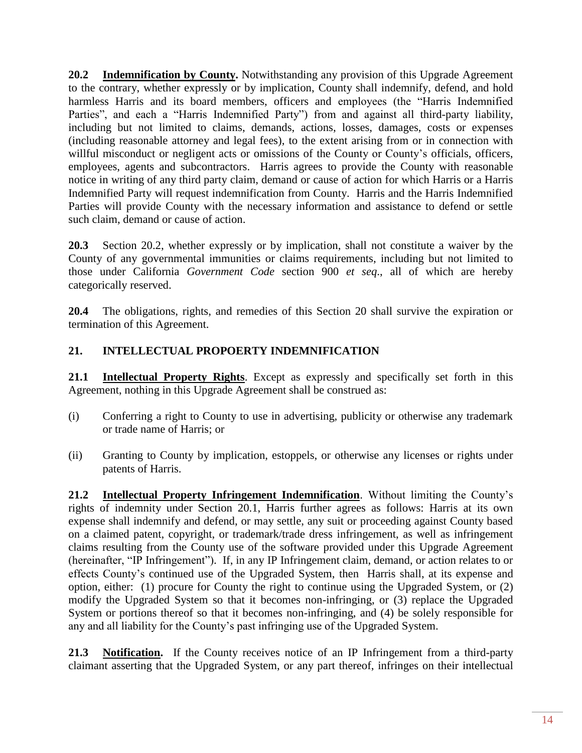**20.2 Indemnification by County.** Notwithstanding any provision of this Upgrade Agreement to the contrary, whether expressly or by implication, County shall indemnify, defend, and hold harmless Harris and its board members, officers and employees (the "Harris Indemnified Parties", and each a "Harris Indemnified Party") from and against all third-party liability, including but not limited to claims, demands, actions, losses, damages, costs or expenses (including reasonable attorney and legal fees), to the extent arising from or in connection with willful misconduct or negligent acts or omissions of the County or County's officials, officers, employees, agents and subcontractors. Harris agrees to provide the County with reasonable notice in writing of any third party claim, demand or cause of action for which Harris or a Harris Indemnified Party will request indemnification from County. Harris and the Harris Indemnified Parties will provide County with the necessary information and assistance to defend or settle such claim, demand or cause of action.

**20.3** Section 20.2, whether expressly or by implication, shall not constitute a waiver by the County of any governmental immunities or claims requirements, including but not limited to those under California *Government Code* section 900 *et seq*., all of which are hereby categorically reserved.

**20.4** The obligations, rights, and remedies of this Section 20 shall survive the expiration or termination of this Agreement.

## 21. INTELLECTUAL PROPOERTY INDEMNIFICATION

**21.1 Intellectual Property Rights**. Except as expressly and specifically set forth in this Agreement, nothing in this Upgrade Agreement shall be construed as:

(i) Conferring a right to County to use in advertising, publicity or otherwise any trademark or trade name of Harris; or

(ii) Granting to County by implication, estoppels, or otherwise any licenses or rights under patents of Harris.

**21.2 Intellectual Property Infringement Indemnification**. Without limiting the County's rights of indemnity under Section 20.1, Harris further agrees as follows: Harris at its own expense shall indemnify and defend, or may settle, any suit or proceeding against County based on a claimed patent, copyright, or trademark/trade dress infringement, as well as infringement claims resulting from the County use of the software provided under this Upgrade Agreement (hereinafter, "IP Infringement"). If, in any IP Infringement claim, demand, or action relates to or effects County's continued use of the Upgraded System, then Harris shall, at its expense and option, either: (1) procure for County the right to continue using the Upgraded System, or (2) modify the Upgraded System so that it becomes non-infringing, or (3) replace the Upgraded System or portions thereof so that it becomes non-infringing, and (4) be solely responsible for any and all liability for the County's past infringing use of the Upgraded System.

**21.3 Notification.** If the County receives notice of an IP Infringement from a third-party claimant asserting that the Upgraded System, or any part thereof, infringes on their intellectual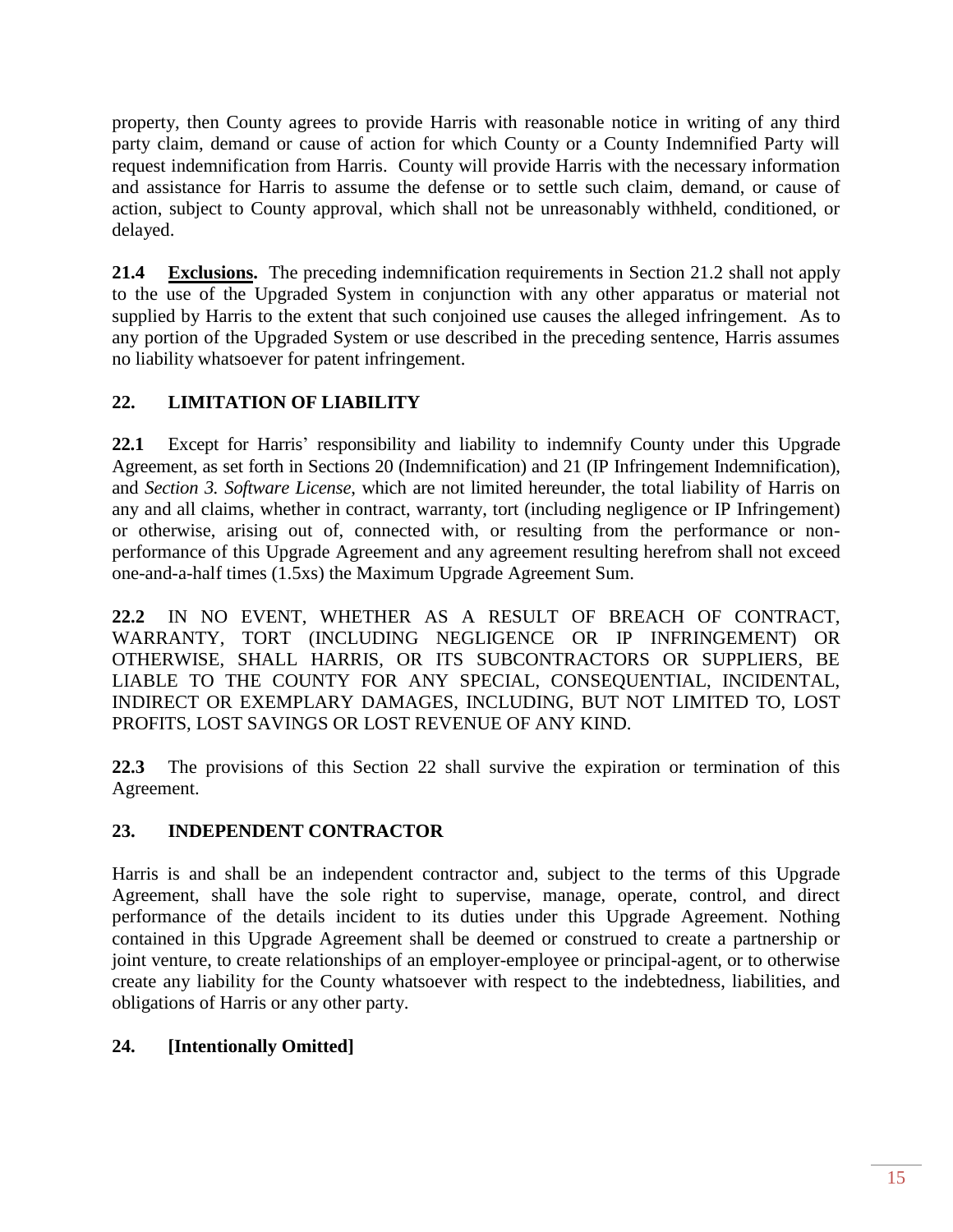property, then County agrees to provide Harris with reasonable notice in writing of any third party claim, demand or cause of action for which County or a County Indemnified Party will request indemnification from Harris. County will provide Harris with the necessary information and assistance for Harris to assume the defense or to settle such claim, demand, or cause of action, subject to County approval, which shall not be unreasonably withheld, conditioned, or delayed.

**21.4 Exclusions.** The preceding indemnification requirements in Section 21.2 shall not apply to the use of the Upgraded System in conjunction with any other apparatus or material not supplied by Harris to the extent that such conjoined use causes the alleged infringement. As to any portion of the Upgraded System or use described in the preceding sentence, Harris assumes no liability whatsoever for patent infringement.

## 22. LIMITATION OF LIABILITY

**22.1** Except for Harris' responsibility and liability to indemnify County under this Upgrade Agreement, as set forth in Sections 20 (Indemnification) and 21 (IP Infringement Indemnification), and *Section 3. Software License*, which are not limited hereunder, the total liability of Harris on any and all claims, whether in contract, warranty, tort (including negligence or IP Infringement) or otherwise, arising out of, connected with, or resulting from the performance or non-performance of this Upgrade Agreement and any agreement resulting herefrom shall not exceed one-and-a-half times (1.5xs) the Maximum Upgrade Agreement Sum.

**22.2** IN NO EVENT, WHETHER AS A RESULT OF BREACH OF CONTRACT, WARRANTY, TORT (INCLUDING NEGLIGENCE OR IP INFRINGEMENT) OR OTHERWISE, SHALL HARRIS, OR ITS SUBCONTRACTORS OR SUPPLIERS, BE LIABLE TO THE COUNTY FOR ANY SPECIAL, CONSEQUENTIAL, INCIDENTAL, INDIRECT OR EXEMPLARY DAMAGES, INCLUDING, BUT NOT LIMITED TO, LOST PROFITS, LOST SAVINGS OR LOST REVENUE OF ANY KIND.

**22.3** The provisions of this Section 22 shall survive the expiration or termination of this Agreement.

## 23. INDEPENDENT CONTRACTOR

Harris is and shall be an independent contractor and, subject to the terms of this Upgrade Agreement, shall have the sole right to supervise, manage, operate, control, and direct performance of the details incident to its duties under this Upgrade Agreement. Nothing contained in this Upgrade Agreement shall be deemed or construed to create a partnership or joint venture, to create relationships of an employer-employee or principal-agent, or to otherwise create any liability for the County whatsoever with respect to the indebtedness, liabilities, and obligations of Harris or any other party.

## 24. [Intentionally Omitted]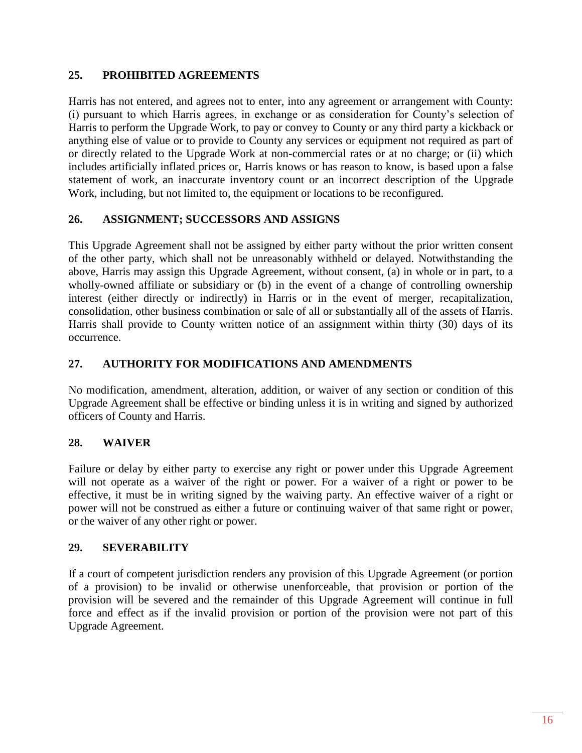## 25. PROHIBITED AGREEMENTS

Harris has not entered, and agrees not to enter, into any agreement or arrangement with County: (i) pursuant to which Harris agrees, in exchange or as consideration for County's selection of Harris to perform the Upgrade Work, to pay or convey to County or any third party a kickback or anything else of value or to provide to County any services or equipment not required as part of or directly related to the Upgrade Work at non-commercial rates or at no charge; or (ii) which includes artificially inflated prices or, Harris knows or has reason to know, is based upon a false statement of work, an inaccurate inventory count or an incorrect description of the Upgrade Work, including, but not limited to, the equipment or locations to be reconfigured.

## 26. ASSIGNMENT; SUCCESSORS AND ASSIGNS

This Upgrade Agreement shall not be assigned by either party without the prior written consent of the other party, which shall not be unreasonably withheld or delayed. Notwithstanding the above, Harris may assign this Upgrade Agreement, without consent, (a) in whole or in part, to a wholly-owned affiliate or subsidiary or (b) in the event of a change of controlling ownership interest (either directly or indirectly) in Harris or in the event of merger, recapitalization, consolidation, other business combination or sale of all or substantially all of the assets of Harris. Harris shall provide to County written notice of an assignment within thirty (30) days of its occurrence.

## 27. AUTHORITY FOR MODIFICATIONS AND AMENDMENTS

No modification, amendment, alteration, addition, or waiver of any section or condition of this Upgrade Agreement shall be effective or binding unless it is in writing and signed by authorized officers of County and Harris.

## 28. WAIVER

Failure or delay by either party to exercise any right or power under this Upgrade Agreement will not operate as a waiver of the right or power. For a waiver of a right or power to be effective, it must be in writing signed by the waiving party. An effective waiver of a right or power will not be construed as either a future or continuing waiver of that same right or power, or the waiver of any other right or power.

## 29. SEVERABILITY

If a court of competent jurisdiction renders any provision of this Upgrade Agreement (or portion of a provision) to be invalid or otherwise unenforceable, that provision or portion of the provision will be severed and the remainder of this Upgrade Agreement will continue in full force and effect as if the invalid provision or portion of the provision were not part of this Upgrade Agreement.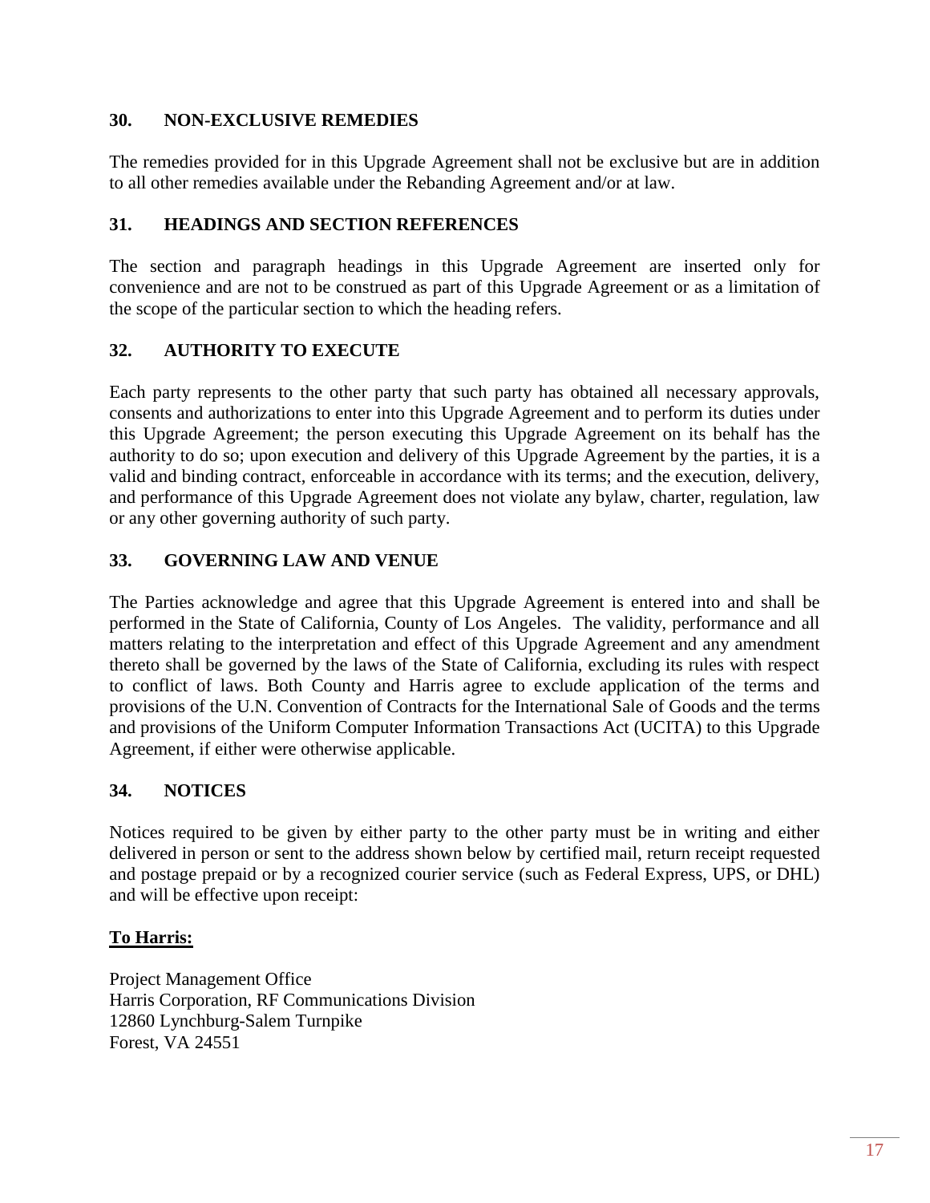## 30. NON-EXCLUSIVE REMEDIES

The remedies provided for in this Upgrade Agreement shall not be exclusive but are in addition to all other remedies available under the Rebanding Agreement and/or at law.

## 31. HEADINGS AND SECTION REFERENCES

The section and paragraph headings in this Upgrade Agreement are inserted only for convenience and are not to be construed as part of this Upgrade Agreement or as a limitation of the scope of the particular section to which the heading refers.

## 32. AUTHORITY TO EXECUTE

Each party represents to the other party that such party has obtained all necessary approvals, consents and authorizations to enter into this Upgrade Agreement and to perform its duties under this Upgrade Agreement; the person executing this Upgrade Agreement on its behalf has the authority to do so; upon execution and delivery of this Upgrade Agreement by the parties, it is a valid and binding contract, enforceable in accordance with its terms; and the execution, delivery, and performance of this Upgrade Agreement does not violate any bylaw, charter, regulation, law or any other governing authority of such party.

## 33. GOVERNING LAW AND VENUE

The Parties acknowledge and agree that this Upgrade Agreement is entered into and shall be performed in the State of California, County of Los Angeles. The validity, performance and all matters relating to the interpretation and effect of this Upgrade Agreement and any amendment thereto shall be governed by the laws of the State of California, excluding its rules with respect to conflict of laws. Both County and Harris agree to exclude application of the terms and provisions of the U.N. Convention of Contracts for the International Sale of Goods and the terms and provisions of the Uniform Computer Information Transactions Act (UCITA) to this Upgrade Agreement, if either were otherwise applicable.

## 34. NOTICES

Notices required to be given by either party to the other party must be in writing and either delivered in person or sent to the address shown below by certified mail, return receipt requested and postage prepaid or by a recognized courier service (such as Federal Express, UPS, or DHL) and will be effective upon receipt:

**To Harris:**

Project Management Office
Harris Corporation, RF Communications Division
12860 Lynchburg-Salem Turnpike
Forest, VA 24551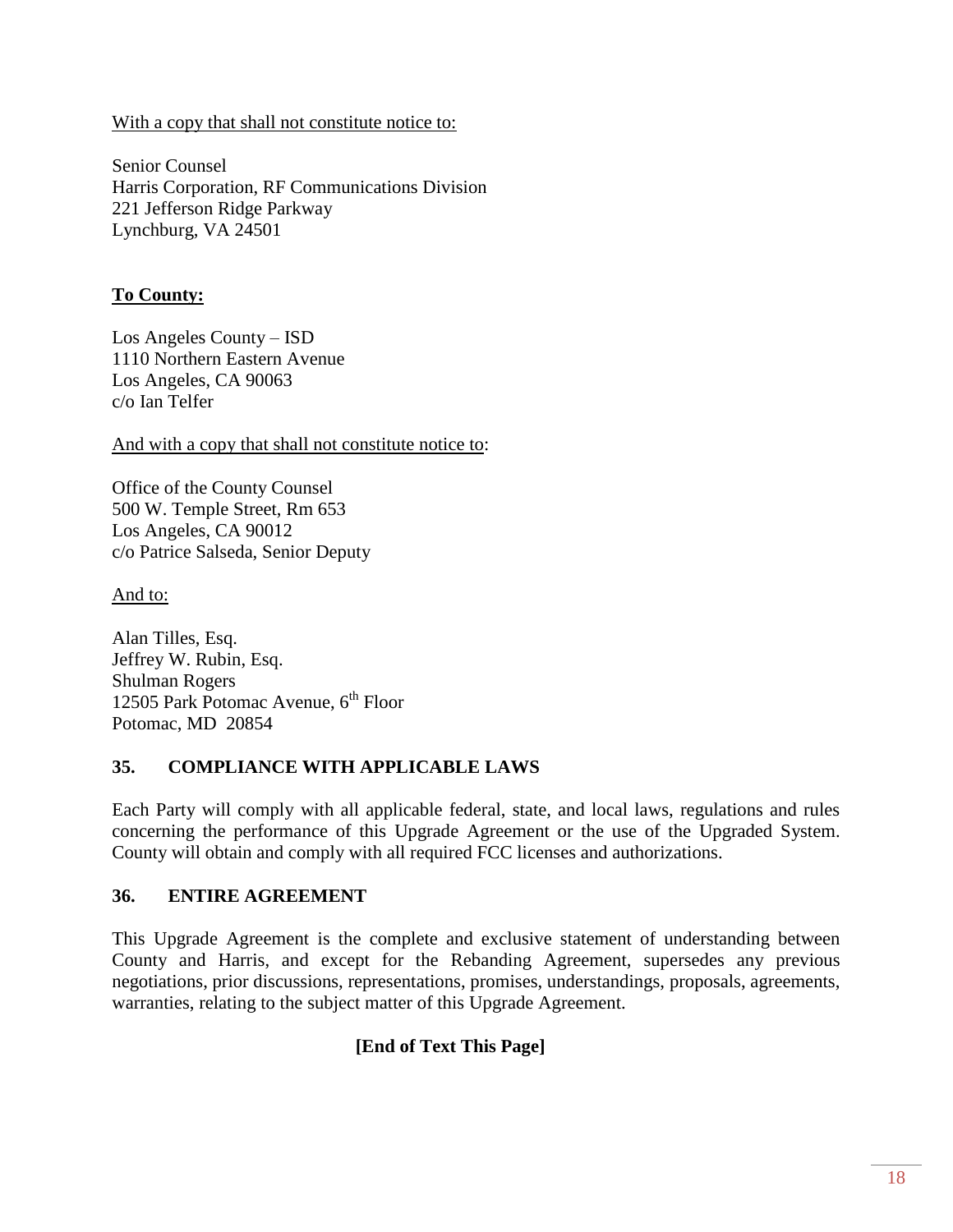With a copy that shall not constitute notice to:

Senior Counsel
Harris Corporation, RF Communications Division
221 Jefferson Ridge Parkway
Lynchburg, VA 24501

**To County:**

Los Angeles County – ISD
1110 Northern Eastern Avenue
Los Angeles, CA 90063
c/o Ian Telfer

And with a copy that shall not constitute notice to:

Office of the County Counsel
500 W. Temple Street, Rm 653
Los Angeles, CA 90012
c/o Patrice Salseda, Senior Deputy

And to:

Alan Tilles, Esq.
Jeffrey W. Rubin, Esq.
Shulman Rogers
12505 Park Potomac Avenue, 6th Floor
Potomac, MD 20854

## 35. COMPLIANCE WITH APPLICABLE LAWS

Each Party will comply with all applicable federal, state, and local laws, regulations and rules concerning the performance of this Upgrade Agreement or the use of the Upgraded System. County will obtain and comply with all required FCC licenses and authorizations.

## 36. ENTIRE AGREEMENT

This Upgrade Agreement is the complete and exclusive statement of understanding between County and Harris, and except for the Rebanding Agreement, supersedes any previous negotiations, prior discussions, representations, promises, understandings, proposals, agreements, warranties, relating to the subject matter of this Upgrade Agreement.

**[End of Text This Page]**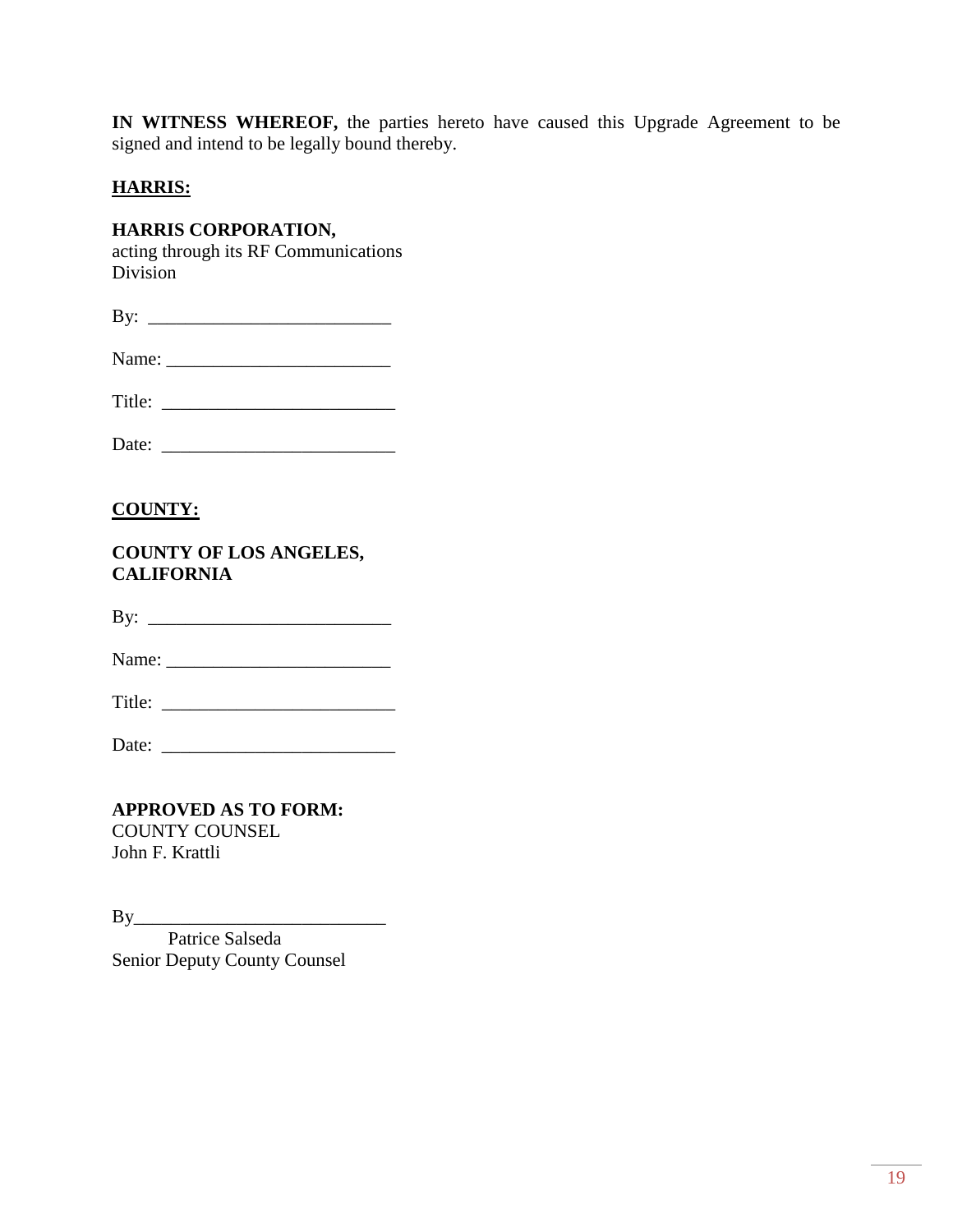**IN WITNESS WHEREOF,** the parties hereto have caused this Upgrade Agreement to be signed and intend to be legally bound thereby.

**HARRIS:**

**HARRIS CORPORATION,**
acting through its RF Communications Division

By: ___________________________

Name: _________________________

Title: __________________________

Date: __________________________

**COUNTY:**

**COUNTY OF LOS ANGELES, CALIFORNIA**

By: ___________________________

Name: _________________________

Title: __________________________

Date: __________________________

**APPROVED AS TO FORM:**
COUNTY COUNSEL
John F. Krattli

By___________________________
Patrice Salseda
Senior Deputy County Counsel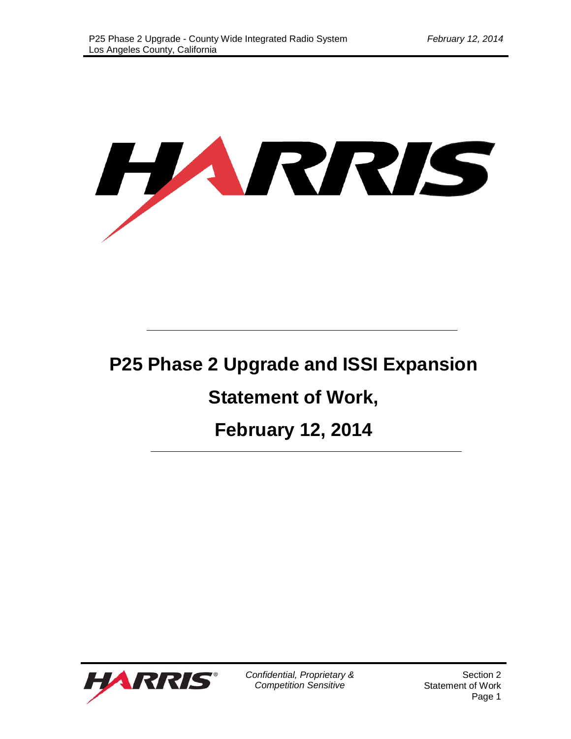# P25 Phase 2 Upgrade and ISSI Expansion

# Statement of Work,

# February 12, 2014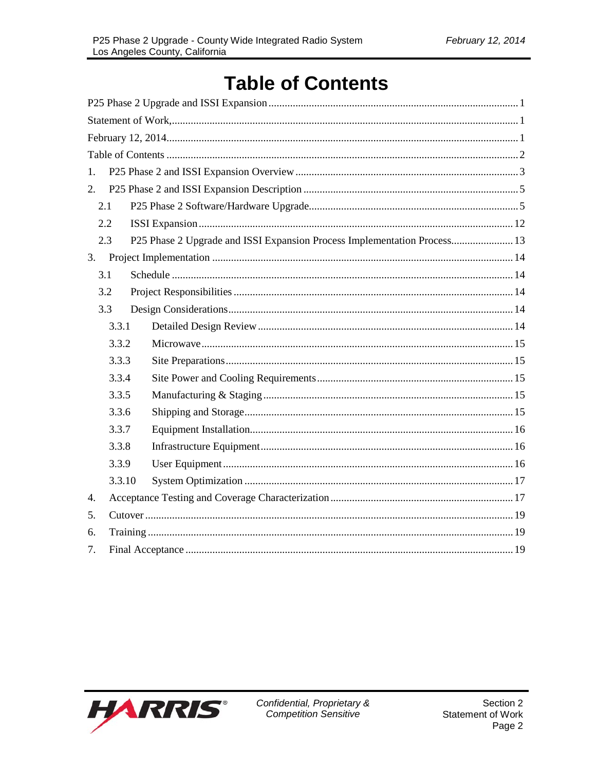# Table of Contents

P25 Phase 2 Upgrade and ISSI Expansion ........ 1

Statement of Work, ........ 1

February 12, 2014 ........ 1

Table of Contents ........ 2

1. P25 Phase 2 and ISSI Expansion Overview ........ 3
2. P25 Phase 2 and ISSI Expansion Description ........ 5
   - 2.1 P25 Phase 2 Software/Hardware Upgrade ........ 5
   - 2.2 ISSI Expansion ........ 12
   - 2.3 P25 Phase 2 Upgrade and ISSI Expansion Process Implementation Process ........ 13
3. Project Implementation ........ 14
   - 3.1 Schedule ........ 14
   - 3.2 Project Responsibilities ........ 14
   - 3.3 Design Considerations ........ 14
     - 3.3.1 Detailed Design Review ........ 14
     - 3.3.2 Microwave ........ 15
     - 3.3.3 Site Preparations ........ 15
     - 3.3.4 Site Power and Cooling Requirements ........ 15
     - 3.3.5 Manufacturing & Staging ........ 15
     - 3.3.6 Shipping and Storage ........ 15
     - 3.3.7 Equipment Installation ........ 16
     - 3.3.8 Infrastructure Equipment ........ 16
     - 3.3.9 User Equipment ........ 16
     - 3.3.10 System Optimization ........ 17
4. Acceptance Testing and Coverage Characterization ........ 17
5. Cutover ........ 19
6. Training ........ 19
7. Final Acceptance ........ 19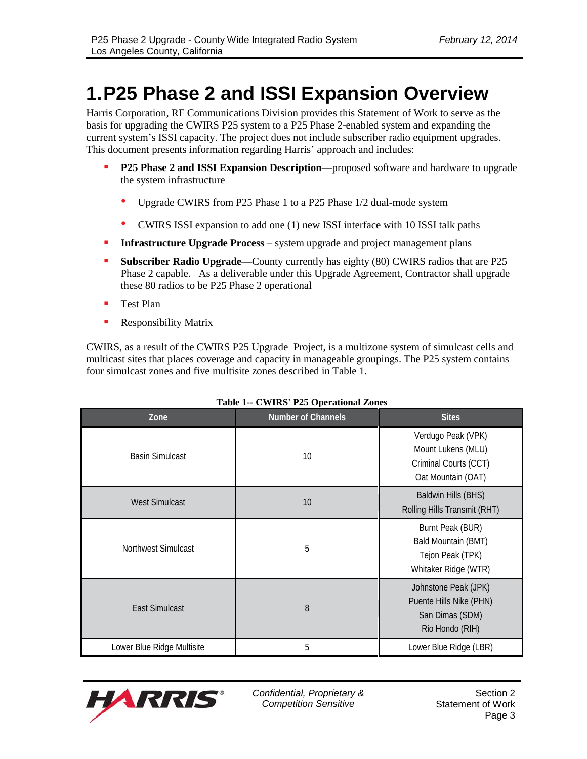# 1. P25 Phase 2 and ISSI Expansion Overview

Harris Corporation, RF Communications Division provides this Statement of Work to serve as the basis for upgrading the CWIRS P25 system to a P25 Phase 2-enabled system and expanding the current system's ISSI capacity. The project does not include subscriber radio equipment upgrades. This document presents information regarding Harris' approach and includes:

- **P25 Phase 2 and ISSI Expansion Description**—proposed software and hardware to upgrade the system infrastructure
  - Upgrade CWIRS from P25 Phase 1 to a P25 Phase 1/2 dual-mode system
  - CWIRS ISSI expansion to add one (1) new ISSI interface with 10 ISSI talk paths
- **Infrastructure Upgrade Process** – system upgrade and project management plans
- **Subscriber Radio Upgrade**—County currently has eighty (80) CWIRS radios that are P25 Phase 2 capable. As a deliverable under this Upgrade Agreement, Contractor shall upgrade these 80 radios to be P25 Phase 2 operational
- Test Plan
- Responsibility Matrix

CWIRS, as a result of the CWIRS P25 Upgrade Project, is a multizone system of simulcast cells and multicast sites that places coverage and capacity in manageable groupings. The P25 system contains four simulcast zones and five multisite zones described in Table 1.

**Table 1-- CWIRS' P25 Operational Zones**

| Zone | Number of Channels | Sites |
|---|---|---|
| Basin Simulcast | 10 | Verdugo Peak (VPK)<br>Mount Lukens (MLU)<br>Criminal Courts (CCT)<br>Oat Mountain (OAT) |
| West Simulcast | 10 | Baldwin Hills (BHS)<br>Rolling Hills Transmit (RHT) |
| Northwest Simulcast | 5 | Burnt Peak (BUR)<br>Bald Mountain (BMT)<br>Tejon Peak (TPK)<br>Whitaker Ridge (WTR) |
| East Simulcast | 8 | Johnstone Peak (JPK)<br>Puente Hills Nike (PHN)<br>San Dimas (SDM)<br>Rio Hondo (RIH) |
| Lower Blue Ridge Multisite | 5 | Lower Blue Ridge (LBR) |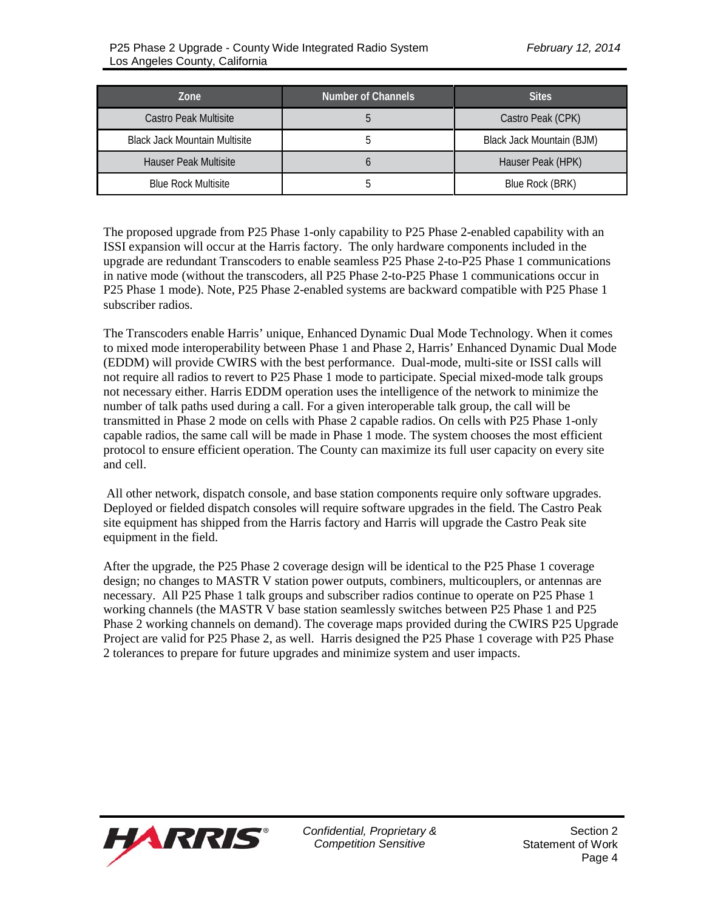| Zone | Number of Channels | Sites |
|---|---|---|
| Castro Peak Multisite | 5 | Castro Peak (CPK) |
| Black Jack Mountain Multisite | 5 | Black Jack Mountain (BJM) |
| Hauser Peak Multisite | 6 | Hauser Peak (HPK) |
| Blue Rock Multisite | 5 | Blue Rock (BRK) |

The proposed upgrade from P25 Phase 1-only capability to P25 Phase 2-enabled capability with an ISSI expansion will occur at the Harris factory. The only hardware components included in the upgrade are redundant Transcoders to enable seamless P25 Phase 2-to-P25 Phase 1 communications in native mode (without the transcoders, all P25 Phase 2-to-P25 Phase 1 communications occur in P25 Phase 1 mode). Note, P25 Phase 2-enabled systems are backward compatible with P25 Phase 1 subscriber radios.

The Transcoders enable Harris' unique, Enhanced Dynamic Dual Mode Technology. When it comes to mixed mode interoperability between Phase 1 and Phase 2, Harris' Enhanced Dynamic Dual Mode (EDDM) will provide CWIRS with the best performance. Dual-mode, multi-site or ISSI calls will not require all radios to revert to P25 Phase 1 mode to participate. Special mixed-mode talk groups not necessary either. Harris EDDM operation uses the intelligence of the network to minimize the number of talk paths used during a call. For a given interoperable talk group, the call will be transmitted in Phase 2 mode on cells with Phase 2 capable radios. On cells with P25 Phase 1-only capable radios, the same call will be made in Phase 1 mode. The system chooses the most efficient protocol to ensure efficient operation. The County can maximize its full user capacity on every site and cell.

All other network, dispatch console, and base station components require only software upgrades. Deployed or fielded dispatch consoles will require software upgrades in the field. The Castro Peak site equipment has shipped from the Harris factory and Harris will upgrade the Castro Peak site equipment in the field.

After the upgrade, the P25 Phase 2 coverage design will be identical to the P25 Phase 1 coverage design; no changes to MASTR V station power outputs, combiners, multicouplers, or antennas are necessary. All P25 Phase 1 talk groups and subscriber radios continue to operate on P25 Phase 1 working channels (the MASTR V base station seamlessly switches between P25 Phase 1 and P25 Phase 2 working channels on demand). The coverage maps provided during the CWIRS P25 Upgrade Project are valid for P25 Phase 2, as well. Harris designed the P25 Phase 1 coverage with P25 Phase 2 tolerances to prepare for future upgrades and minimize system and user impacts.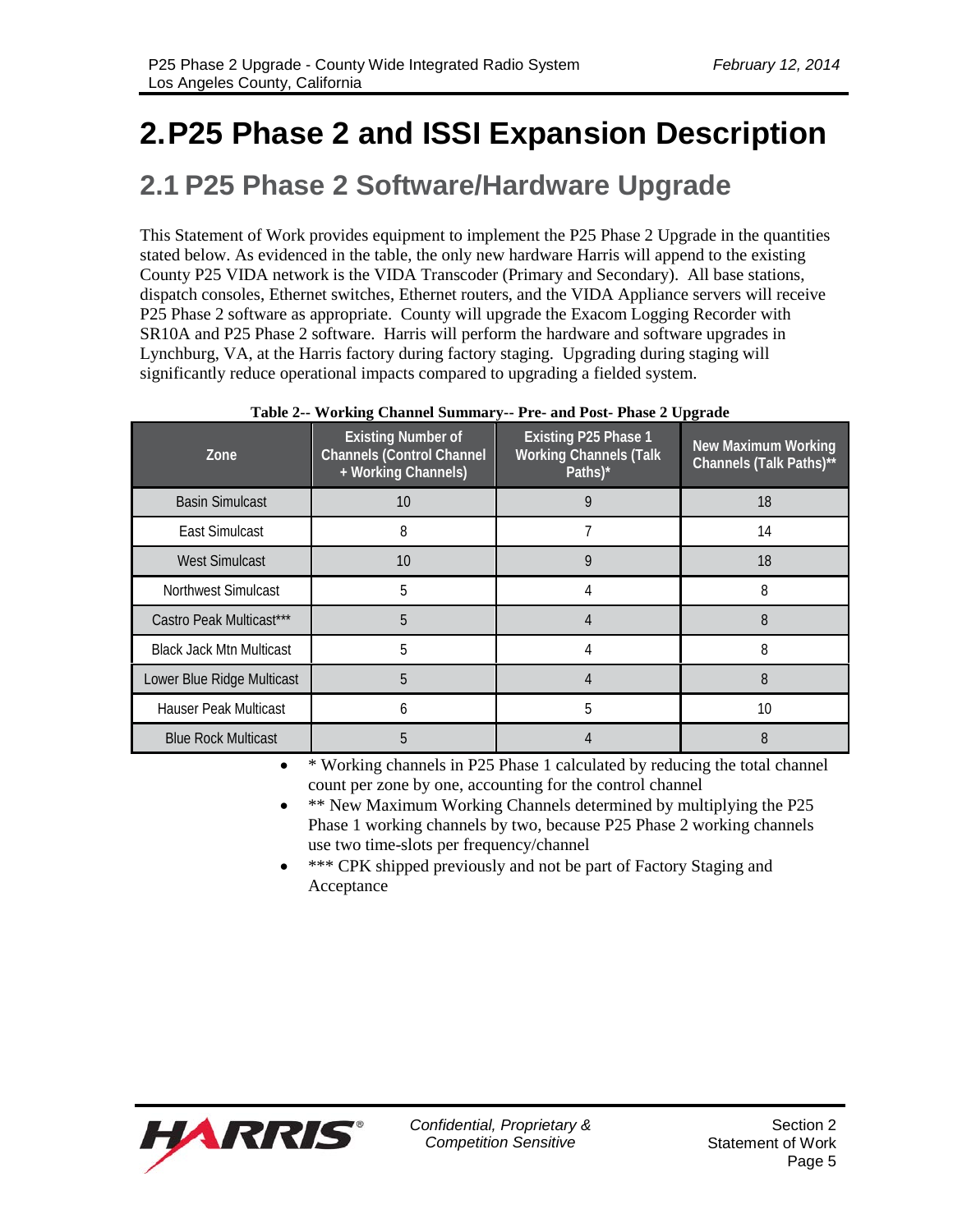# 2. P25 Phase 2 and ISSI Expansion Description

## 2.1 P25 Phase 2 Software/Hardware Upgrade

This Statement of Work provides equipment to implement the P25 Phase 2 Upgrade in the quantities stated below. As evidenced in the table, the only new hardware Harris will append to the existing County P25 VIDA network is the VIDA Transcoder (Primary and Secondary). All base stations, dispatch consoles, Ethernet switches, Ethernet routers, and the VIDA Appliance servers will receive P25 Phase 2 software as appropriate. County will upgrade the Exacom Logging Recorder with SR10A and P25 Phase 2 software. Harris will perform the hardware and software upgrades in Lynchburg, VA, at the Harris factory during factory staging. Upgrading during staging will significantly reduce operational impacts compared to upgrading a fielded system.

**Table 2-- Working Channel Summary-- Pre- and Post- Phase 2 Upgrade**

| Zone | Existing Number of Channels (Control Channel + Working Channels) | Existing P25 Phase 1 Working Channels (Talk Paths)* | New Maximum Working Channels (Talk Paths)** |
|---|---|---|---|
| Basin Simulcast | 10 | 9 | 18 |
| East Simulcast | 8 | 7 | 14 |
| West Simulcast | 10 | 9 | 18 |
| Northwest Simulcast | 5 | 4 | 8 |
| Castro Peak Multicast*** | 5 | 4 | 8 |
| Black Jack Mtn Multicast | 5 | 4 | 8 |
| Lower Blue Ridge Multicast | 5 | 4 | 8 |
| Hauser Peak Multicast | 6 | 5 | 10 |
| Blue Rock Multicast | 5 | 4 | 8 |

- * Working channels in P25 Phase 1 calculated by reducing the total channel count per zone by one, accounting for the control channel
- ** New Maximum Working Channels determined by multiplying the P25 Phase 1 working channels by two, because P25 Phase 2 working channels use two time-slots per frequency/channel
- *** CPK shipped previously and not be part of Factory Staging and Acceptance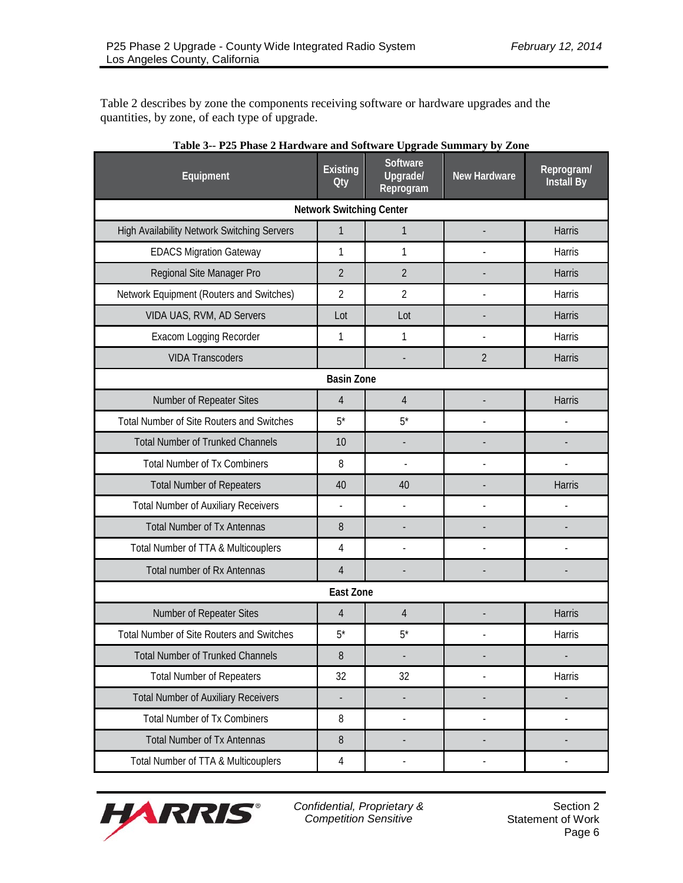Table 2 describes by zone the components receiving software or hardware upgrades and the quantities, by zone, of each type of upgrade.

**Table 3-- P25 Phase 2 Hardware and Software Upgrade Summary by Zone**

| Equipment | Existing Qty | Software Upgrade/ Reprogram | New Hardware | Reprogram/ Install By |
|---|---|---|---|---|
| **Network Switching Center** | | | | |
| High Availability Network Switching Servers | 1 | 1 | - | Harris |
| EDACS Migration Gateway | 1 | 1 | - | Harris |
| Regional Site Manager Pro | 2 | 2 | - | Harris |
| Network Equipment (Routers and Switches) | 2 | 2 | - | Harris |
| VIDA UAS, RVM, AD Servers | Lot | Lot | - | Harris |
| Exacom Logging Recorder | 1 | 1 | - | Harris |
| VIDA Transcoders | | - | 2 | Harris |
| **Basin Zone** | | | | |
| Number of Repeater Sites | 4 | 4 | - | Harris |
| Total Number of Site Routers and Switches | 5* | 5* | - | - |
| Total Number of Trunked Channels | 10 | - | - | - |
| Total Number of Tx Combiners | 8 | - | - | - |
| Total Number of Repeaters | 40 | 40 | - | Harris |
| Total Number of Auxiliary Receivers | - | - | - | - |
| Total Number of Tx Antennas | 8 | - | - | - |
| Total Number of TTA & Multicouplers | 4 | - | - | - |
| Total number of Rx Antennas | 4 | - | - | - |
| **East Zone** | | | | |
| Number of Repeater Sites | 4 | 4 | - | Harris |
| Total Number of Site Routers and Switches | 5* | 5* | - | Harris |
| Total Number of Trunked Channels | 8 | - | - | - |
| Total Number of Repeaters | 32 | 32 | - | Harris |
| Total Number of Auxiliary Receivers | - | - | - | - |
| Total Number of Tx Combiners | 8 | - | - | - |
| Total Number of Tx Antennas | 8 | - | - | - |
| Total Number of TTA & Multicouplers | 4 | - | - | - |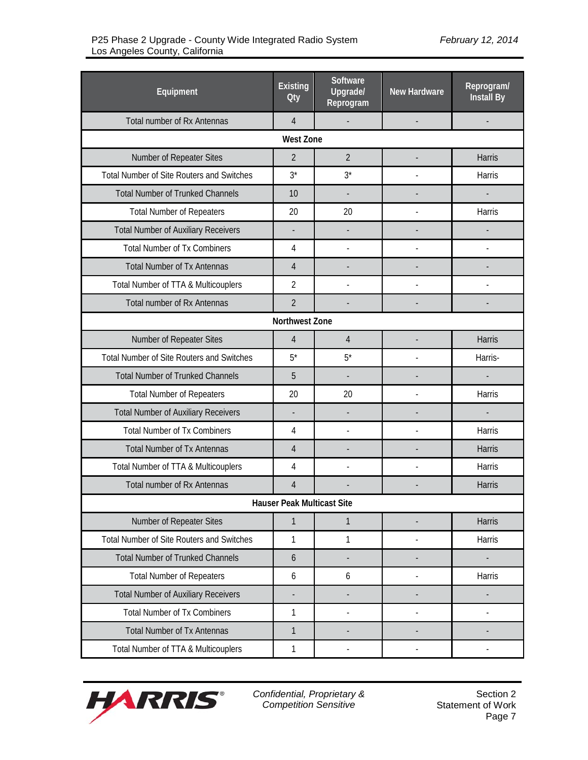| Equipment | Existing Qty | Software Upgrade/ Reprogram | New Hardware | Reprogram/ Install By |
|---|---|---|---|---|
| Total number of Rx Antennas | 4 | - | - | - |
| **West Zone** | | | | |
| Number of Repeater Sites | 2 | 2 | - | Harris |
| Total Number of Site Routers and Switches | 3* | 3* | - | Harris |
| Total Number of Trunked Channels | 10 | - | - | - |
| Total Number of Repeaters | 20 | 20 | - | Harris |
| Total Number of Auxiliary Receivers | - | - | - | - |
| Total Number of Tx Combiners | 4 | - | - | - |
| Total Number of Tx Antennas | 4 | - | - | - |
| Total Number of TTA & Multicouplers | 2 | - | - | - |
| Total number of Rx Antennas | 2 | - | - | - |
| **Northwest Zone** | | | | |
| Number of Repeater Sites | 4 | 4 | - | Harris |
| Total Number of Site Routers and Switches | 5* | 5* | - | Harris- |
| Total Number of Trunked Channels | 5 | - | - | - |
| Total Number of Repeaters | 20 | 20 | - | Harris |
| Total Number of Auxiliary Receivers | - | - | - | - |
| Total Number of Tx Combiners | 4 | - | - | Harris |
| Total Number of Tx Antennas | 4 | - | - | Harris |
| Total Number of TTA & Multicouplers | 4 | - | - | Harris |
| Total number of Rx Antennas | 4 | - | - | Harris |
| **Hauser Peak Multicast Site** | | | | |
| Number of Repeater Sites | 1 | 1 | - | Harris |
| Total Number of Site Routers and Switches | 1 | 1 | - | Harris |
| Total Number of Trunked Channels | 6 | - | - | - |
| Total Number of Repeaters | 6 | 6 | - | Harris |
| Total Number of Auxiliary Receivers | - | - | - | - |
| Total Number of Tx Combiners | 1 | - | - | - |
| Total Number of Tx Antennas | 1 | - | - | - |
| Total Number of TTA & Multicouplers | 1 | - | - | - |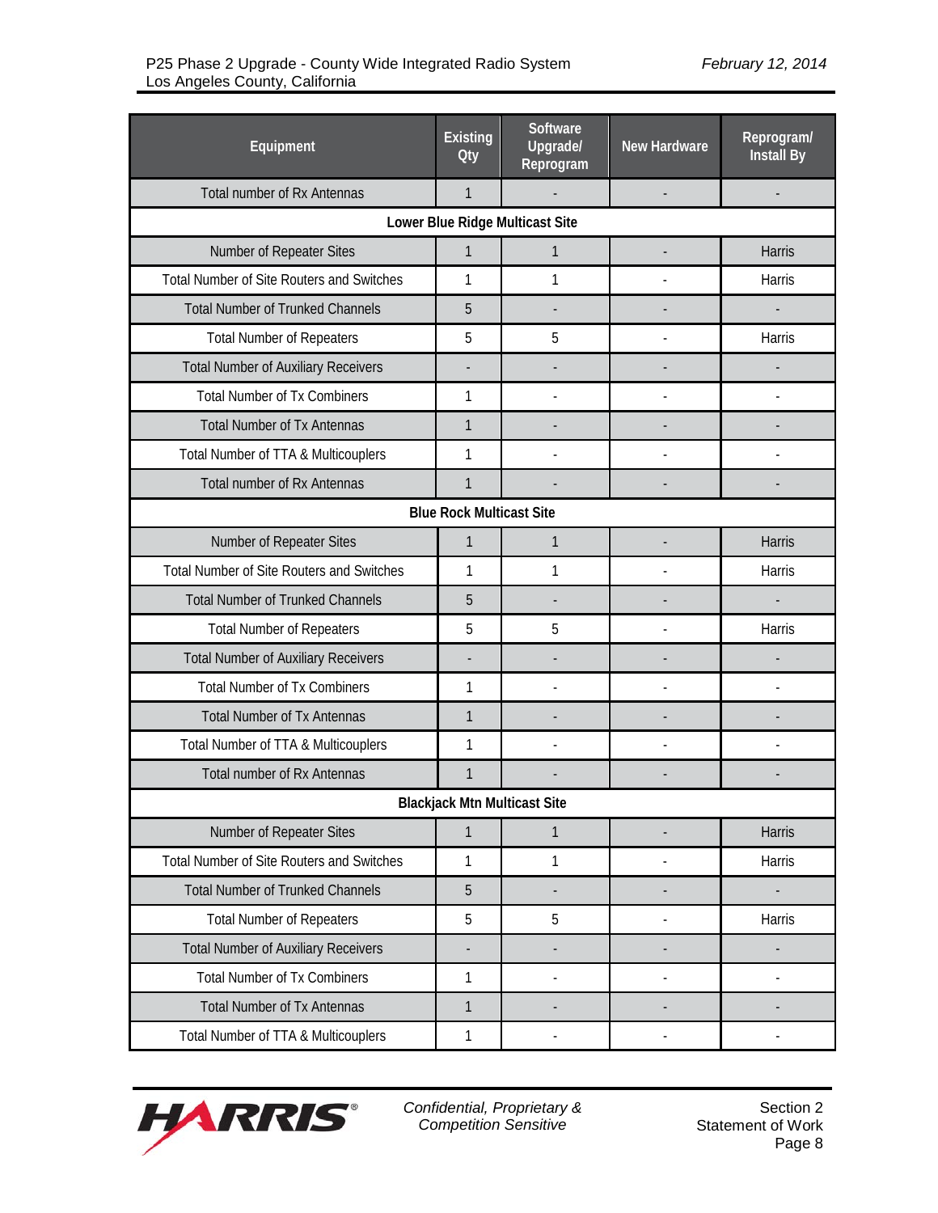| Equipment | Existing Qty | Software Upgrade/ Reprogram | New Hardware | Reprogram/ Install By |
|---|---|---|---|---|
| Total number of Rx Antennas | 1 | - | - | - |
| **Lower Blue Ridge Multicast Site** | | | | |
| Number of Repeater Sites | 1 | 1 | - | Harris |
| Total Number of Site Routers and Switches | 1 | 1 | - | Harris |
| Total Number of Trunked Channels | 5 | - | - | - |
| Total Number of Repeaters | 5 | 5 | - | Harris |
| Total Number of Auxiliary Receivers | - | - | - | - |
| Total Number of Tx Combiners | 1 | - | - | - |
| Total Number of Tx Antennas | 1 | - | - | - |
| Total Number of TTA & Multicouplers | 1 | - | - | - |
| Total number of Rx Antennas | 1 | - | - | - |
| **Blue Rock Multicast Site** | | | | |
| Number of Repeater Sites | 1 | 1 | - | Harris |
| Total Number of Site Routers and Switches | 1 | 1 | - | Harris |
| Total Number of Trunked Channels | 5 | - | - | - |
| Total Number of Repeaters | 5 | 5 | - | Harris |
| Total Number of Auxiliary Receivers | - | - | - | - |
| Total Number of Tx Combiners | 1 | - | - | - |
| Total Number of Tx Antennas | 1 | - | - | - |
| Total Number of TTA & Multicouplers | 1 | - | - | - |
| Total number of Rx Antennas | 1 | - | - | - |
| **Blackjack Mtn Multicast Site** | | | | |
| Number of Repeater Sites | 1 | 1 | - | Harris |
| Total Number of Site Routers and Switches | 1 | 1 | - | Harris |
| Total Number of Trunked Channels | 5 | - | - | - |
| Total Number of Repeaters | 5 | 5 | - | Harris |
| Total Number of Auxiliary Receivers | - | - | - | - |
| Total Number of Tx Combiners | 1 | - | - | - |
| Total Number of Tx Antennas | 1 | - | - | - |
| Total Number of TTA & Multicouplers | 1 | - | - | - |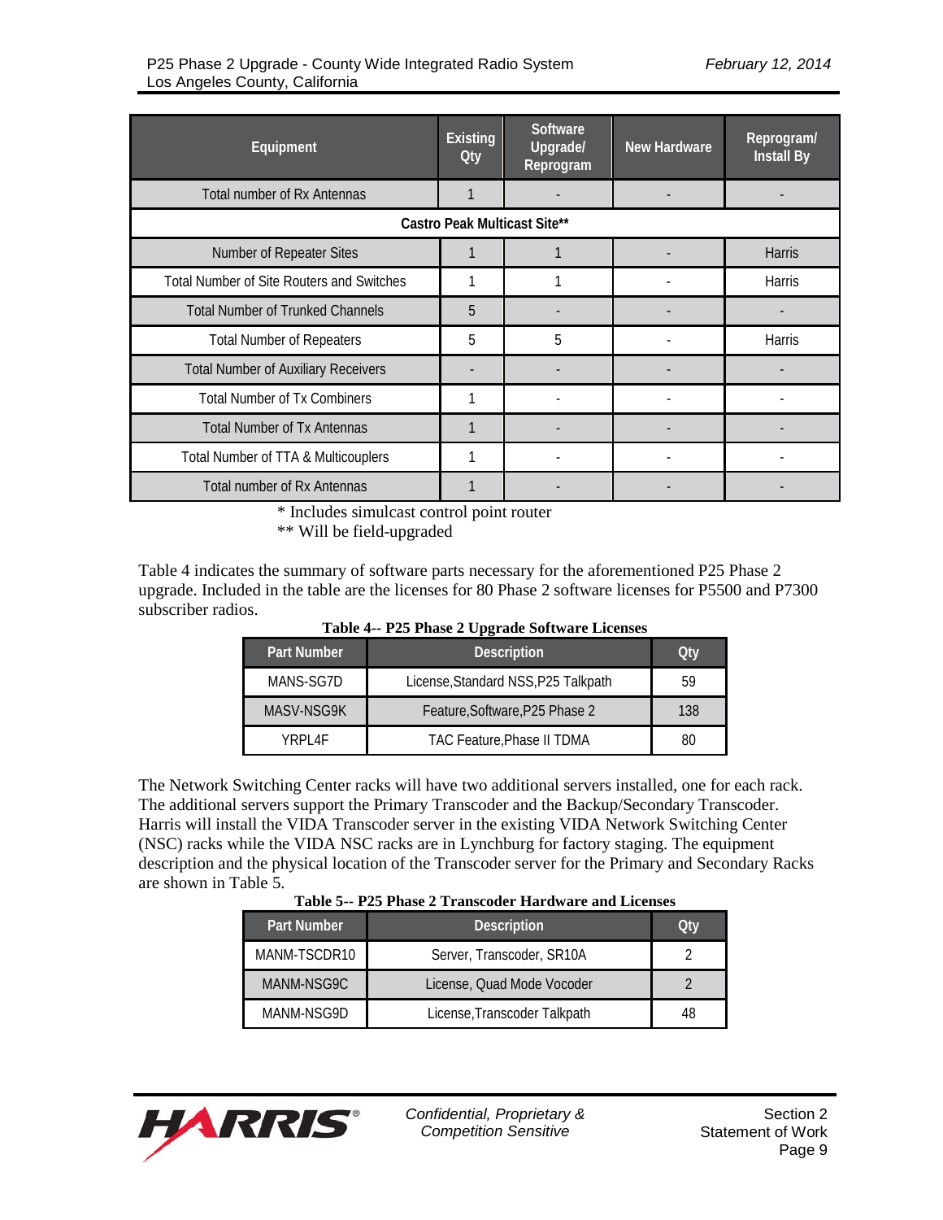| Equipment | Existing Qty | Software Upgrade/ Reprogram | New Hardware | Reprogram/ Install By |
|---|---|---|---|---|
| Total number of Rx Antennas | 1 | - | - | - |
| **Castro Peak Multicast Site**** | | | | |
| Number of Repeater Sites | 1 | 1 | - | Harris |
| Total Number of Site Routers and Switches | 1 | 1 | - | Harris |
| Total Number of Trunked Channels | 5 | - | - | - |
| Total Number of Repeaters | 5 | 5 | - | Harris |
| Total Number of Auxiliary Receivers | - | - | - | - |
| Total Number of Tx Combiners | 1 | - | - | - |
| Total Number of Tx Antennas | 1 | - | - | - |
| Total Number of TTA & Multicouplers | 1 | - | - | - |
| Total number of Rx Antennas | 1 | - | - | - |

\* Includes simulcast control point router

\*\* Will be field-upgraded

Table 4 indicates the summary of software parts necessary for the aforementioned P25 Phase 2 upgrade. Included in the table are the licenses for 80 Phase 2 software licenses for P5500 and P7300 subscriber radios.

**Table 4-- P25 Phase 2 Upgrade Software Licenses**

| Part Number | Description | Qty |
|---|---|---|
| MANS-SG7D | License,Standard NSS,P25 Talkpath | 59 |
| MASV-NSG9K | Feature,Software,P25 Phase 2 | 138 |
| YRPL4F | TAC Feature,Phase II TDMA | 80 |

The Network Switching Center racks will have two additional servers installed, one for each rack. The additional servers support the Primary Transcoder and the Backup/Secondary Transcoder. Harris will install the VIDA Transcoder server in the existing VIDA Network Switching Center (NSC) racks while the VIDA NSC racks are in Lynchburg for factory staging. The equipment description and the physical location of the Transcoder server for the Primary and Secondary Racks are shown in Table 5.

**Table 5-- P25 Phase 2 Transcoder Hardware and Licenses**

| Part Number | Description | Qty |
|---|---|---|
| MANM-TSCDR10 | Server, Transcoder, SR10A | 2 |
| MANM-NSG9C | License, Quad Mode Vocoder | 2 |
| MANM-NSG9D | License,Transcoder Talkpath | 48 |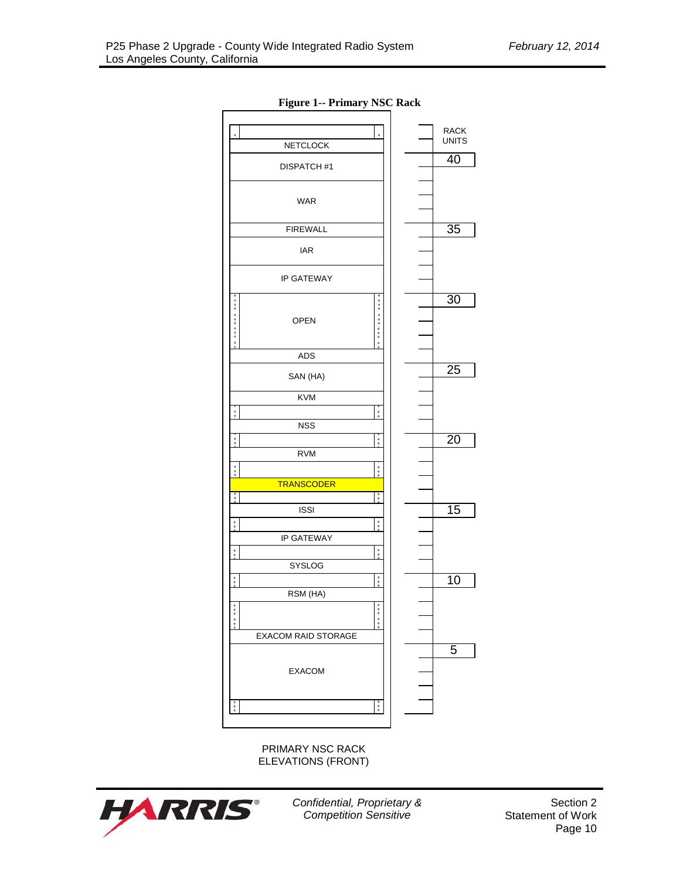**Figure 1-- Primary NSC Rack**

| Equipment | Rack Units |
| --- | --- |
| NETCLOCK | |
| DISPATCH #1 | 40 |
| WAR | |
| FIREWALL | 35 |
| IAR | |
| IP GATEWAY | |
| OPEN | 30 |
| ADS | |
| SAN (HA) | 25 |
| KVM | |
| NSS | |
| RVM | 20 |
| TRANSCODER | |
| ISSI | 15 |
| IP GATEWAY | |
| SYSLOG | |
| RSM (HA) | 10 |
| EXACOM RAID STORAGE | |
| EXACOM | 5 |

PRIMARY NSC RACK
ELEVATIONS (FRONT)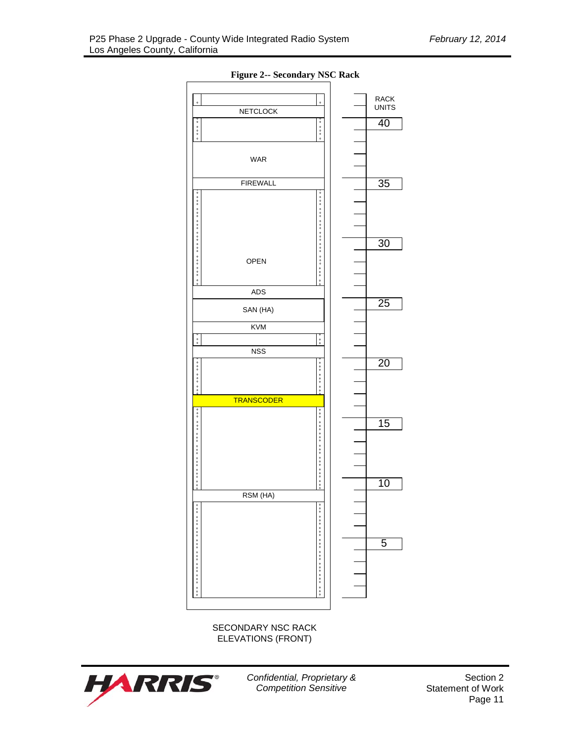**Figure 2-- Secondary NSC Rack**

NETCLOCK

WAR

FIREWALL

OPEN

ADS

SAN (HA)

KVM

NSS

TRANSCODER

RSM (HA)

RACK UNITS

40

35

30

25

20

15

10

5

SECONDARY NSC RACK ELEVATIONS (FRONT)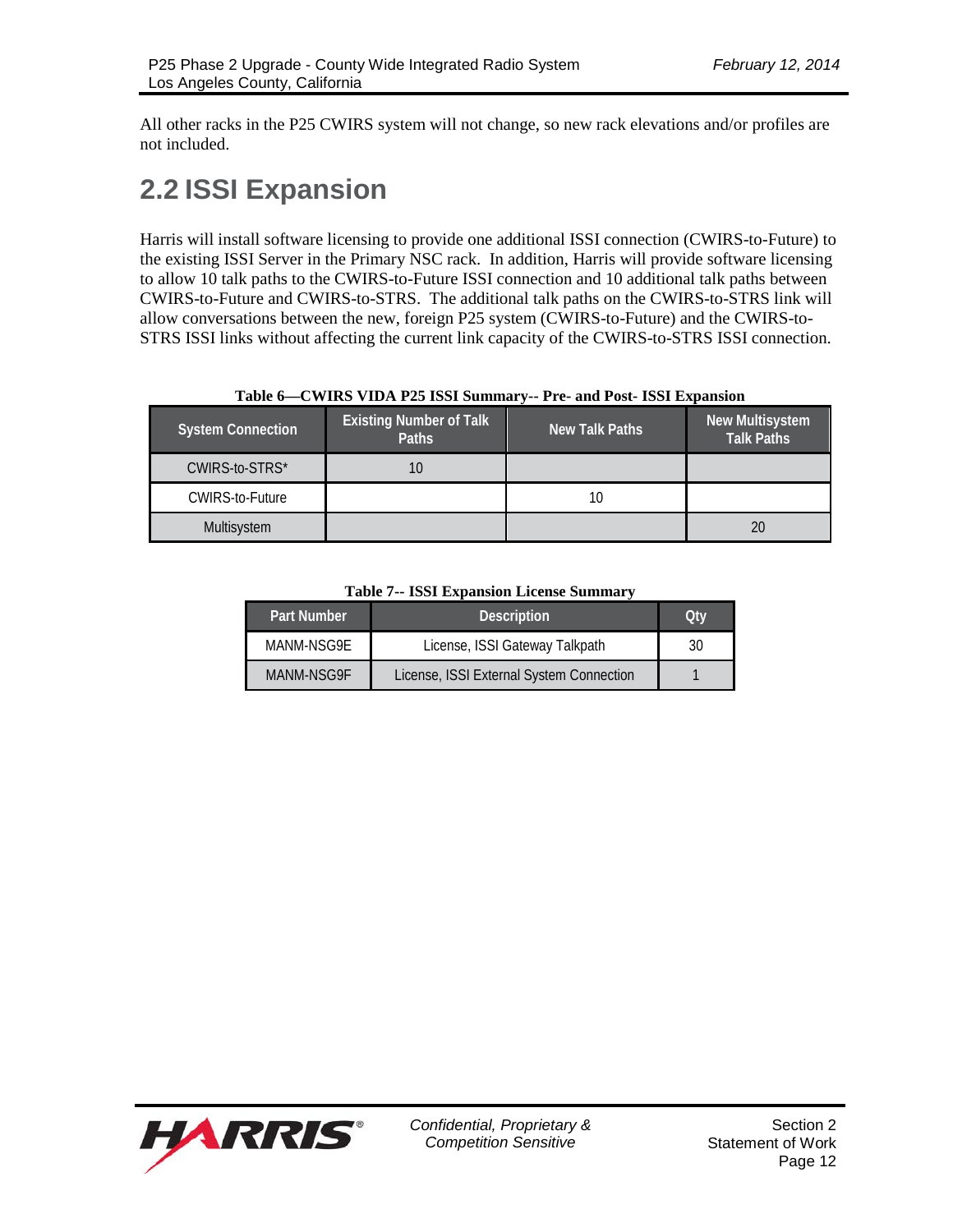All other racks in the P25 CWIRS system will not change, so new rack elevations and/or profiles are not included.

## 2.2 ISSI Expansion

Harris will install software licensing to provide one additional ISSI connection (CWIRS-to-Future) to the existing ISSI Server in the Primary NSC rack. In addition, Harris will provide software licensing to allow 10 talk paths to the CWIRS-to-Future ISSI connection and 10 additional talk paths between CWIRS-to-Future and CWIRS-to-STRS. The additional talk paths on the CWIRS-to-STRS link will allow conversations between the new, foreign P25 system (CWIRS-to-Future) and the CWIRS-to-STRS ISSI links without affecting the current link capacity of the CWIRS-to-STRS ISSI connection.

**Table 6—CWIRS VIDA P25 ISSI Summary-- Pre- and Post- ISSI Expansion**

| System Connection | Existing Number of Talk Paths | New Talk Paths | New Multisystem Talk Paths |
|---|---|---|---|
| CWIRS-to-STRS* | 10 | | |
| CWIRS-to-Future | | 10 | |
| Multisystem | | | 20 |

**Table 7-- ISSI Expansion License Summary**

| Part Number | Description | Qty |
|---|---|---|
| MANM-NSG9E | License, ISSI Gateway Talkpath | 30 |
| MANM-NSG9F | License, ISSI External System Connection | 1 |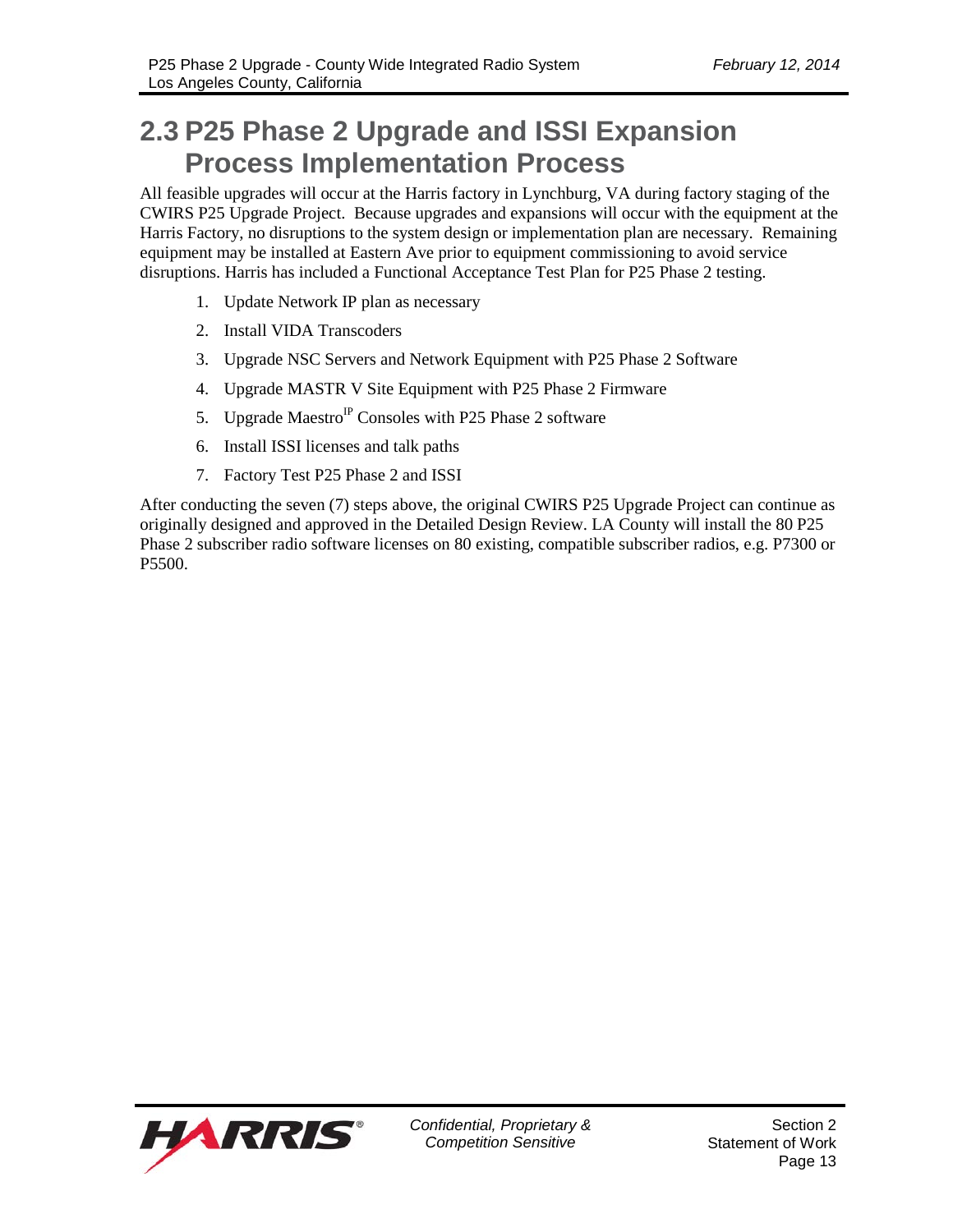## 2.3 P25 Phase 2 Upgrade and ISSI Expansion Process Implementation Process

All feasible upgrades will occur at the Harris factory in Lynchburg, VA during factory staging of the CWIRS P25 Upgrade Project. Because upgrades and expansions will occur with the equipment at the Harris Factory, no disruptions to the system design or implementation plan are necessary. Remaining equipment may be installed at Eastern Ave prior to equipment commissioning to avoid service disruptions. Harris has included a Functional Acceptance Test Plan for P25 Phase 2 testing.

1. Update Network IP plan as necessary
2. Install VIDA Transcoders
3. Upgrade NSC Servers and Network Equipment with P25 Phase 2 Software
4. Upgrade MASTR V Site Equipment with P25 Phase 2 Firmware
5. Upgrade Maestro$^{IP}$ Consoles with P25 Phase 2 software
6. Install ISSI licenses and talk paths
7. Factory Test P25 Phase 2 and ISSI

After conducting the seven (7) steps above, the original CWIRS P25 Upgrade Project can continue as originally designed and approved in the Detailed Design Review. LA County will install the 80 P25 Phase 2 subscriber radio software licenses on 80 existing, compatible subscriber radios, e.g. P7300 or P5500.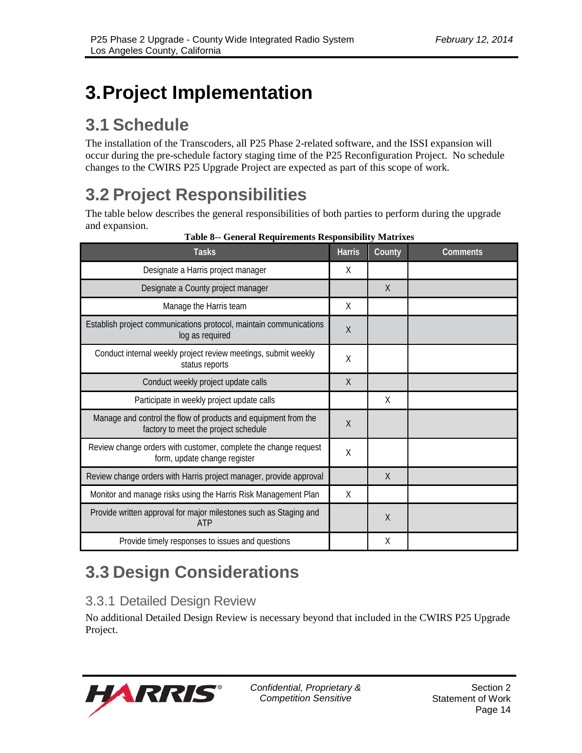# 3. Project Implementation

## 3.1 Schedule

The installation of the Transcoders, all P25 Phase 2-related software, and the ISSI expansion will occur during the pre-schedule factory staging time of the P25 Reconfiguration Project. No schedule changes to the CWIRS P25 Upgrade Project are expected as part of this scope of work.

## 3.2 Project Responsibilities

The table below describes the general responsibilities of both parties to perform during the upgrade and expansion.

**Table 8-- General Requirements Responsibility Matrixes**

| Tasks | Harris | County | Comments |
|---|---|---|---|
| Designate a Harris project manager | X | | |
| Designate a County project manager | | X | |
| Manage the Harris team | X | | |
| Establish project communications protocol, maintain communications log as required | X | | |
| Conduct internal weekly project review meetings, submit weekly status reports | X | | |
| Conduct weekly project update calls | X | | |
| Participate in weekly project update calls | | X | |
| Manage and control the flow of products and equipment from the factory to meet the project schedule | X | | |
| Review change orders with customer, complete the change request form, update change register | X | | |
| Review change orders with Harris project manager, provide approval | | X | |
| Monitor and manage risks using the Harris Risk Management Plan | X | | |
| Provide written approval for major milestones such as Staging and ATP | | X | |
| Provide timely responses to issues and questions | | X | |

## 3.3 Design Considerations

### 3.3.1 Detailed Design Review

No additional Detailed Design Review is necessary beyond that included in the CWIRS P25 Upgrade Project.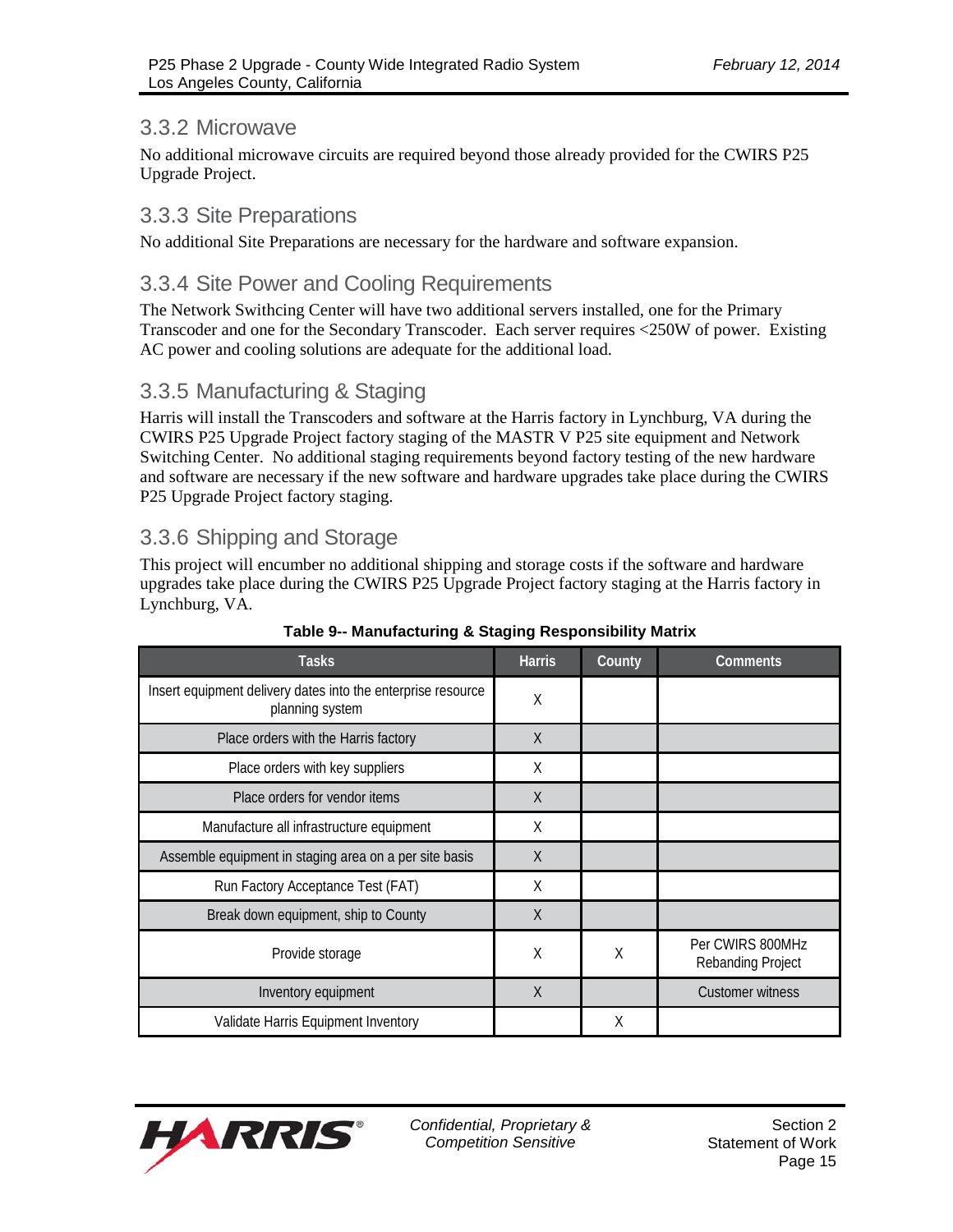### 3.3.2 Microwave

No additional microwave circuits are required beyond those already provided for the CWIRS P25 Upgrade Project.

### 3.3.3 Site Preparations

No additional Site Preparations are necessary for the hardware and software expansion.

### 3.3.4 Site Power and Cooling Requirements

The Network Swithcing Center will have two additional servers installed, one for the Primary Transcoder and one for the Secondary Transcoder. Each server requires <250W of power. Existing AC power and cooling solutions are adequate for the additional load.

### 3.3.5 Manufacturing & Staging

Harris will install the Transcoders and software at the Harris factory in Lynchburg, VA during the CWIRS P25 Upgrade Project factory staging of the MASTR V P25 site equipment and Network Switching Center. No additional staging requirements beyond factory testing of the new hardware and software are necessary if the new software and hardware upgrades take place during the CWIRS P25 Upgrade Project factory staging.

### 3.3.6 Shipping and Storage

This project will encumber no additional shipping and storage costs if the software and hardware upgrades take place during the CWIRS P25 Upgrade Project factory staging at the Harris factory in Lynchburg, VA.

**Table 9-- Manufacturing & Staging Responsibility Matrix**

| Tasks | Harris | County | Comments |
|---|---|---|---|
| Insert equipment delivery dates into the enterprise resource planning system | X | | |
| Place orders with the Harris factory | X | | |
| Place orders with key suppliers | X | | |
| Place orders for vendor items | X | | |
| Manufacture all infrastructure equipment | X | | |
| Assemble equipment in staging area on a per site basis | X | | |
| Run Factory Acceptance Test (FAT) | X | | |
| Break down equipment, ship to County | X | | |
| Provide storage | X | X | Per CWIRS 800MHz Rebanding Project |
| Inventory equipment | X | | Customer witness |
| Validate Harris Equipment Inventory | | X | |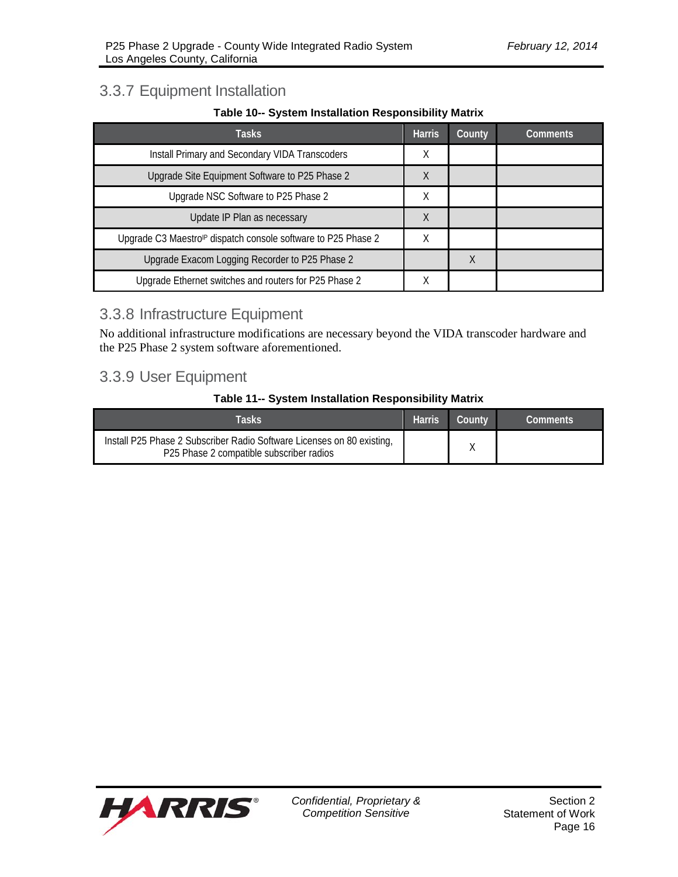### 3.3.7 Equipment Installation

**Table 10-- System Installation Responsibility Matrix**

| Tasks | Harris | County | Comments |
|---|---|---|---|
| Install Primary and Secondary VIDA Transcoders | X | | |
| Upgrade Site Equipment Software to P25 Phase 2 | X | | |
| Upgrade NSC Software to P25 Phase 2 | X | | |
| Update IP Plan as necessary | X | | |
| Upgrade C3 Maestro[IP] dispatch console software to P25 Phase 2 | X | | |
| Upgrade Exacom Logging Recorder to P25 Phase 2 | | X | |
| Upgrade Ethernet switches and routers for P25 Phase 2 | X | | |

### 3.3.8 Infrastructure Equipment

No additional infrastructure modifications are necessary beyond the VIDA transcoder hardware and the P25 Phase 2 system software aforementioned.

### 3.3.9 User Equipment

**Table 11-- System Installation Responsibility Matrix**

| Tasks | Harris | County | Comments |
|---|---|---|---|
| Install P25 Phase 2 Subscriber Radio Software Licenses on 80 existing, P25 Phase 2 compatible subscriber radios | | X | |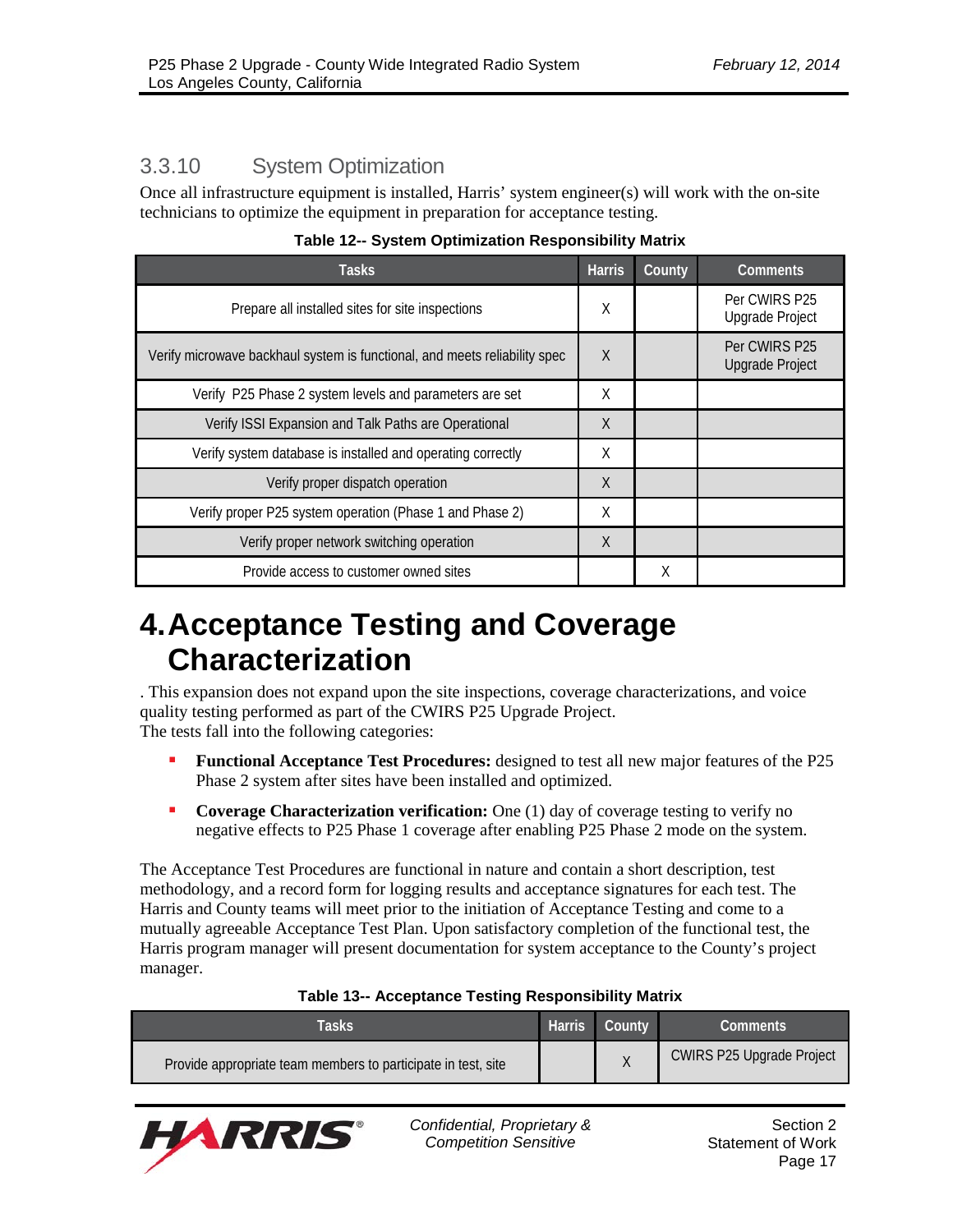### 3.3.10 System Optimization

Once all infrastructure equipment is installed, Harris' system engineer(s) will work with the on-site technicians to optimize the equipment in preparation for acceptance testing.

**Table 12-- System Optimization Responsibility Matrix**

| Tasks | Harris | County | Comments |
|---|---|---|---|
| Prepare all installed sites for site inspections | X | | Per CWIRS P25 Upgrade Project |
| Verify microwave backhaul system is functional, and meets reliability spec | X | | Per CWIRS P25 Upgrade Project |
| Verify P25 Phase 2 system levels and parameters are set | X | | |
| Verify ISSI Expansion and Talk Paths are Operational | X | | |
| Verify system database is installed and operating correctly | X | | |
| Verify proper dispatch operation | X | | |
| Verify proper P25 system operation (Phase 1 and Phase 2) | X | | |
| Verify proper network switching operation | X | | |
| Provide access to customer owned sites | | X | |

# 4. Acceptance Testing and Coverage Characterization

. This expansion does not expand upon the site inspections, coverage characterizations, and voice quality testing performed as part of the CWIRS P25 Upgrade Project.
The tests fall into the following categories:

- **Functional Acceptance Test Procedures:** designed to test all new major features of the P25 Phase 2 system after sites have been installed and optimized.
- **Coverage Characterization verification:** One (1) day of coverage testing to verify no negative effects to P25 Phase 1 coverage after enabling P25 Phase 2 mode on the system.

The Acceptance Test Procedures are functional in nature and contain a short description, test methodology, and a record form for logging results and acceptance signatures for each test. The Harris and County teams will meet prior to the initiation of Acceptance Testing and come to a mutually agreeable Acceptance Test Plan. Upon satisfactory completion of the functional test, the Harris program manager will present documentation for system acceptance to the County's project manager.

**Table 13-- Acceptance Testing Responsibility Matrix**

| Tasks | Harris | County | Comments |
|---|---|---|---|
| Provide appropriate team members to participate in test, site | | X | CWIRS P25 Upgrade Project |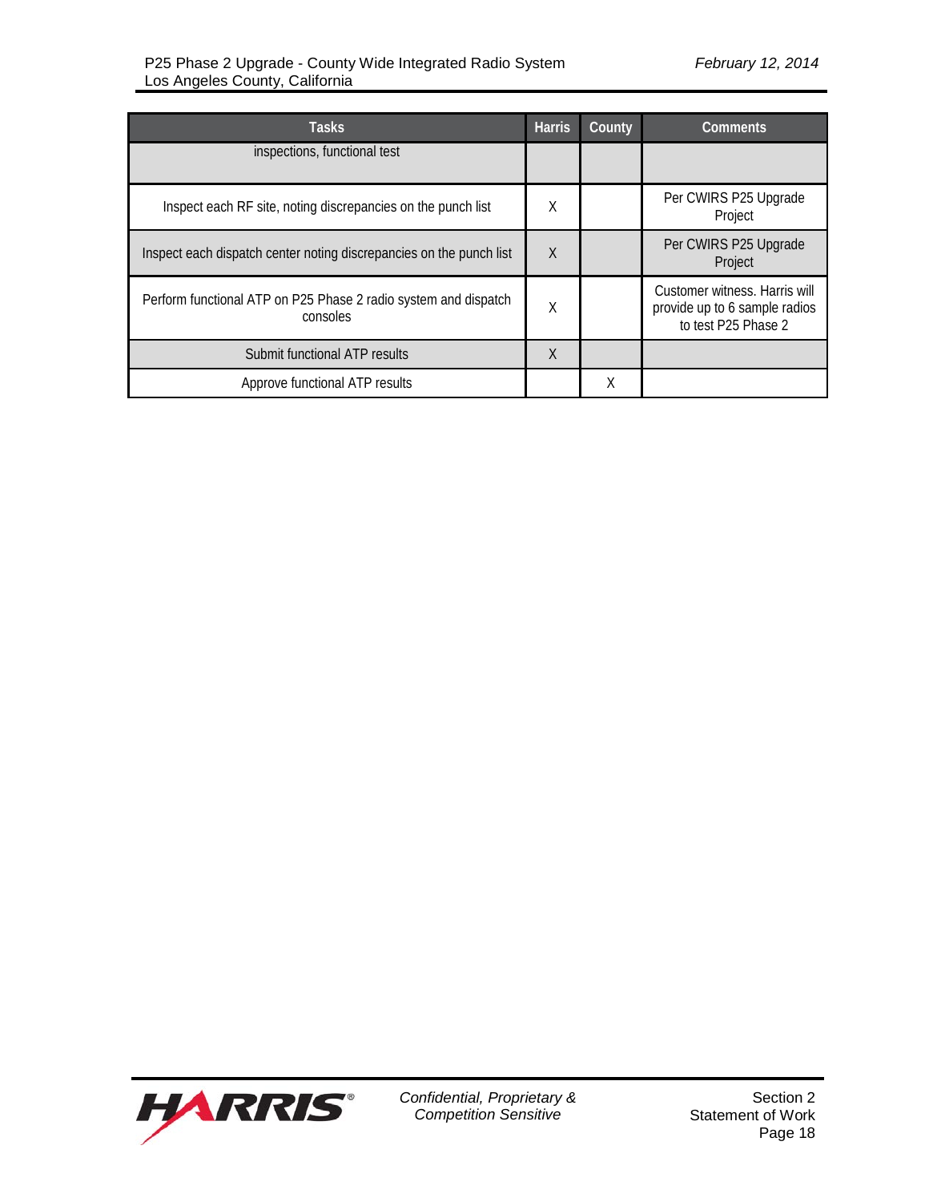| Tasks | Harris | County | Comments |
|---|---|---|---|
| inspections, functional test | | | |
| Inspect each RF site, noting discrepancies on the punch list | X | | Per CWIRS P25 Upgrade Project |
| Inspect each dispatch center noting discrepancies on the punch list | X | | Per CWIRS P25 Upgrade Project |
| Perform functional ATP on P25 Phase 2 radio system and dispatch consoles | X | | Customer witness. Harris will provide up to 6 sample radios to test P25 Phase 2 |
| Submit functional ATP results | X | | |
| Approve functional ATP results | | X | |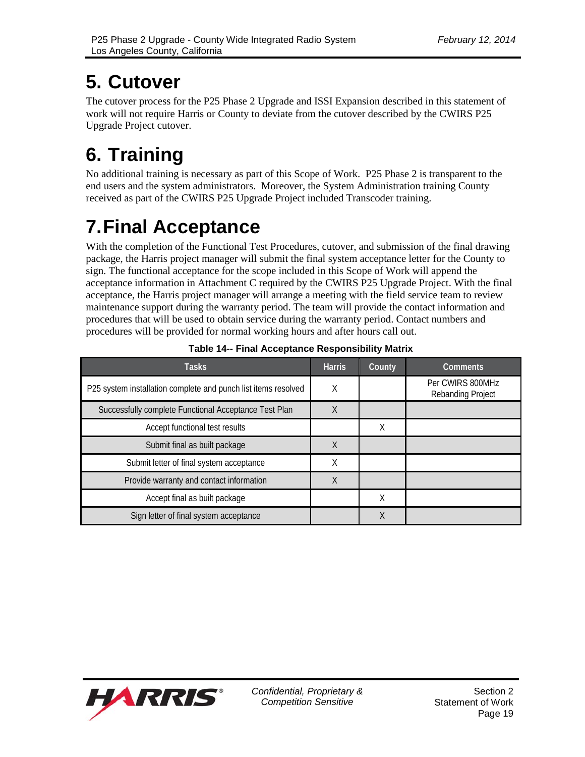# 5. Cutover

The cutover process for the P25 Phase 2 Upgrade and ISSI Expansion described in this statement of work will not require Harris or County to deviate from the cutover described by the CWIRS P25 Upgrade Project cutover.

# 6. Training

No additional training is necessary as part of this Scope of Work. P25 Phase 2 is transparent to the end users and the system administrators. Moreover, the System Administration training County received as part of the CWIRS P25 Upgrade Project included Transcoder training.

# 7. Final Acceptance

With the completion of the Functional Test Procedures, cutover, and submission of the final drawing package, the Harris project manager will submit the final system acceptance letter for the County to sign. The functional acceptance for the scope included in this Scope of Work will append the acceptance information in Attachment C required by the CWIRS P25 Upgrade Project. With the final acceptance, the Harris project manager will arrange a meeting with the field service team to review maintenance support during the warranty period. The team will provide the contact information and procedures that will be used to obtain service during the warranty period. Contact numbers and procedures will be provided for normal working hours and after hours call out.

**Table 14-- Final Acceptance Responsibility Matrix**

| Tasks | Harris | County | Comments |
|---|---|---|---|
| P25 system installation complete and punch list items resolved | X | | Per CWIRS 800MHz Rebanding Project |
| Successfully complete Functional Acceptance Test Plan | X | | |
| Accept functional test results | | X | |
| Submit final as built package | X | | |
| Submit letter of final system acceptance | X | | |
| Provide warranty and contact information | X | | |
| Accept final as built package | | X | |
| Sign letter of final system acceptance | | X | |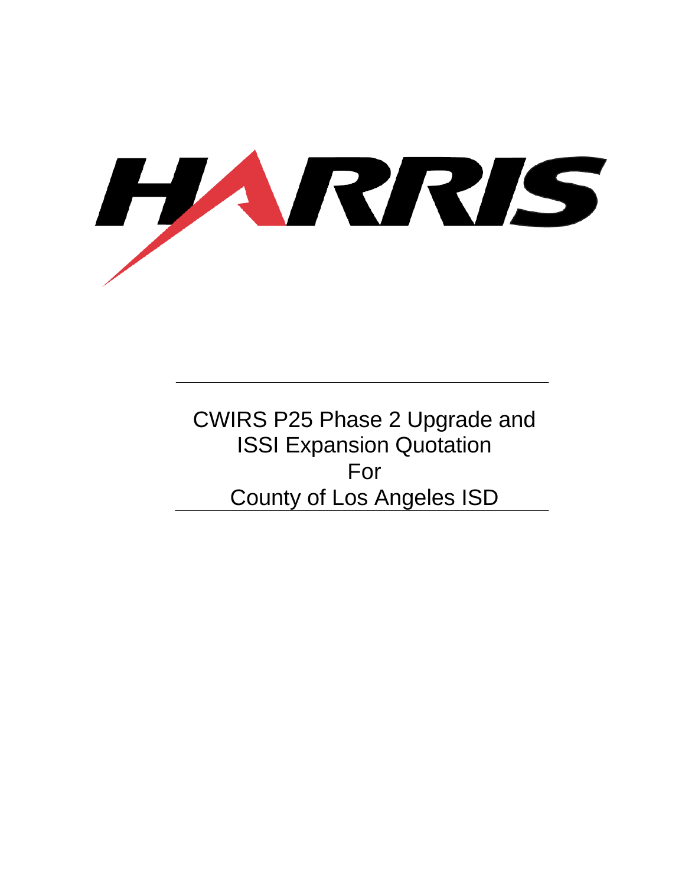HARRIS

CWIRS P25 Phase 2 Upgrade and ISSI Expansion Quotation For County of Los Angeles ISD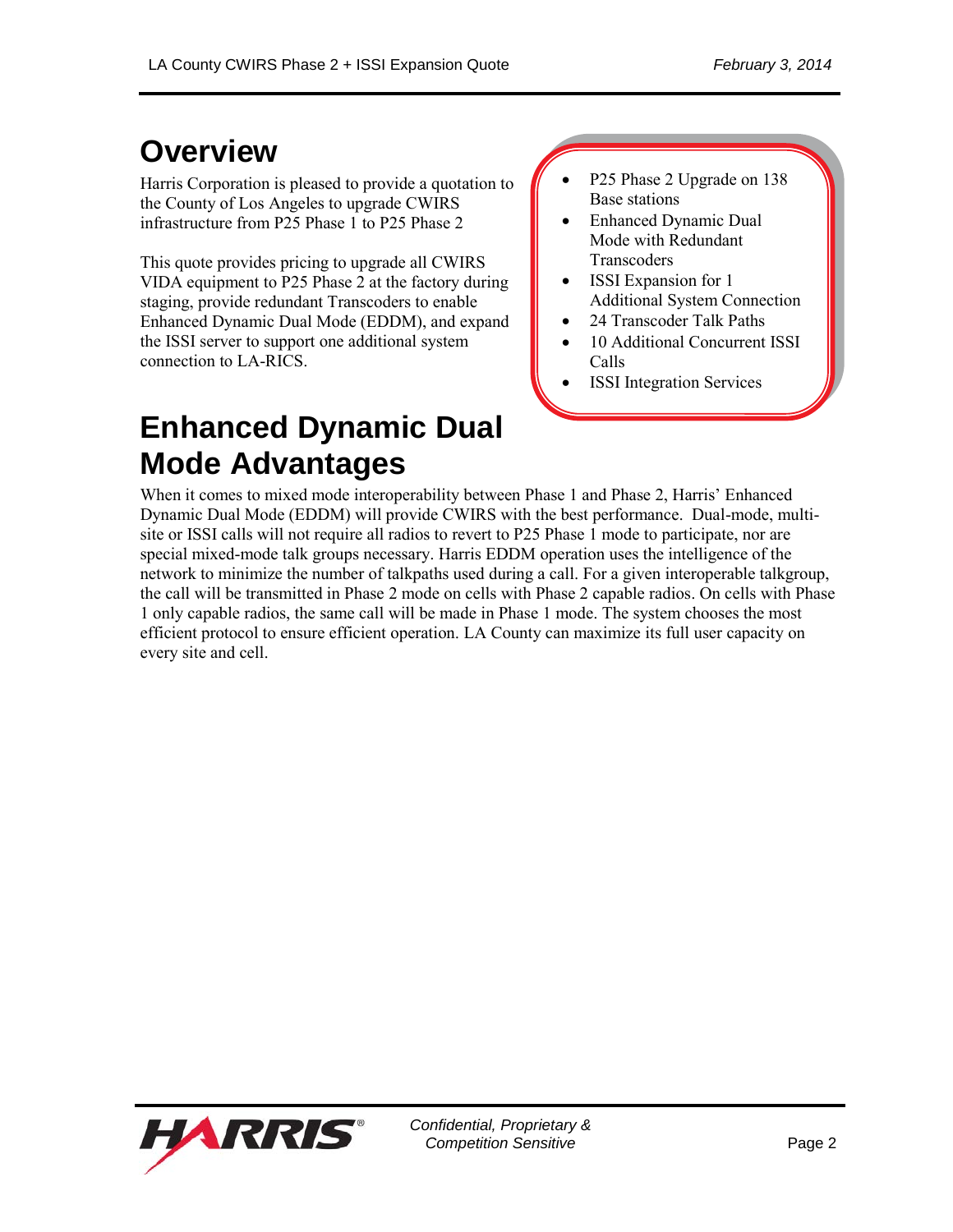# Overview

Harris Corporation is pleased to provide a quotation to the County of Los Angeles to upgrade CWIRS infrastructure from P25 Phase 1 to P25 Phase 2

This quote provides pricing to upgrade all CWIRS VIDA equipment to P25 Phase 2 at the factory during staging, provide redundant Transcoders to enable Enhanced Dynamic Dual Mode (EDDM), and expand the ISSI server to support one additional system connection to LA-RICS.

- P25 Phase 2 Upgrade on 138 Base stations
- Enhanced Dynamic Dual Mode with Redundant Transcoders
- ISSI Expansion for 1 Additional System Connection
- 24 Transcoder Talk Paths
- 10 Additional Concurrent ISSI Calls
- ISSI Integration Services

# Enhanced Dynamic Dual Mode Advantages

When it comes to mixed mode interoperability between Phase 1 and Phase 2, Harris' Enhanced Dynamic Dual Mode (EDDM) will provide CWIRS with the best performance. Dual-mode, multi-site or ISSI calls will not require all radios to revert to P25 Phase 1 mode to participate, nor are special mixed-mode talk groups necessary. Harris EDDM operation uses the intelligence of the network to minimize the number of talkpaths used during a call. For a given interoperable talkgroup, the call will be transmitted in Phase 2 mode on cells with Phase 2 capable radios. On cells with Phase 1 only capable radios, the same call will be made in Phase 1 mode. The system chooses the most efficient protocol to ensure efficient operation. LA County can maximize its full user capacity on every site and cell.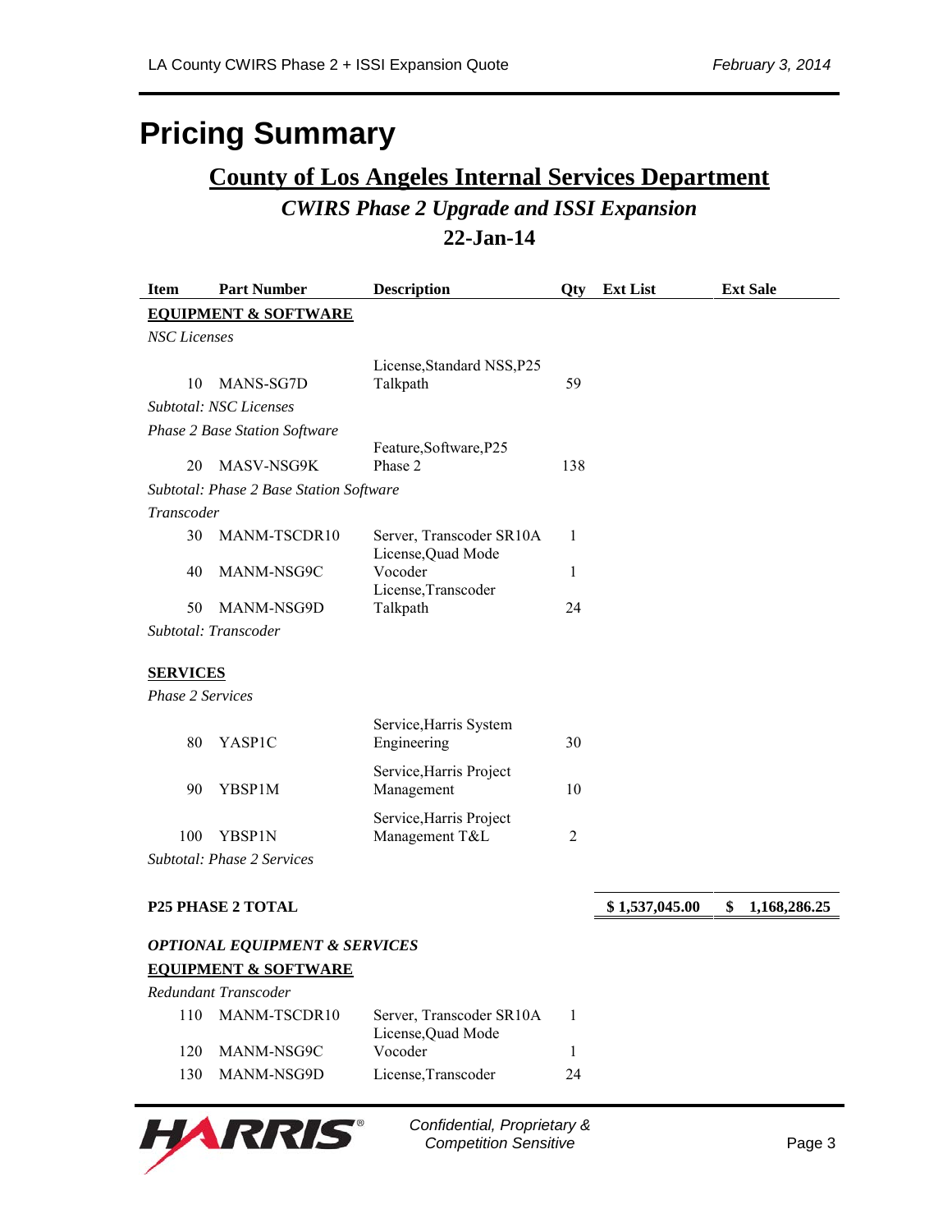# Pricing Summary

## County of Los Angeles Internal Services Department

### *CWIRS Phase 2 Upgrade and ISSI Expansion*

### 22-Jan-14

| Item | Part Number | Description | Qty | Ext List | Ext Sale |
|---|---|---|---|---|---|
| **EQUIPMENT & SOFTWARE** | | | | | |
| *NSC Licenses* | | | | | |
| 10 | MANS-SG7D | License,Standard NSS,P25 Talkpath | 59 | | |
| *Subtotal: NSC Licenses* | | | | | |
| *Phase 2 Base Station Software* | | | | | |
| 20 | MASV-NSG9K | Feature,Software,P25 Phase 2 | 138 | | |
| *Subtotal: Phase 2 Base Station Software* | | | | | |
| *Transcoder* | | | | | |
| 30 | MANM-TSCDR10 | Server, Transcoder SR10A | 1 | | |
| 40 | MANM-NSG9C | License,Quad Mode Vocoder | 1 | | |
| 50 | MANM-NSG9D | License,Transcoder Talkpath | 24 | | |
| *Subtotal: Transcoder* | | | | | |
| **SERVICES** | | | | | |
| *Phase 2 Services* | | | | | |
| 80 | YASP1C | Service,Harris System Engineering | 30 | | |
| 90 | YBSP1M | Service,Harris Project Management | 10 | | |
| 100 | YBSP1N | Service,Harris Project Management T&L | 2 | | |
| *Subtotal: Phase 2 Services* | | | | | |
| **P25 PHASE 2 TOTAL** | | | | **$ 1,537,045.00** | **$ 1,168,286.25** |
| ***OPTIONAL EQUIPMENT & SERVICES*** | | | | | |
| **EQUIPMENT & SOFTWARE** | | | | | |
| *Redundant Transcoder* | | | | | |
| 110 | MANM-TSCDR10 | Server, Transcoder SR10A | 1 | | |
| 120 | MANM-NSG9C | License,Quad Mode Vocoder | 1 | | |
| 130 | MANM-NSG9D | License,Transcoder | 24 | | |

Confidential, Proprietary & Competition Sensitive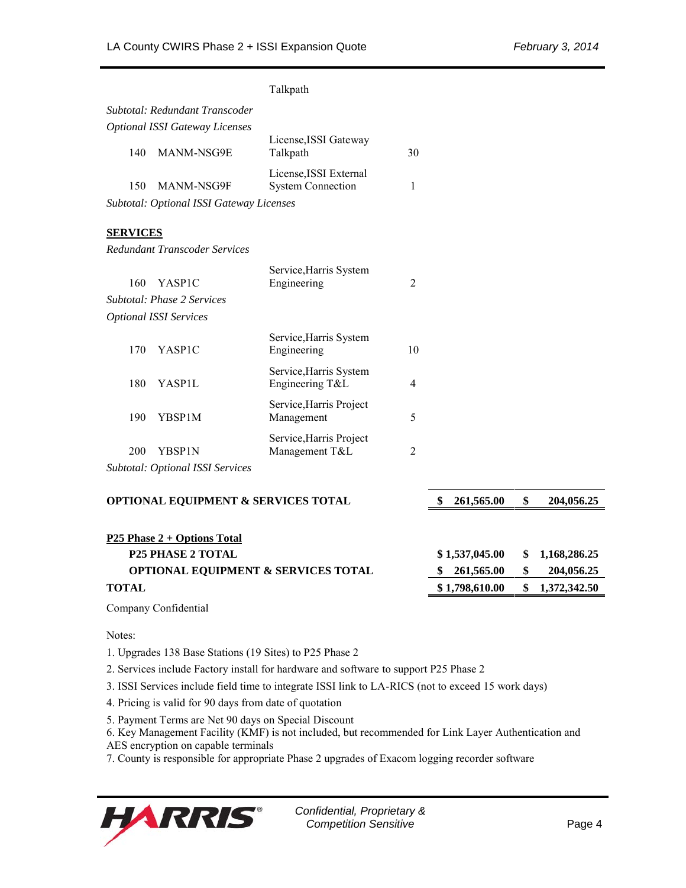| | | Description | Qty | | |
|---|---|---|---|---|---|
| | | Talkpath | | | |
| *Subtotal: Redundant Transcoder* | | | | | |
| *Optional ISSI Gateway Licenses* | | | | | |
| 140 | MANM-NSG9E | License,ISSI Gateway Talkpath | 30 | | |
| 150 | MANM-NSG9F | License,ISSI External System Connection | 1 | | |
| *Subtotal: Optional ISSI Gateway Licenses* | | | | | |

**SERVICES**

| | | Description | Qty | | |
|---|---|---|---|---|---|
| *Redundant Transcoder Services* | | | | | |
| 160 | YASP1C | Service,Harris System Engineering | 2 | | |
| *Subtotal: Phase 2 Services* | | | | | |
| *Optional ISSI Services* | | | | | |
| 170 | YASP1C | Service,Harris System Engineering | 10 | | |
| 180 | YASP1L | Service,Harris System Engineering T&L | 4 | | |
| 190 | YBSP1M | Service,Harris Project Management | 5 | | |
| 200 | YBSP1N | Service,Harris Project Management T&L | 2 | | |
| *Subtotal: Optional ISSI Services* | | | | | |
| **OPTIONAL EQUIPMENT & SERVICES TOTAL** | | | | **$ 261,565.00** | **$ 204,056.25** |

| **P25 Phase 2 + Options Total** | | |
|---|---|---|
| **P25 PHASE 2 TOTAL** | **$ 1,537,045.00** | **$ 1,168,286.25** |
| **OPTIONAL EQUIPMENT & SERVICES TOTAL** | **$ 261,565.00** | **$ 204,056.25** |
| **TOTAL** | **$ 1,798,610.00** | **$ 1,372,342.50** |

Company Confidential

Notes:

1. Upgrades 138 Base Stations (19 Sites) to P25 Phase 2
2. Services include Factory install for hardware and software to support P25 Phase 2
3. ISSI Services include field time to integrate ISSI link to LA-RICS (not to exceed 15 work days)
4. Pricing is valid for 90 days from date of quotation
5. Payment Terms are Net 90 days on Special Discount
6. Key Management Facility (KMF) is not included, but recommended for Link Layer Authentication and AES encryption on capable terminals
7. County is responsible for appropriate Phase 2 upgrades of Exacom logging recorder software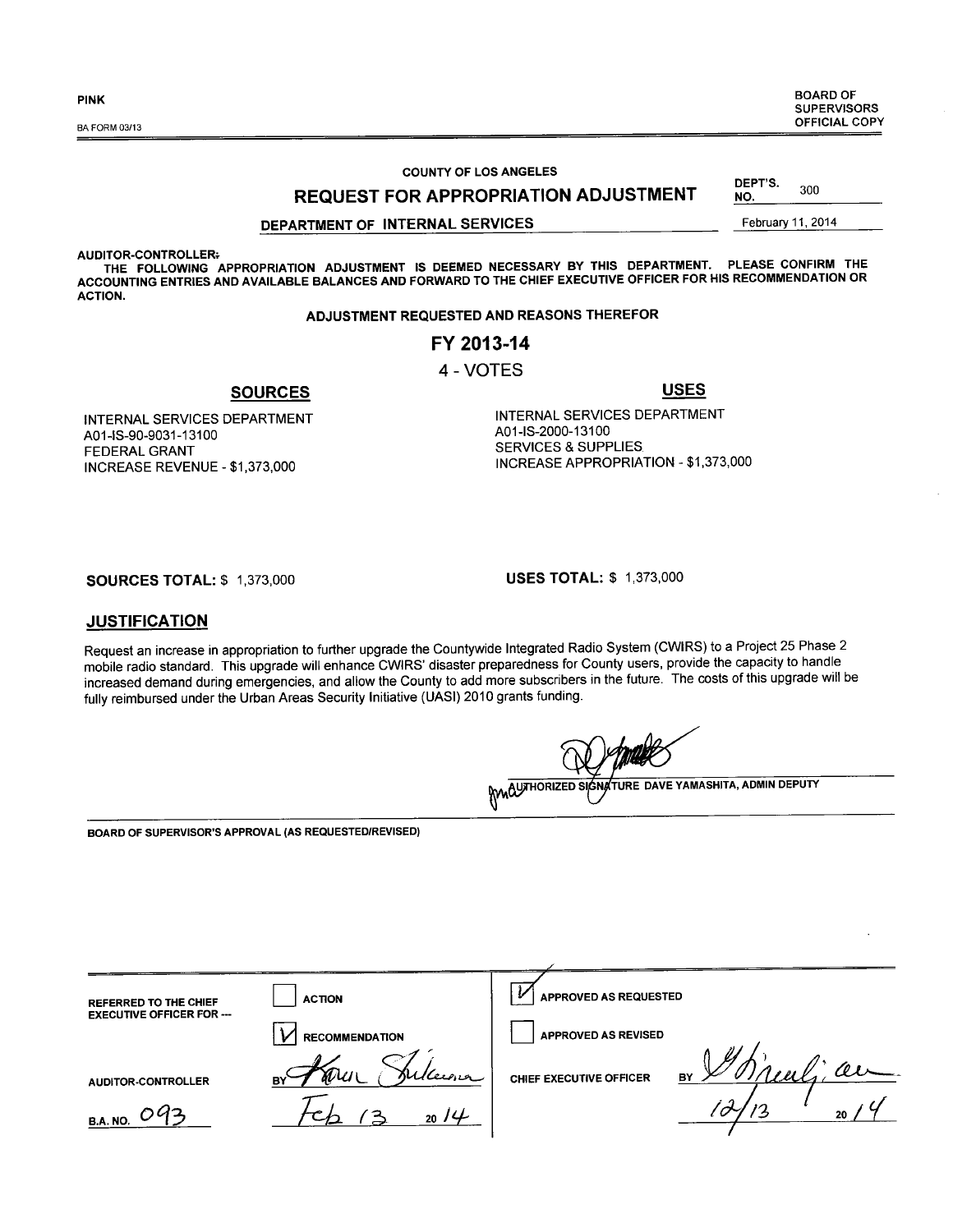PINK

BA FORM 03/13

BOARD OF SUPERVISORS OFFICIAL COPY

COUNTY OF LOS ANGELES

## REQUEST FOR APPROPRIATION ADJUSTMENT

DEPT'S. NO. 300

DEPARTMENT OF INTERNAL SERVICES

February 11, 2014

**AUDITOR-CONTROLLER:**

**THE FOLLOWING APPROPRIATION ADJUSTMENT IS DEEMED NECESSARY BY THIS DEPARTMENT. PLEASE CONFIRM THE ACCOUNTING ENTRIES AND AVAILABLE BALANCES AND FORWARD TO THE CHIEF EXECUTIVE OFFICER FOR HIS RECOMMENDATION OR ACTION.**

**ADJUSTMENT REQUESTED AND REASONS THEREFOR**

**FY 2013-14**

4 - VOTES

**SOURCES**

INTERNAL SERVICES DEPARTMENT
A01-IS-90-9031-13100
FEDERAL GRANT
INCREASE REVENUE - $1,373,000

**USES**

INTERNAL SERVICES DEPARTMENT
A01-IS-2000-13100
SERVICES & SUPPLIES
INCREASE APPROPRIATION - $1,373,000

**SOURCES TOTAL:** $ 1,373,000

**USES TOTAL:** $ 1,373,000

**JUSTIFICATION**

Request an increase in appropriation to further upgrade the Countywide Integrated Radio System (CWIRS) to a Project 25 Phase 2 mobile radio standard. This upgrade will enhance CWIRS' disaster preparedness for County users, provide the capacity to handle increased demand during emergencies, and allow the County to add more subscribers in the future. The costs of this upgrade will be fully reimbursed under the Urban Areas Security Initiative (UASI) 2010 grants funding.

AUTHORIZED SIGNATURE DAVE YAMASHITA, ADMIN DEPUTY

BOARD OF SUPERVISOR'S APPROVAL (AS REQUESTED/REVISED)

| REFERRED TO THE CHIEF EXECUTIVE OFFICER FOR --- | ☐ ACTION | ☑ APPROVED AS REQUESTED | |
|---|---|---|---|
| | ☑ RECOMMENDATION | ☐ APPROVED AS REVISED | |
| AUDITOR-CONTROLLER | BY Karen Shikuma | CHIEF EXECUTIVE OFFICER | BY [signature] |
| B.A. NO. 093 | Feb 13 2014 | | 12/13 2014 |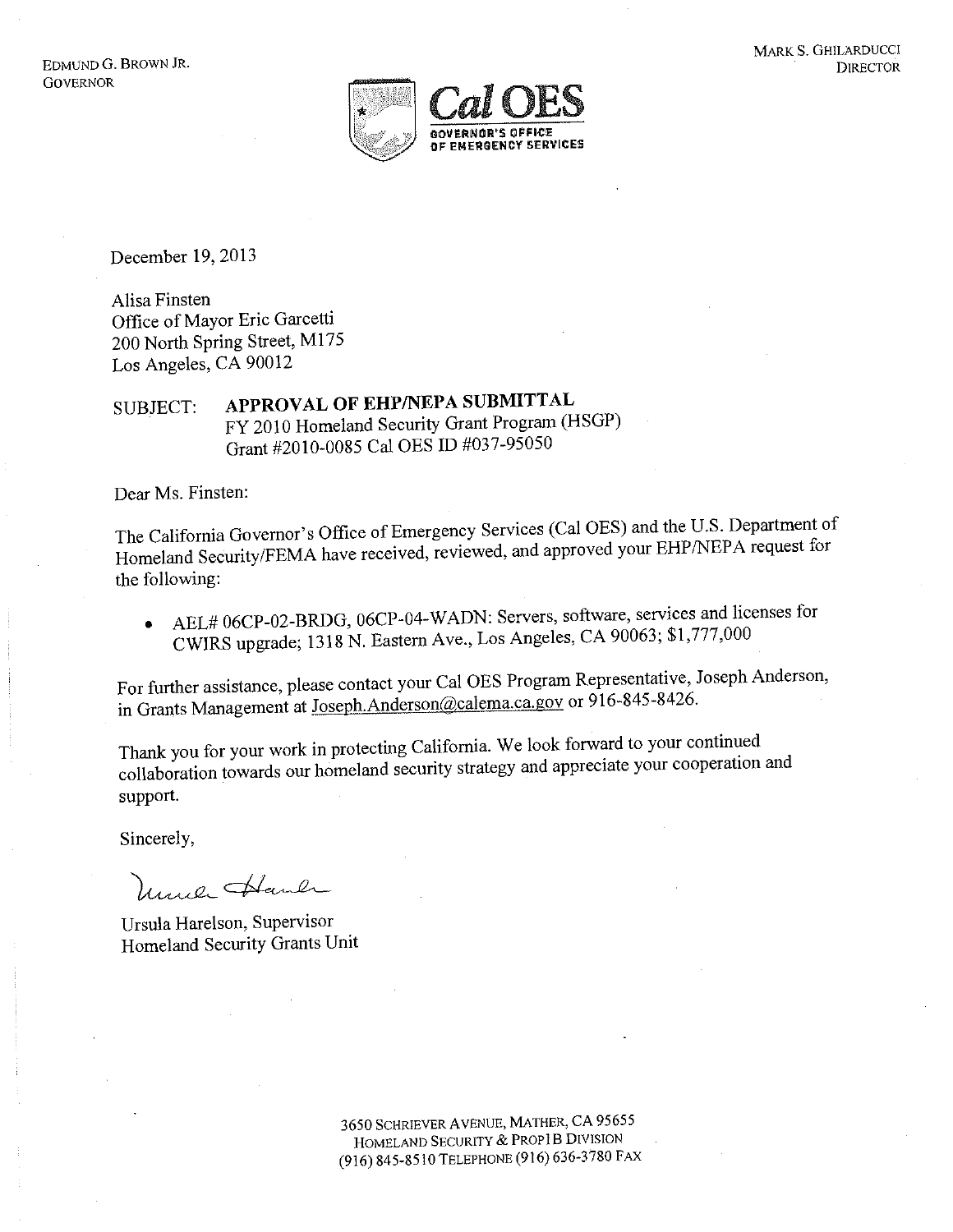EDMUND G. BROWN JR.
GOVERNOR

**Cal OES**
GOVERNOR'S OFFICE
OF EMERGENCY SERVICES

MARK S. GHILARDUCCI
DIRECTOR

December 19, 2013

Alisa Finsten
Office of Mayor Eric Garcetti
200 North Spring Street, M175
Los Angeles, CA 90012

SUBJECT: **APPROVAL OF EHP/NEPA SUBMITTAL**
FY 2010 Homeland Security Grant Program (HSGP)
Grant #2010-0085 Cal OES ID #037-95050

Dear Ms. Finsten:

The California Governor's Office of Emergency Services (Cal OES) and the U.S. Department of Homeland Security/FEMA have received, reviewed, and approved your EHP/NEPA request for the following:

- AEL# 06CP-02-BRDG, 06CP-04-WADN: Servers, software, services and licenses for CWIRS upgrade; 1318 N. Eastern Ave., Los Angeles, CA 90063; $1,777,000

For further assistance, please contact your Cal OES Program Representative, Joseph Anderson, in Grants Management at Joseph.Anderson@calema.ca.gov or 916-845-8426.

Thank you for your work in protecting California. We look forward to your continued collaboration towards our homeland security strategy and appreciate your cooperation and support.

Sincerely,

Ursula Harelson, Supervisor
Homeland Security Grants Unit

3650 SCHRIEVER AVENUE, MATHER, CA 95655
HOMELAND SECURITY & PROP1B DIVISION
(916) 845-8510 TELEPHONE (916) 636-3780 FAX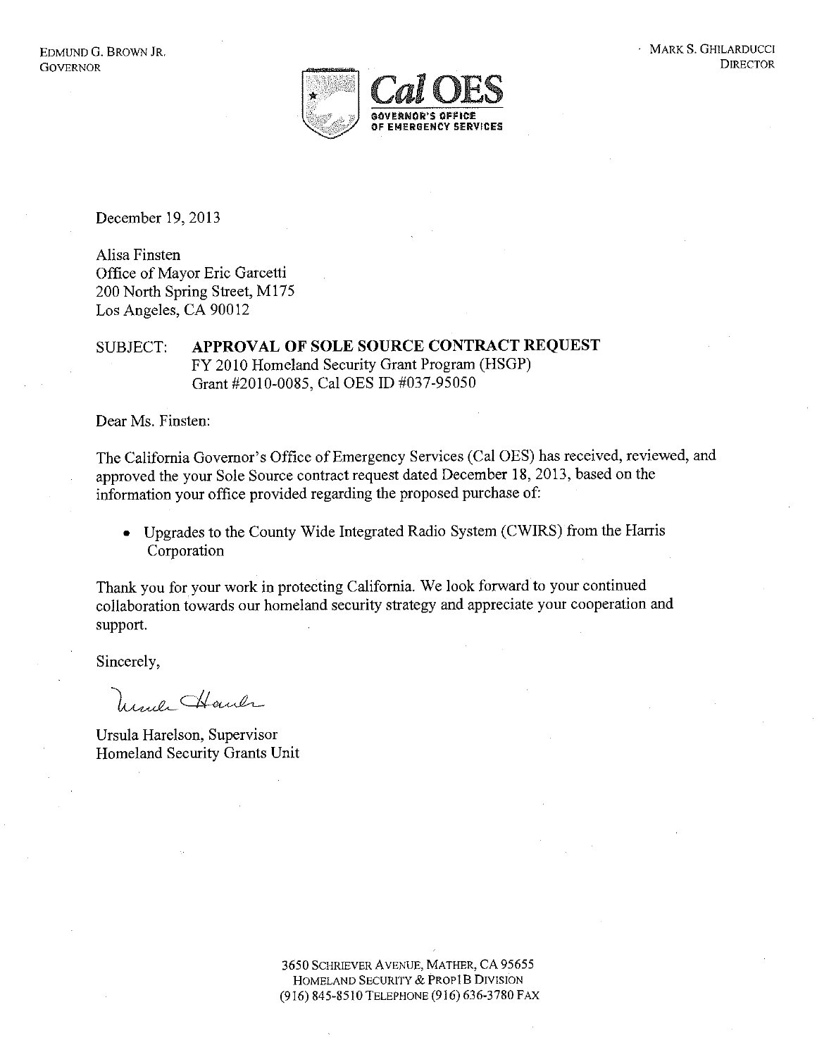EDMUND G. BROWN JR.
GOVERNOR

MARK S. GHILARDUCCI
DIRECTOR

**Cal OES**
GOVERNOR'S OFFICE
OF EMERGENCY SERVICES

December 19, 2013

Alisa Finsten
Office of Mayor Eric Garcetti
200 North Spring Street, M175
Los Angeles, CA 90012

SUBJECT: **APPROVAL OF SOLE SOURCE CONTRACT REQUEST**
FY 2010 Homeland Security Grant Program (HSGP)
Grant #2010-0085, Cal OES ID #037-95050

Dear Ms. Finsten:

The California Governor's Office of Emergency Services (Cal OES) has received, reviewed, and approved the your Sole Source contract request dated December 18, 2013, based on the information your office provided regarding the proposed purchase of:

- Upgrades to the County Wide Integrated Radio System (CWIRS) from the Harris Corporation

Thank you for your work in protecting California. We look forward to your continued collaboration towards our homeland security strategy and appreciate your cooperation and support.

Sincerely,

Ursula Harelson, Supervisor
Homeland Security Grants Unit

3650 SCHRIEVER AVENUE, MATHER, CA 95655
HOMELAND SECURITY & PROP1B DIVISION
(916) 845-8510 TELEPHONE (916) 636-3780 FAX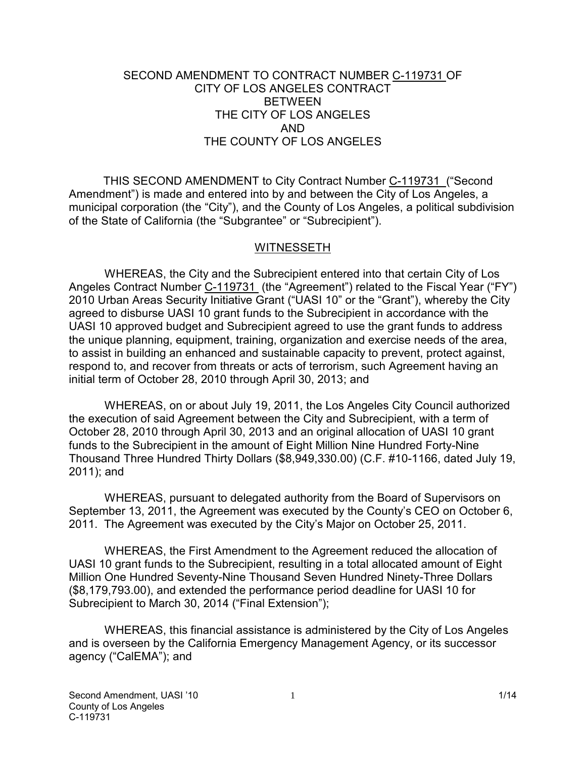SECOND AMENDMENT TO CONTRACT NUMBER C-119731 OF
CITY OF LOS ANGELES CONTRACT
BETWEEN
THE CITY OF LOS ANGELES
AND
THE COUNTY OF LOS ANGELES

THIS SECOND AMENDMENT to City Contract Number C-119731 ("Second Amendment") is made and entered into by and between the City of Los Angeles, a municipal corporation (the "City"), and the County of Los Angeles, a political subdivision of the State of California (the "Subgrantee" or "Subrecipient").

## WITNESSETH

WHEREAS, the City and the Subrecipient entered into that certain City of Los Angeles Contract Number C-119731 (the "Agreement") related to the Fiscal Year ("FY") 2010 Urban Areas Security Initiative Grant ("UASI 10" or the "Grant"), whereby the City agreed to disburse UASI 10 grant funds to the Subrecipient in accordance with the UASI 10 approved budget and Subrecipient agreed to use the grant funds to address the unique planning, equipment, training, organization and exercise needs of the area, to assist in building an enhanced and sustainable capacity to prevent, protect against, respond to, and recover from threats or acts of terrorism, such Agreement having an initial term of October 28, 2010 through April 30, 2013; and

WHEREAS, on or about July 19, 2011, the Los Angeles City Council authorized the execution of said Agreement between the City and Subrecipient, with a term of October 28, 2010 through April 30, 2013 and an original allocation of UASI 10 grant funds to the Subrecipient in the amount of Eight Million Nine Hundred Forty-Nine Thousand Three Hundred Thirty Dollars ($8,949,330.00) (C.F. #10-1166, dated July 19, 2011); and

WHEREAS, pursuant to delegated authority from the Board of Supervisors on September 13, 2011, the Agreement was executed by the County's CEO on October 6, 2011. The Agreement was executed by the City's Major on October 25, 2011.

WHEREAS, the First Amendment to the Agreement reduced the allocation of UASI 10 grant funds to the Subrecipient, resulting in a total allocated amount of Eight Million One Hundred Seventy-Nine Thousand Seven Hundred Ninety-Three Dollars ($8,179,793.00), and extended the performance period deadline for UASI 10 for Subrecipient to March 30, 2014 ("Final Extension");

WHEREAS, this financial assistance is administered by the City of Los Angeles and is overseen by the California Emergency Management Agency, or its successor agency ("CalEMA"); and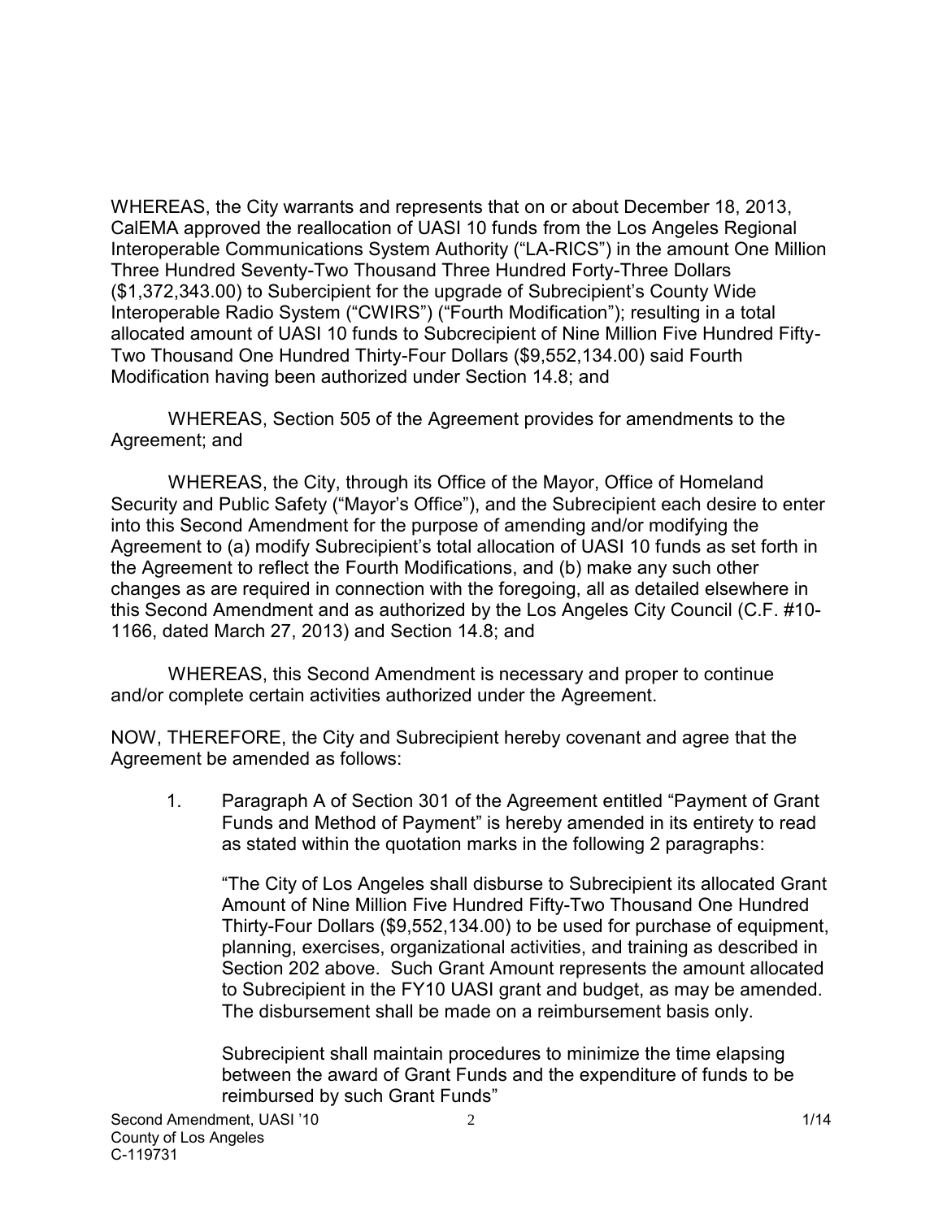WHEREAS, the City warrants and represents that on or about December 18, 2013, CalEMA approved the reallocation of UASI 10 funds from the Los Angeles Regional Interoperable Communications System Authority ("LA-RICS") in the amount One Million Three Hundred Seventy-Two Thousand Three Hundred Forty-Three Dollars ($1,372,343.00) to Subercipient for the upgrade of Subrecipient's County Wide Interoperable Radio System ("CWIRS") ("Fourth Modification"); resulting in a total allocated amount of UASI 10 funds to Subcrecipient of Nine Million Five Hundred Fifty-Two Thousand One Hundred Thirty-Four Dollars ($9,552,134.00) said Fourth Modification having been authorized under Section 14.8; and

WHEREAS, Section 505 of the Agreement provides for amendments to the Agreement; and

WHEREAS, the City, through its Office of the Mayor, Office of Homeland Security and Public Safety ("Mayor's Office"), and the Subrecipient each desire to enter into this Second Amendment for the purpose of amending and/or modifying the Agreement to (a) modify Subrecipient's total allocation of UASI 10 funds as set forth in the Agreement to reflect the Fourth Modifications, and (b) make any such other changes as are required in connection with the foregoing, all as detailed elsewhere in this Second Amendment and as authorized by the Los Angeles City Council (C.F. #10-1166, dated March 27, 2013) and Section 14.8; and

WHEREAS, this Second Amendment is necessary and proper to continue and/or complete certain activities authorized under the Agreement.

NOW, THEREFORE, the City and Subrecipient hereby covenant and agree that the Agreement be amended as follows:

1. Paragraph A of Section 301 of the Agreement entitled "Payment of Grant Funds and Method of Payment" is hereby amended in its entirety to read as stated within the quotation marks in the following 2 paragraphs:

   "The City of Los Angeles shall disburse to Subrecipient its allocated Grant Amount of Nine Million Five Hundred Fifty-Two Thousand One Hundred Thirty-Four Dollars ($9,552,134.00) to be used for purchase of equipment, planning, exercises, organizational activities, and training as described in Section 202 above. Such Grant Amount represents the amount allocated to Subrecipient in the FY10 UASI grant and budget, as may be amended. The disbursement shall be made on a reimbursement basis only.

   Subrecipient shall maintain procedures to minimize the time elapsing between the award of Grant Funds and the expenditure of funds to be reimbursed by such Grant Funds"

Second Amendment, UASI '10
County of Los Angeles
C-119731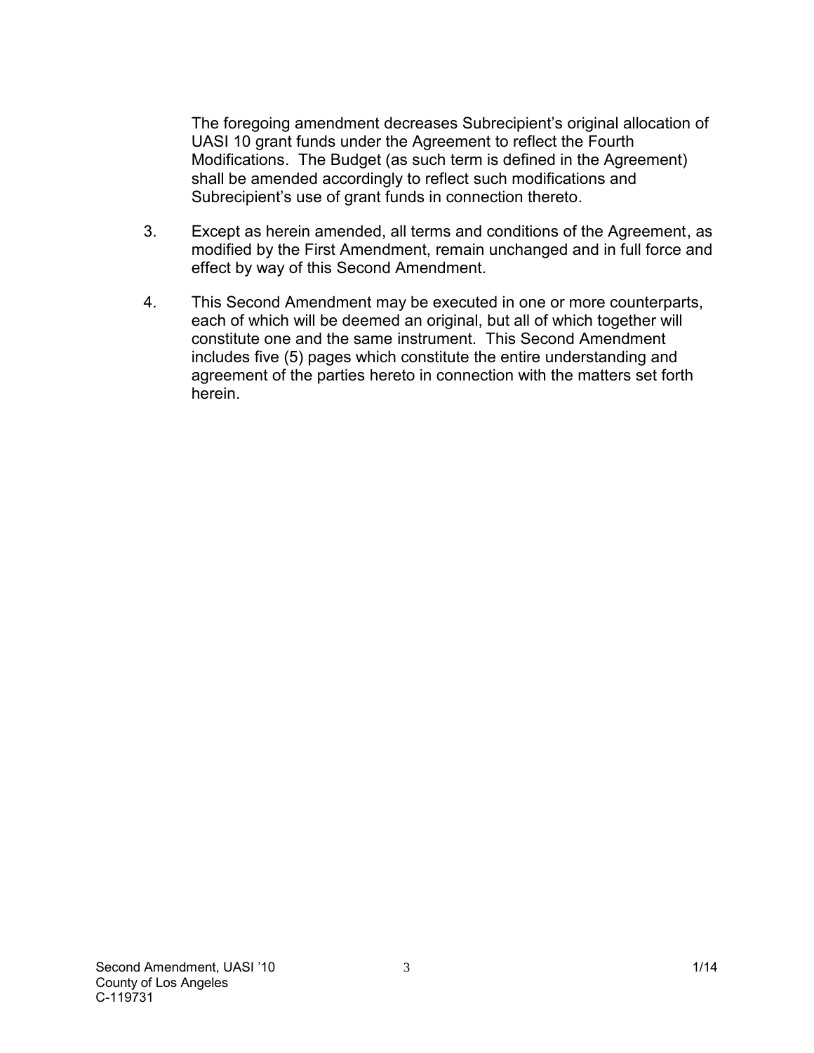The foregoing amendment decreases Subrecipient's original allocation of UASI 10 grant funds under the Agreement to reflect the Fourth Modifications. The Budget (as such term is defined in the Agreement) shall be amended accordingly to reflect such modifications and Subrecipient's use of grant funds in connection thereto.

3. Except as herein amended, all terms and conditions of the Agreement, as modified by the First Amendment, remain unchanged and in full force and effect by way of this Second Amendment.

4. This Second Amendment may be executed in one or more counterparts, each of which will be deemed an original, but all of which together will constitute one and the same instrument. This Second Amendment includes five (5) pages which constitute the entire understanding and agreement of the parties hereto in connection with the matters set forth herein.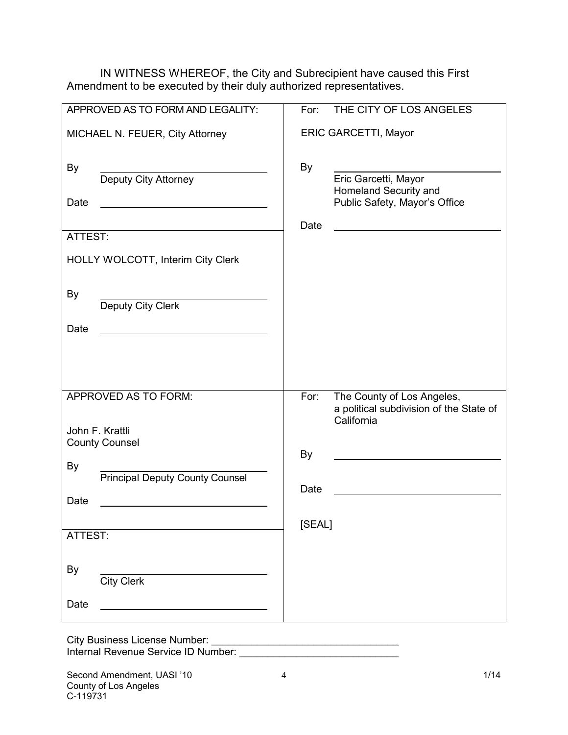IN WITNESS WHEREOF, the City and Subrecipient have caused this First Amendment to be executed by their duly authorized representatives.

| | |
|---|---|
| APPROVED AS TO FORM AND LEGALITY:<br><br>MICHAEL N. FEUER, City Attorney<br><br>By ______________________<br>Deputy City Attorney<br><br>Date ______________________ | For: THE CITY OF LOS ANGELES<br><br>ERIC GARCETTI, Mayor<br><br>By ______________________<br>Eric Garcetti, Mayor<br>Homeland Security and<br>Public Safety, Mayor's Office<br><br>Date ______________________ |
| ATTEST:<br><br>HOLLY WOLCOTT, Interim City Clerk<br><br>By ______________________<br>Deputy City Clerk<br><br>Date ______________________ | |
| APPROVED AS TO FORM:<br><br>John F. Krattli<br>County Counsel<br><br>By ______________________<br>Principal Deputy County Counsel<br><br>Date ______________________ | For: The County of Los Angeles, a political subdivision of the State of California<br><br>By ______________________<br><br>Date ______________________<br><br>[SEAL] |
| ATTEST:<br><br>By ______________________<br>City Clerk<br><br>Date ______________________ | |

City Business License Number: ________________________________
Internal Revenue Service ID Number: ___________________________

Second Amendment, UASI '10
County of Los Angeles
C-119731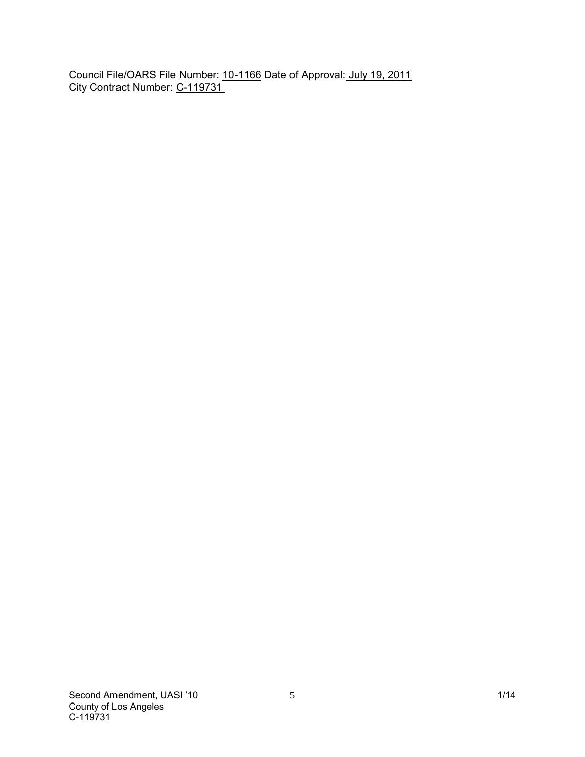Council File/OARS File Number: 10-1166 Date of Approval: July 19, 2011
City Contract Number: C-119731